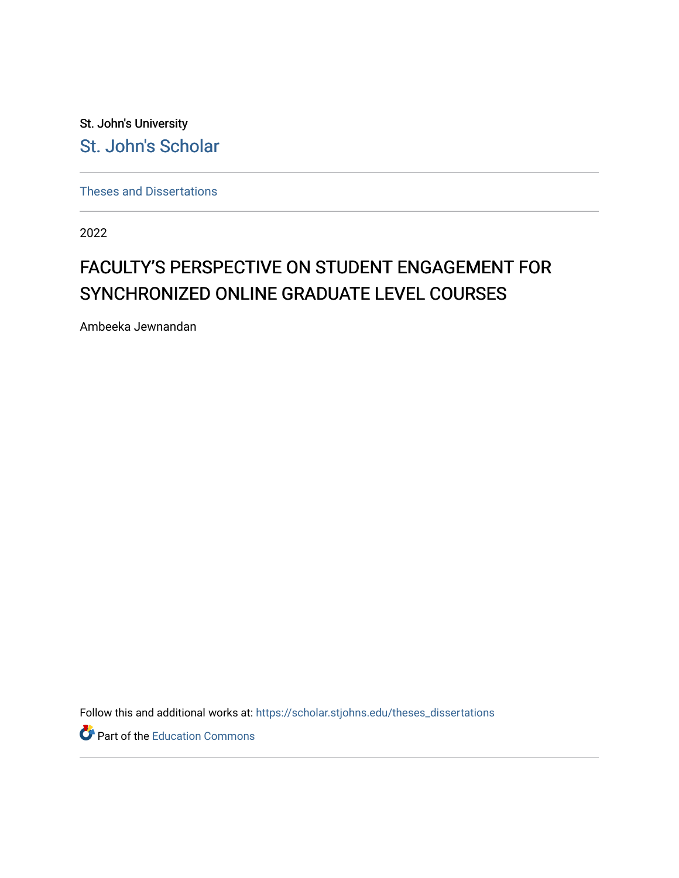St. John's University

St. John's Scholar

Theses and Dissertations

2022

# FACULTY'S PERSPECTIVE ON STUDENT ENGAGEMENT FOR SYNCHRONIZED ONLINE GRADUATE LEVEL COURSES

Ambeeka Jewnandan

Follow this and additional works at: https://scholar.stjohns.edu/theses_dissertations

Part of the Education Commons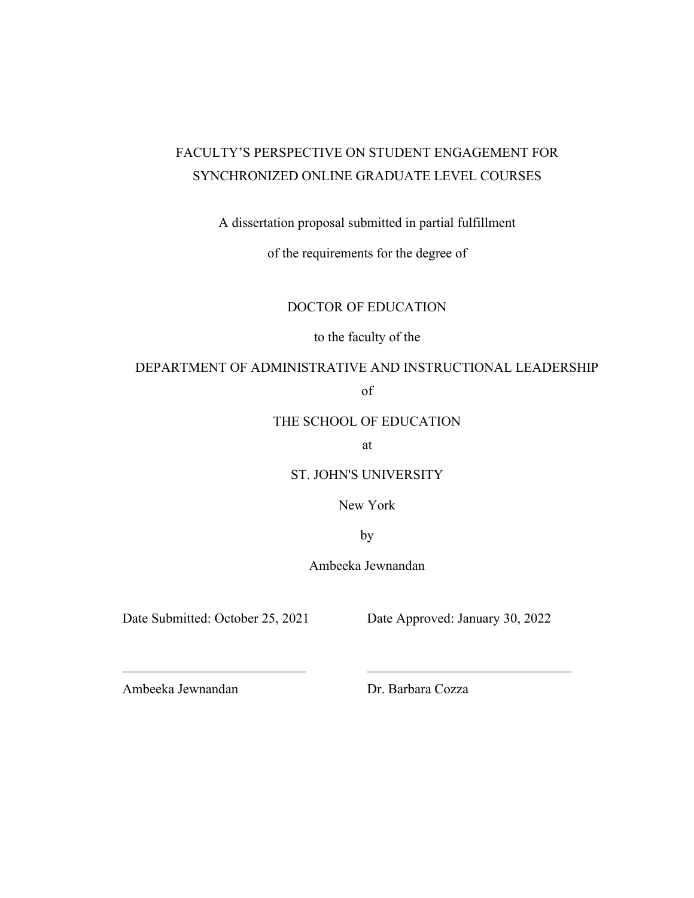FACULTY'S PERSPECTIVE ON STUDENT ENGAGEMENT FOR SYNCHRONIZED ONLINE GRADUATE LEVEL COURSES

A dissertation proposal submitted in partial fulfillment

of the requirements for the degree of

DOCTOR OF EDUCATION

to the faculty of the

DEPARTMENT OF ADMINISTRATIVE AND INSTRUCTIONAL LEADERSHIP

of

THE SCHOOL OF EDUCATION

at

ST. JOHN'S UNIVERSITY

New York

by

Ambeeka Jewnandan

Date Submitted: October 25, 2021 Date Approved: January 30, 2022

\_\_\_\_\_\_\_\_\_\_\_\_\_\_\_\_\_\_\_\_\_\_\_\_\_\_\_ \_\_\_\_\_\_\_\_\_\_\_\_\_\_\_\_\_\_\_\_\_\_\_\_\_\_\_\_\_\_

Ambeeka Jewnandan Dr. Barbara Cozza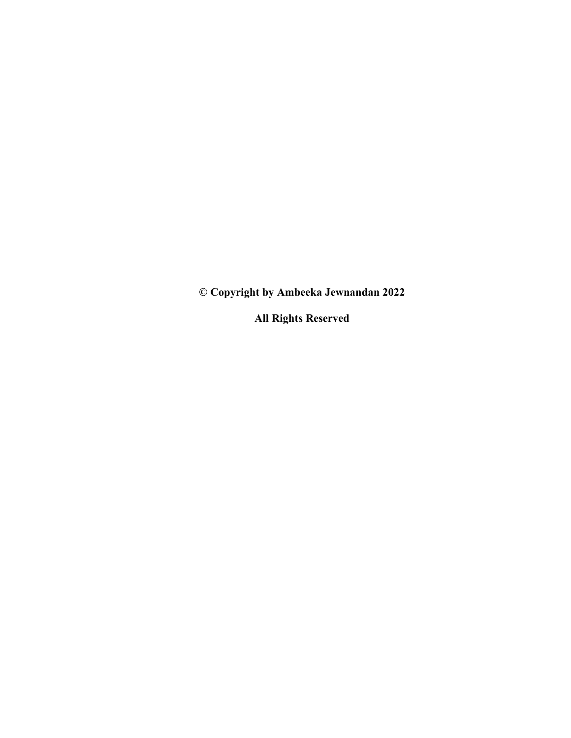**© Copyright by Ambeeka Jewnandan 2022**

**All Rights Reserved**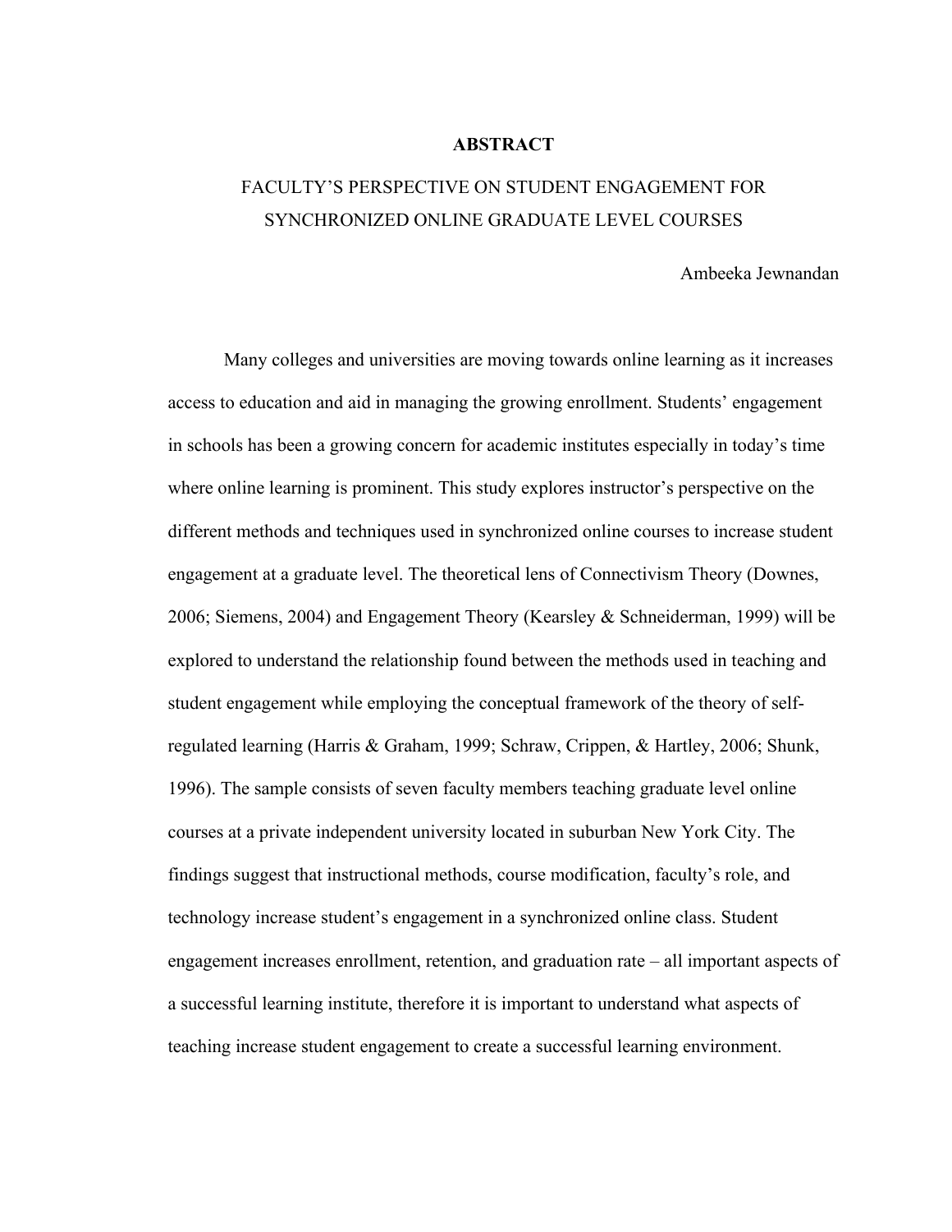# ABSTRACT

## FACULTY'S PERSPECTIVE ON STUDENT ENGAGEMENT FOR SYNCHRONIZED ONLINE GRADUATE LEVEL COURSES

Ambeeka Jewnandan

Many colleges and universities are moving towards online learning as it increases access to education and aid in managing the growing enrollment. Students' engagement in schools has been a growing concern for academic institutes especially in today's time where online learning is prominent. This study explores instructor's perspective on the different methods and techniques used in synchronized online courses to increase student engagement at a graduate level. The theoretical lens of Connectivism Theory (Downes, 2006; Siemens, 2004) and Engagement Theory (Kearsley & Schneiderman, 1999) will be explored to understand the relationship found between the methods used in teaching and student engagement while employing the conceptual framework of the theory of self-regulated learning (Harris & Graham, 1999; Schraw, Crippen, & Hartley, 2006; Shunk, 1996). The sample consists of seven faculty members teaching graduate level online courses at a private independent university located in suburban New York City. The findings suggest that instructional methods, course modification, faculty's role, and technology increase student's engagement in a synchronized online class. Student engagement increases enrollment, retention, and graduation rate – all important aspects of a successful learning institute, therefore it is important to understand what aspects of teaching increase student engagement to create a successful learning environment.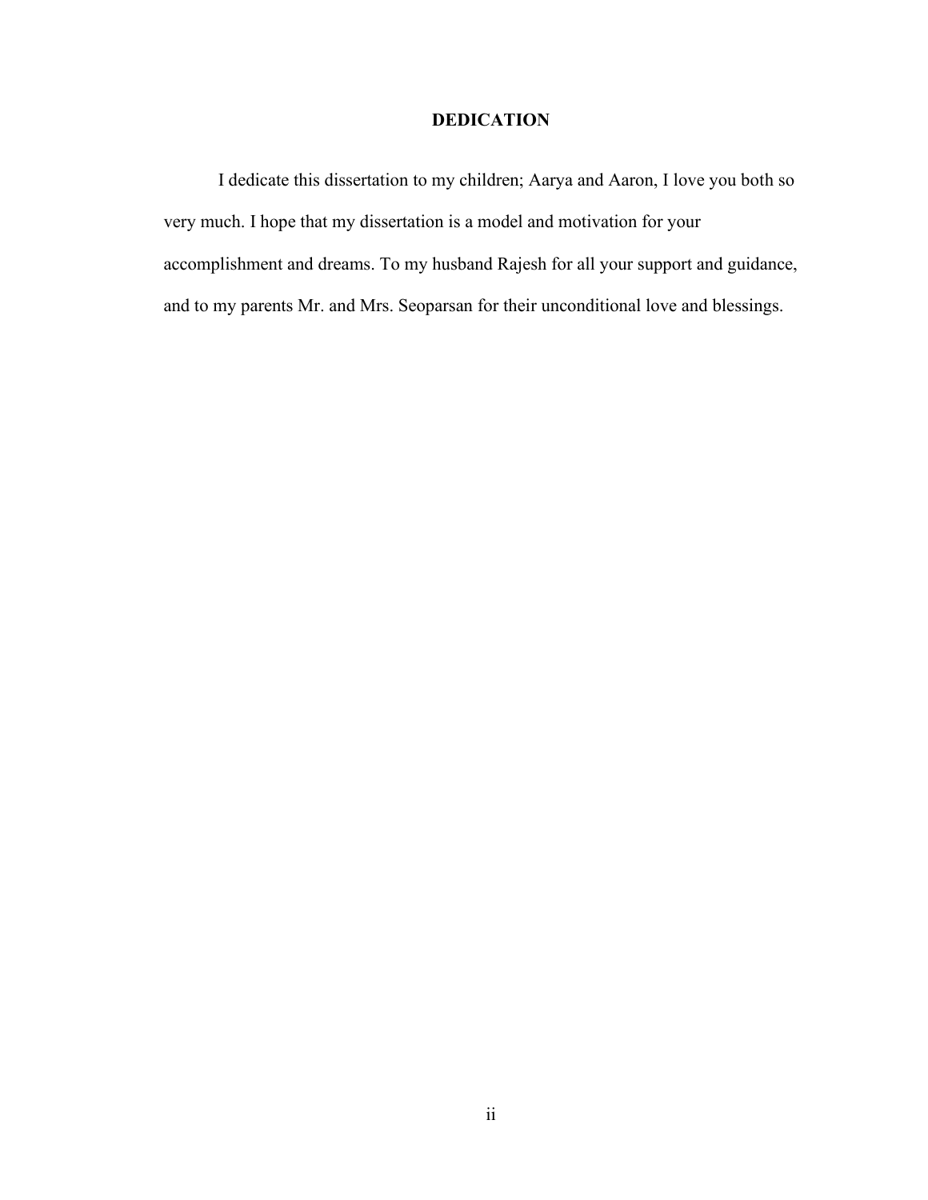# DEDICATION

I dedicate this dissertation to my children; Aarya and Aaron, I love you both so very much. I hope that my dissertation is a model and motivation for your accomplishment and dreams. To my husband Rajesh for all your support and guidance, and to my parents Mr. and Mrs. Seoparsan for their unconditional love and blessings.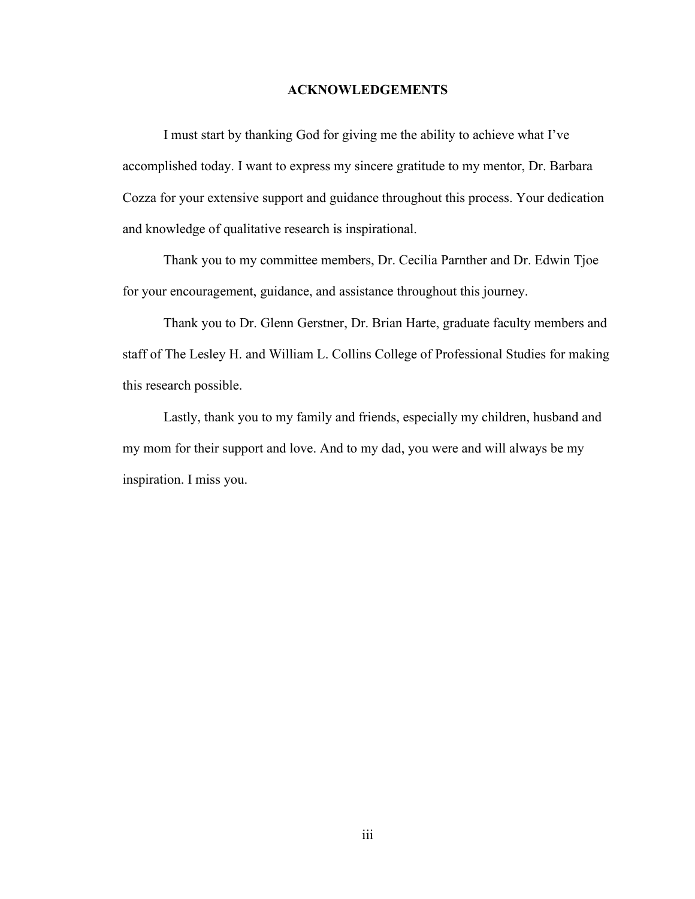## ACKNOWLEDGEMENTS

I must start by thanking God for giving me the ability to achieve what I've accomplished today. I want to express my sincere gratitude to my mentor, Dr. Barbara Cozza for your extensive support and guidance throughout this process. Your dedication and knowledge of qualitative research is inspirational.

Thank you to my committee members, Dr. Cecilia Parnther and Dr. Edwin Tjoe for your encouragement, guidance, and assistance throughout this journey.

Thank you to Dr. Glenn Gerstner, Dr. Brian Harte, graduate faculty members and staff of The Lesley H. and William L. Collins College of Professional Studies for making this research possible.

Lastly, thank you to my family and friends, especially my children, husband and my mom for their support and love. And to my dad, you were and will always be my inspiration. I miss you.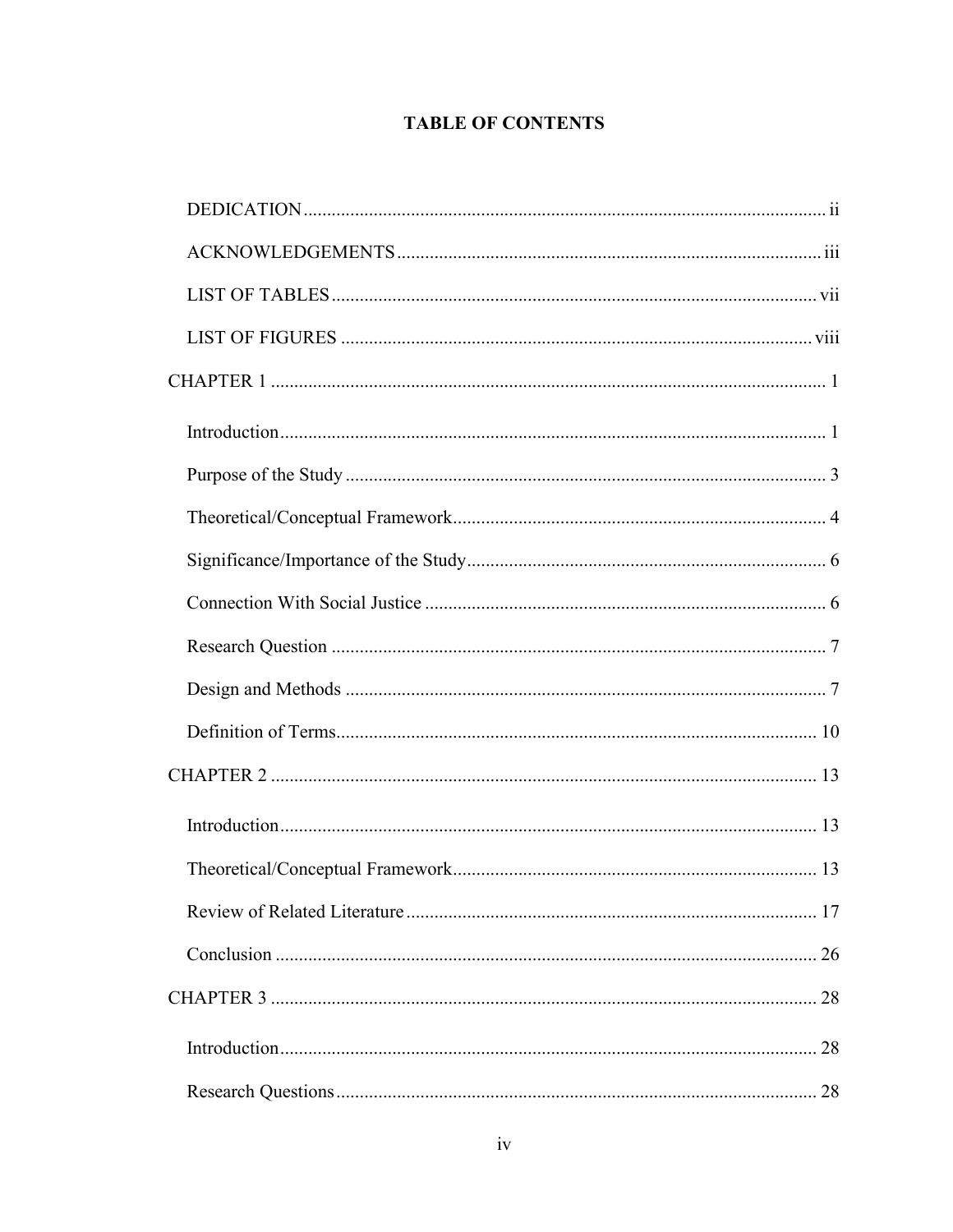# TABLE OF CONTENTS

DEDICATION ..... ii

ACKNOWLEDGEMENTS ..... iii

LIST OF TABLES ..... vii

LIST OF FIGURES ..... viii

CHAPTER 1 ..... 1

- Introduction ..... 1
- Purpose of the Study ..... 3
- Theoretical/Conceptual Framework ..... 4
- Significance/Importance of the Study ..... 6
- Connection With Social Justice ..... 6
- Research Question ..... 7
- Design and Methods ..... 7
- Definition of Terms ..... 10

CHAPTER 2 ..... 13

- Introduction ..... 13
- Theoretical/Conceptual Framework ..... 13
- Review of Related Literature ..... 17
- Conclusion ..... 26

CHAPTER 3 ..... 28

- Introduction ..... 28
- Research Questions ..... 28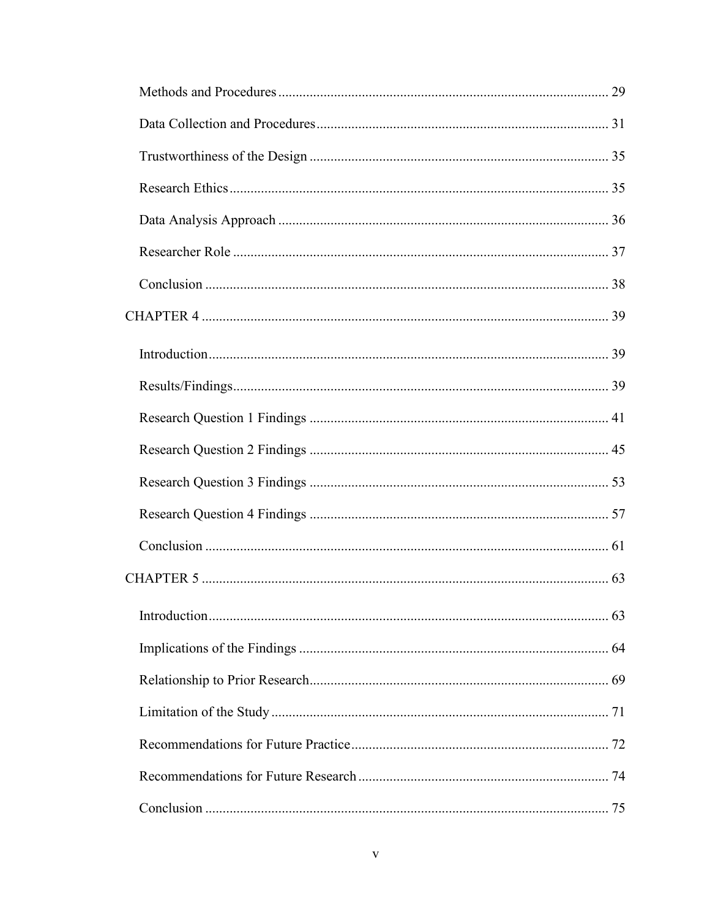Methods and Procedures ........................................................................................ 29

Data Collection and Procedures ............................................................................ 31

Trustworthiness of the Design ............................................................................... 35

Research Ethics ...................................................................................................... 35

Data Analysis Approach ........................................................................................ 36

Researcher Role ..................................................................................................... 37

Conclusion ............................................................................................................. 38

CHAPTER 4 ............................................................................................................... 39

Introduction ............................................................................................................ 39

Results/Findings ..................................................................................................... 39

Research Question 1 Findings ............................................................................... 41

Research Question 2 Findings ............................................................................... 45

Research Question 3 Findings ............................................................................... 53

Research Question 4 Findings ............................................................................... 57

Conclusion ............................................................................................................. 61

CHAPTER 5 ............................................................................................................... 63

Introduction ............................................................................................................ 63

Implications of the Findings .................................................................................. 64

Relationship to Prior Research ............................................................................... 69

Limitation of the Study .......................................................................................... 71

Recommendations for Future Practice ................................................................... 72

Recommendations for Future Research ................................................................. 74

Conclusion ............................................................................................................. 75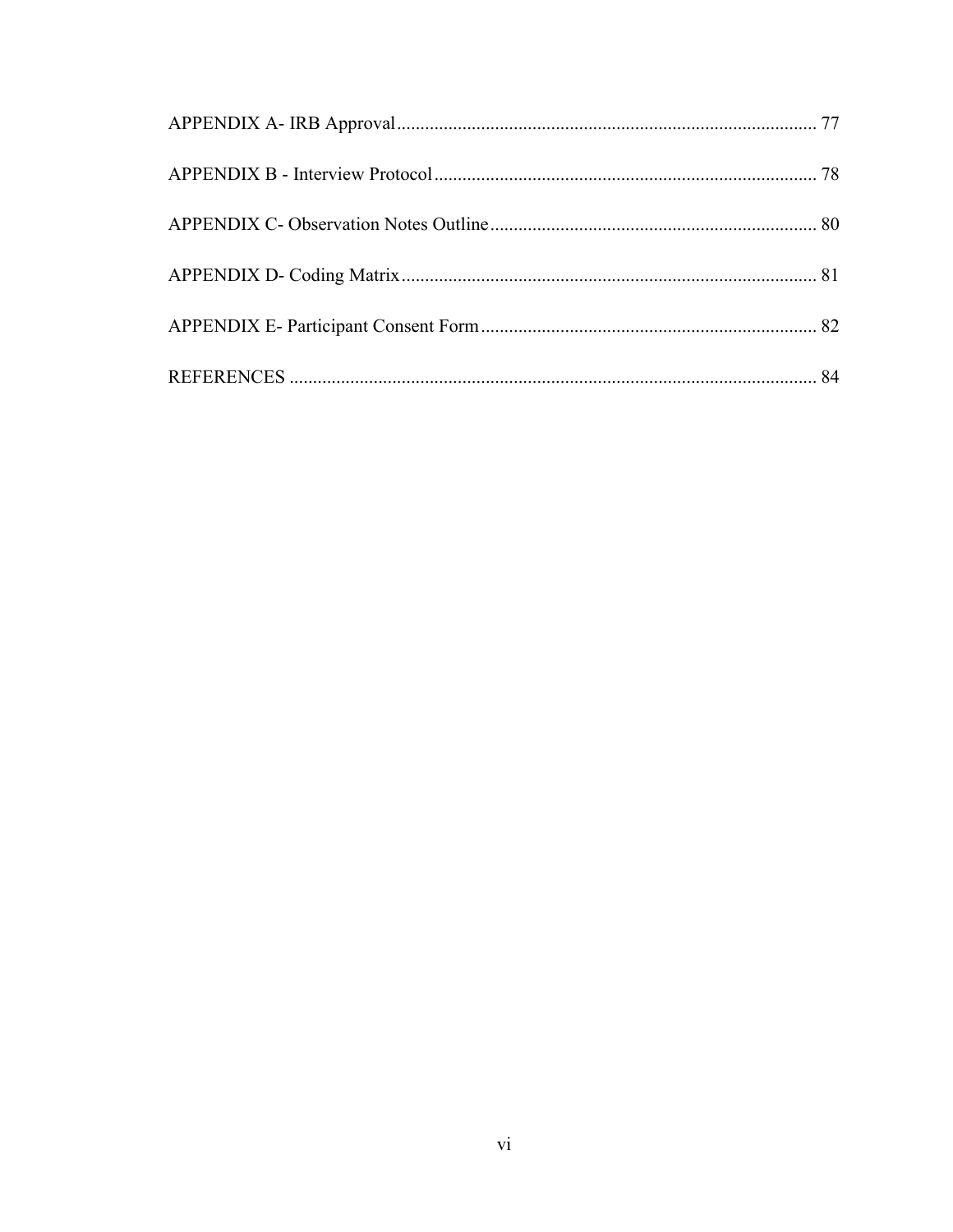APPENDIX A- IRB Approval ........................................................................................ 77

APPENDIX B - Interview Protocol ................................................................................ 78

APPENDIX C- Observation Notes Outline .................................................................... 80

APPENDIX D- Coding Matrix ........................................................................................ 81

APPENDIX E- Participant Consent Form ....................................................................... 82

REFERENCES ............................................................................................................... 84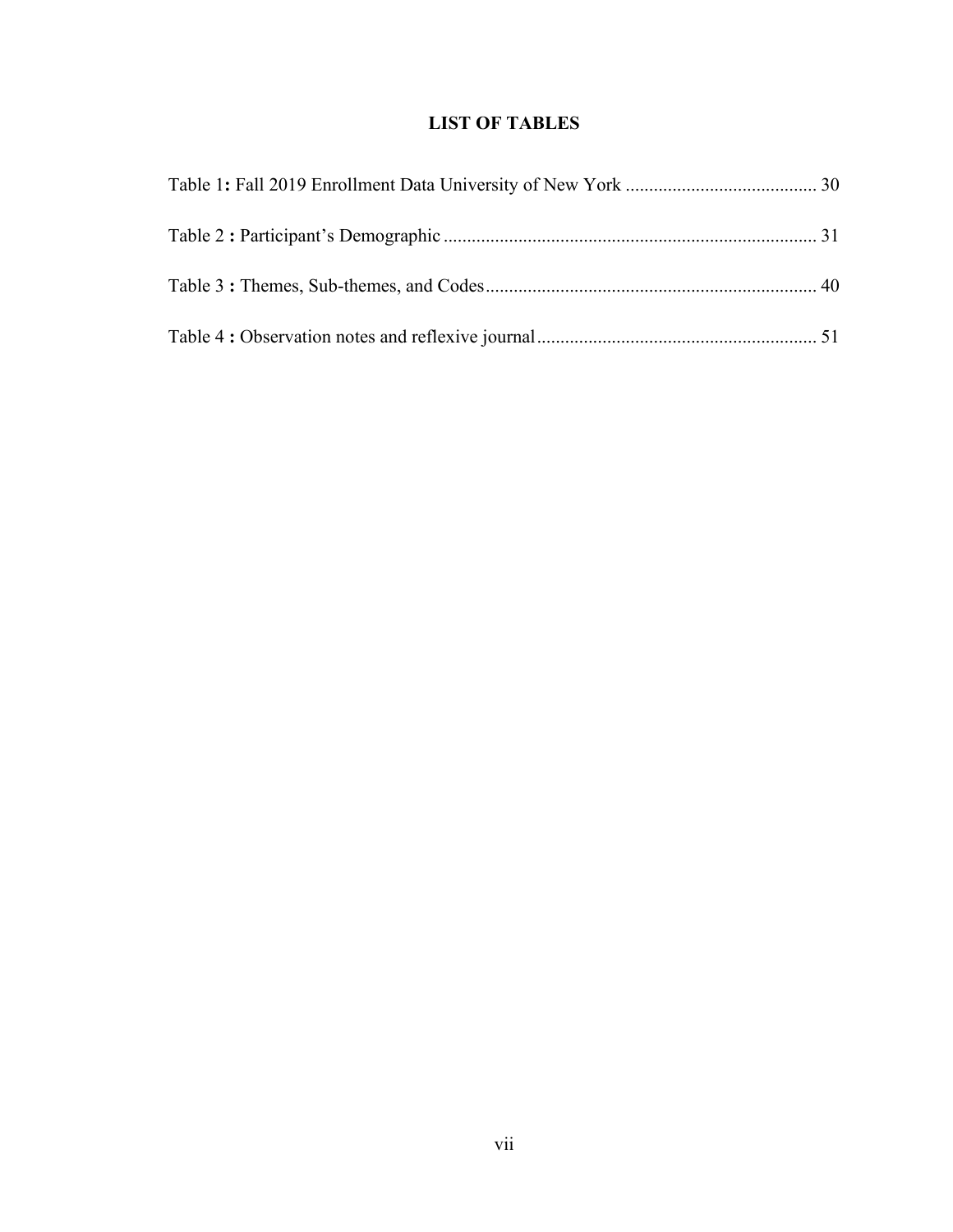# LIST OF TABLES

Table 1**:** Fall 2019 Enrollment Data University of New York ........................................ 30

Table 2 **:** Participant's Demographic ............................................................................... 31

Table 3 **:** Themes, Sub-themes, and Codes...................................................................... 40

Table 4 **:** Observation notes and reflexive journal........................................................... 51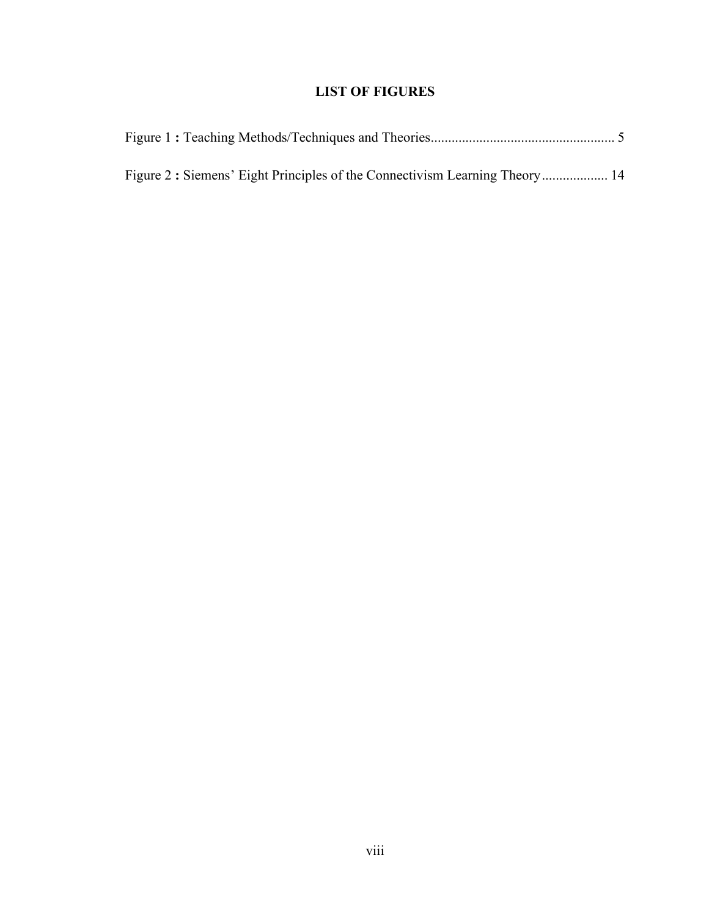# LIST OF FIGURES

Figure 1 **:** Teaching Methods/Techniques and Theories.................................................... 5

Figure 2 **:** Siemens' Eight Principles of the Connectivism Learning Theory.................. 14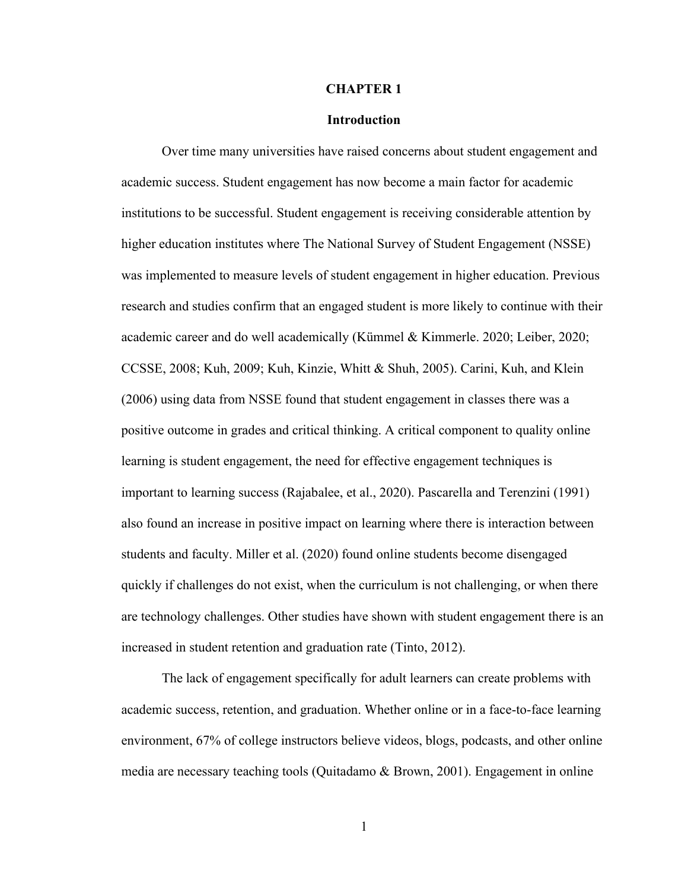# CHAPTER 1

## Introduction

Over time many universities have raised concerns about student engagement and academic success. Student engagement has now become a main factor for academic institutions to be successful. Student engagement is receiving considerable attention by higher education institutes where The National Survey of Student Engagement (NSSE) was implemented to measure levels of student engagement in higher education. Previous research and studies confirm that an engaged student is more likely to continue with their academic career and do well academically (Kümmel & Kimmerle. 2020; Leiber, 2020; CCSSE, 2008; Kuh, 2009; Kuh, Kinzie, Whitt & Shuh, 2005). Carini, Kuh, and Klein (2006) using data from NSSE found that student engagement in classes there was a positive outcome in grades and critical thinking. A critical component to quality online learning is student engagement, the need for effective engagement techniques is important to learning success (Rajabalee, et al., 2020). Pascarella and Terenzini (1991) also found an increase in positive impact on learning where there is interaction between students and faculty. Miller et al. (2020) found online students become disengaged quickly if challenges do not exist, when the curriculum is not challenging, or when there are technology challenges. Other studies have shown with student engagement there is an increased in student retention and graduation rate (Tinto, 2012).

The lack of engagement specifically for adult learners can create problems with academic success, retention, and graduation. Whether online or in a face-to-face learning environment, 67% of college instructors believe videos, blogs, podcasts, and other online media are necessary teaching tools (Quitadamo & Brown, 2001). Engagement in online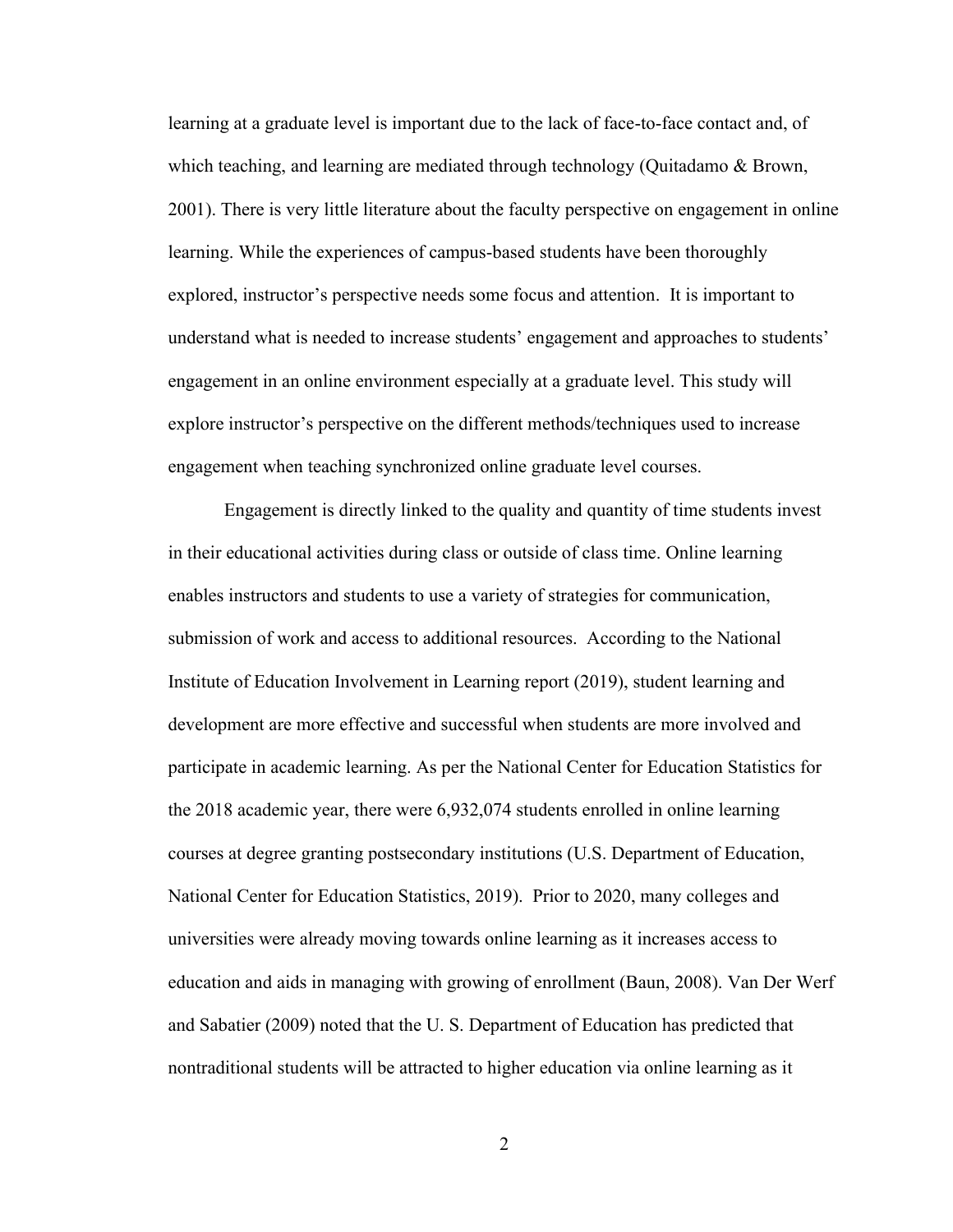learning at a graduate level is important due to the lack of face-to-face contact and, of which teaching, and learning are mediated through technology (Quitadamo & Brown, 2001). There is very little literature about the faculty perspective on engagement in online learning. While the experiences of campus-based students have been thoroughly explored, instructor's perspective needs some focus and attention. It is important to understand what is needed to increase students' engagement and approaches to students' engagement in an online environment especially at a graduate level. This study will explore instructor's perspective on the different methods/techniques used to increase engagement when teaching synchronized online graduate level courses.

Engagement is directly linked to the quality and quantity of time students invest in their educational activities during class or outside of class time. Online learning enables instructors and students to use a variety of strategies for communication, submission of work and access to additional resources. According to the National Institute of Education Involvement in Learning report (2019), student learning and development are more effective and successful when students are more involved and participate in academic learning. As per the National Center for Education Statistics for the 2018 academic year, there were 6,932,074 students enrolled in online learning courses at degree granting postsecondary institutions (U.S. Department of Education, National Center for Education Statistics, 2019). Prior to 2020, many colleges and universities were already moving towards online learning as it increases access to education and aids in managing with growing of enrollment (Baun, 2008). Van Der Werf and Sabatier (2009) noted that the U. S. Department of Education has predicted that nontraditional students will be attracted to higher education via online learning as it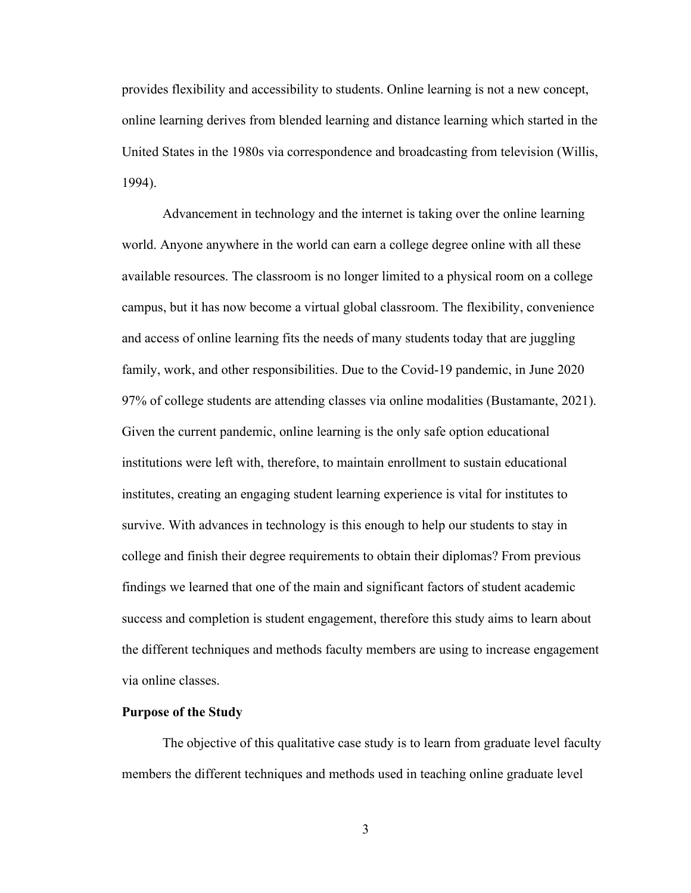provides flexibility and accessibility to students. Online learning is not a new concept, online learning derives from blended learning and distance learning which started in the United States in the 1980s via correspondence and broadcasting from television (Willis, 1994).

Advancement in technology and the internet is taking over the online learning world. Anyone anywhere in the world can earn a college degree online with all these available resources. The classroom is no longer limited to a physical room on a college campus, but it has now become a virtual global classroom. The flexibility, convenience and access of online learning fits the needs of many students today that are juggling family, work, and other responsibilities. Due to the Covid-19 pandemic, in June 2020 97% of college students are attending classes via online modalities (Bustamante, 2021). Given the current pandemic, online learning is the only safe option educational institutions were left with, therefore, to maintain enrollment to sustain educational institutes, creating an engaging student learning experience is vital for institutes to survive. With advances in technology is this enough to help our students to stay in college and finish their degree requirements to obtain their diplomas? From previous findings we learned that one of the main and significant factors of student academic success and completion is student engagement, therefore this study aims to learn about the different techniques and methods faculty members are using to increase engagement via online classes.

**Purpose of the Study**

The objective of this qualitative case study is to learn from graduate level faculty members the different techniques and methods used in teaching online graduate level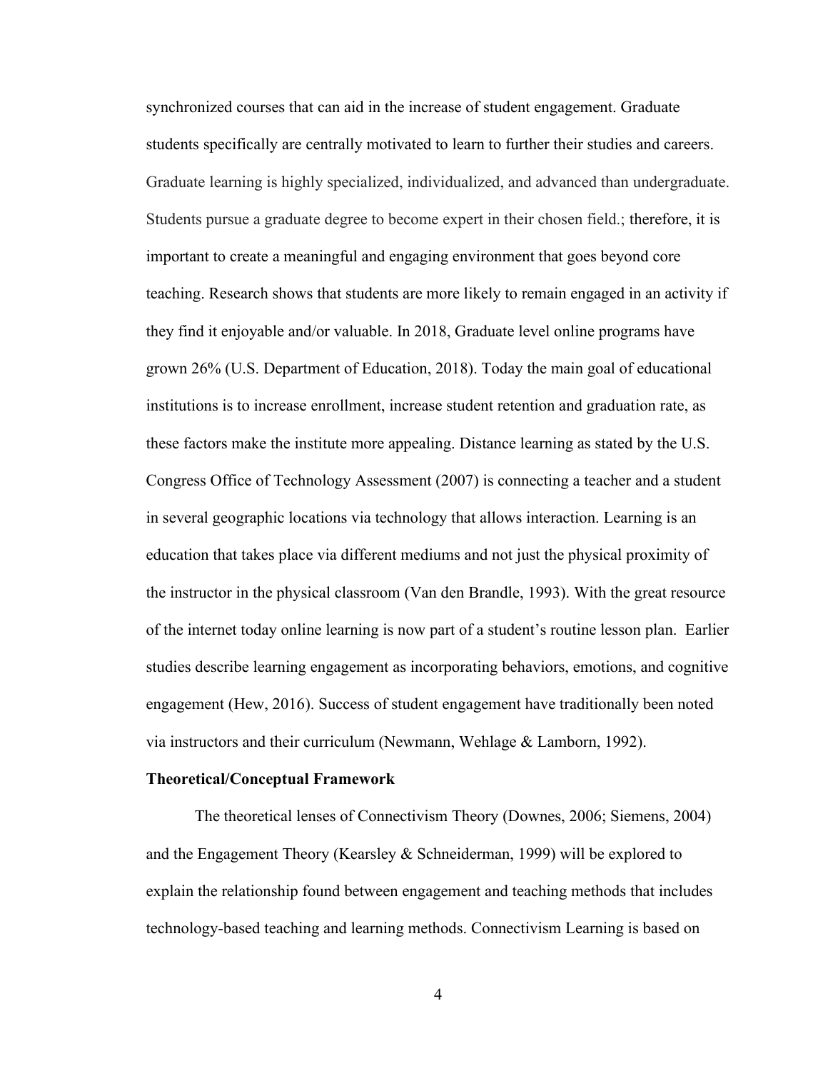synchronized courses that can aid in the increase of student engagement. Graduate students specifically are centrally motivated to learn to further their studies and careers. Graduate learning is highly specialized, individualized, and advanced than undergraduate. Students pursue a graduate degree to become expert in their chosen field.; therefore, it is important to create a meaningful and engaging environment that goes beyond core teaching. Research shows that students are more likely to remain engaged in an activity if they find it enjoyable and/or valuable. In 2018, Graduate level online programs have grown 26% (U.S. Department of Education, 2018). Today the main goal of educational institutions is to increase enrollment, increase student retention and graduation rate, as these factors make the institute more appealing. Distance learning as stated by the U.S. Congress Office of Technology Assessment (2007) is connecting a teacher and a student in several geographic locations via technology that allows interaction. Learning is an education that takes place via different mediums and not just the physical proximity of the instructor in the physical classroom (Van den Brandle, 1993). With the great resource of the internet today online learning is now part of a student's routine lesson plan. Earlier studies describe learning engagement as incorporating behaviors, emotions, and cognitive engagement (Hew, 2016). Success of student engagement have traditionally been noted via instructors and their curriculum (Newmann, Wehlage & Lamborn, 1992).

**Theoretical/Conceptual Framework**

The theoretical lenses of Connectivism Theory (Downes, 2006; Siemens, 2004) and the Engagement Theory (Kearsley & Schneiderman, 1999) will be explored to explain the relationship found between engagement and teaching methods that includes technology-based teaching and learning methods. Connectivism Learning is based on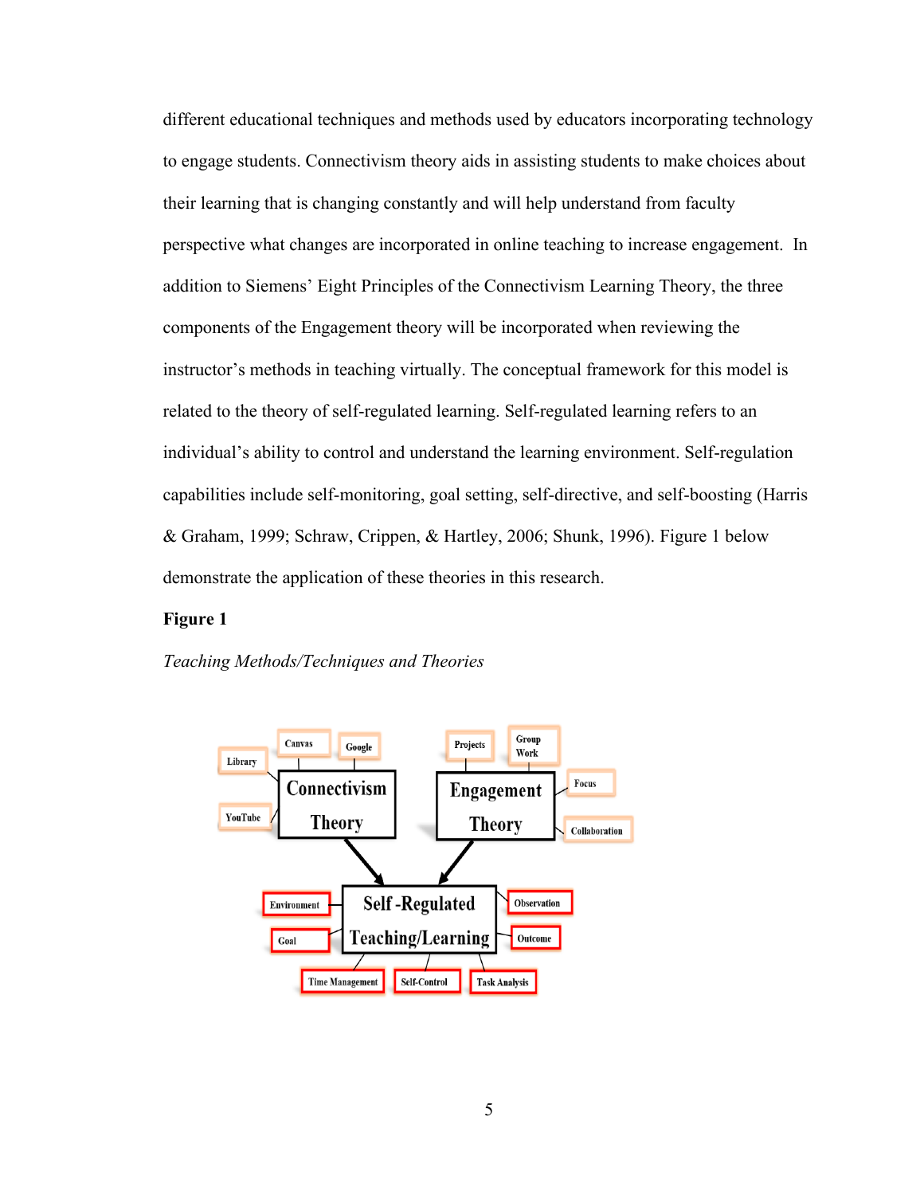different educational techniques and methods used by educators incorporating technology to engage students. Connectivism theory aids in assisting students to make choices about their learning that is changing constantly and will help understand from faculty perspective what changes are incorporated in online teaching to increase engagement. In addition to Siemens' Eight Principles of the Connectivism Learning Theory, the three components of the Engagement theory will be incorporated when reviewing the instructor's methods in teaching virtually. The conceptual framework for this model is related to the theory of self-regulated learning. Self-regulated learning refers to an individual's ability to control and understand the learning environment. Self-regulation capabilities include self-monitoring, goal setting, self-directive, and self-boosting (Harris & Graham, 1999; Schraw, Crippen, & Hartley, 2006; Shunk, 1996). Figure 1 below demonstrate the application of these theories in this research.

**Figure 1**

*Teaching Methods/Techniques and Theories*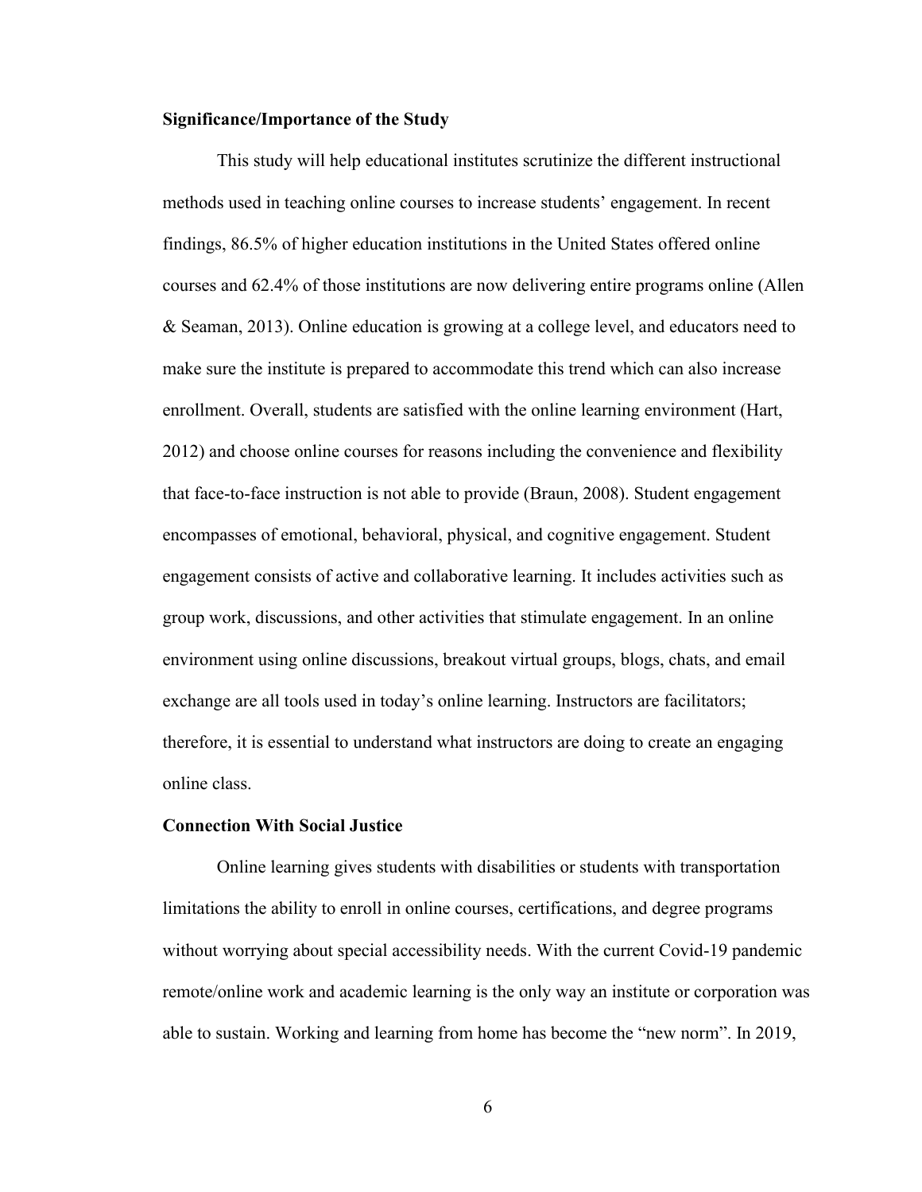**Significance/Importance of the Study**

This study will help educational institutes scrutinize the different instructional methods used in teaching online courses to increase students' engagement. In recent findings, 86.5% of higher education institutions in the United States offered online courses and 62.4% of those institutions are now delivering entire programs online (Allen & Seaman, 2013). Online education is growing at a college level, and educators need to make sure the institute is prepared to accommodate this trend which can also increase enrollment. Overall, students are satisfied with the online learning environment (Hart, 2012) and choose online courses for reasons including the convenience and flexibility that face-to-face instruction is not able to provide (Braun, 2008). Student engagement encompasses of emotional, behavioral, physical, and cognitive engagement. Student engagement consists of active and collaborative learning. It includes activities such as group work, discussions, and other activities that stimulate engagement. In an online environment using online discussions, breakout virtual groups, blogs, chats, and email exchange are all tools used in today's online learning. Instructors are facilitators; therefore, it is essential to understand what instructors are doing to create an engaging online class.

**Connection With Social Justice**

Online learning gives students with disabilities or students with transportation limitations the ability to enroll in online courses, certifications, and degree programs without worrying about special accessibility needs. With the current Covid-19 pandemic remote/online work and academic learning is the only way an institute or corporation was able to sustain. Working and learning from home has become the "new norm". In 2019,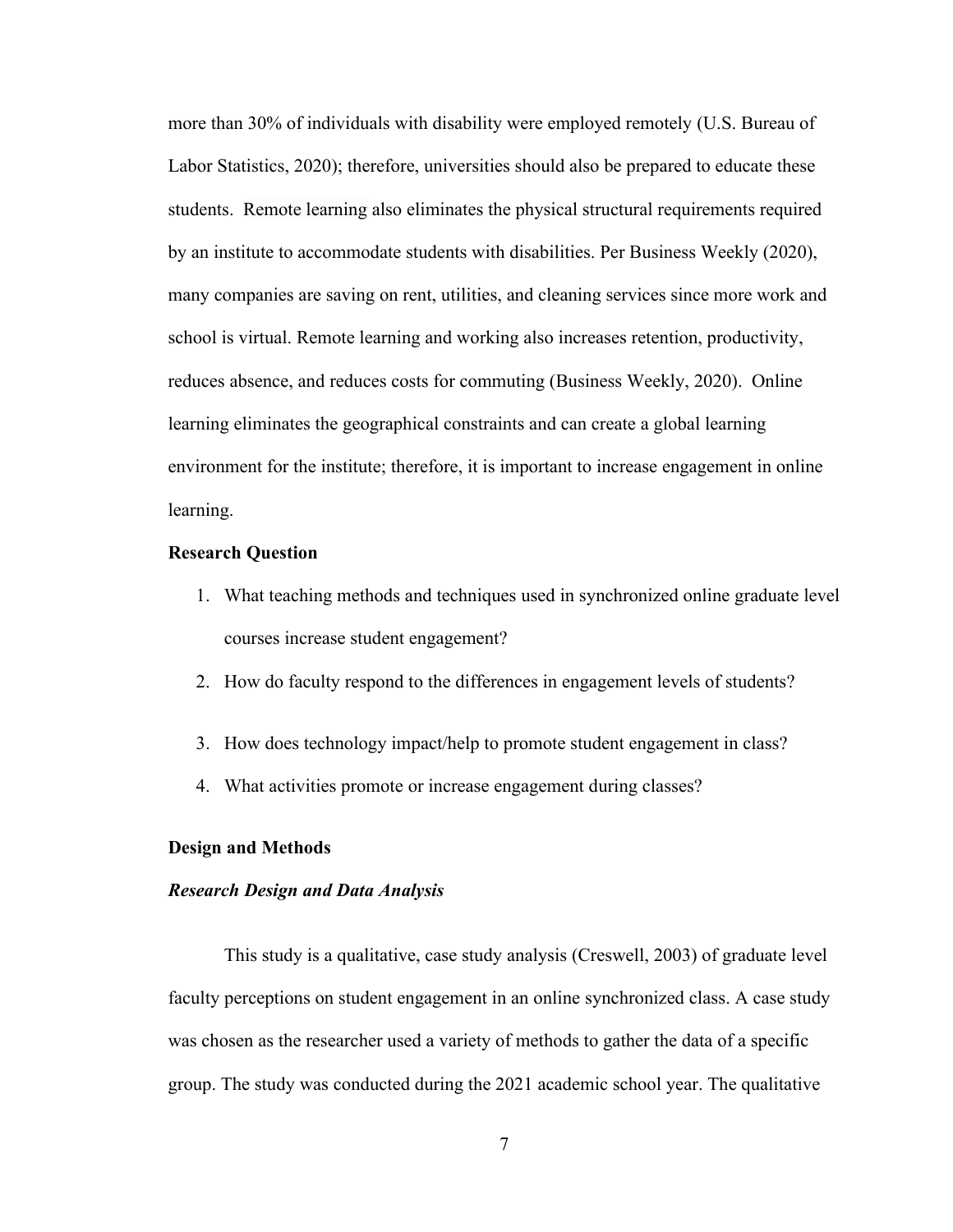more than 30% of individuals with disability were employed remotely (U.S. Bureau of Labor Statistics, 2020); therefore, universities should also be prepared to educate these students. Remote learning also eliminates the physical structural requirements required by an institute to accommodate students with disabilities. Per Business Weekly (2020), many companies are saving on rent, utilities, and cleaning services since more work and school is virtual. Remote learning and working also increases retention, productivity, reduces absence, and reduces costs for commuting (Business Weekly, 2020). Online learning eliminates the geographical constraints and can create a global learning environment for the institute; therefore, it is important to increase engagement in online learning.

## Research Question

1. What teaching methods and techniques used in synchronized online graduate level courses increase student engagement?
2. How do faculty respond to the differences in engagement levels of students?
3. How does technology impact/help to promote student engagement in class?
4. What activities promote or increase engagement during classes?

## Design and Methods

### *Research Design and Data Analysis*

This study is a qualitative, case study analysis (Creswell, 2003) of graduate level faculty perceptions on student engagement in an online synchronized class. A case study was chosen as the researcher used a variety of methods to gather the data of a specific group. The study was conducted during the 2021 academic school year. The qualitative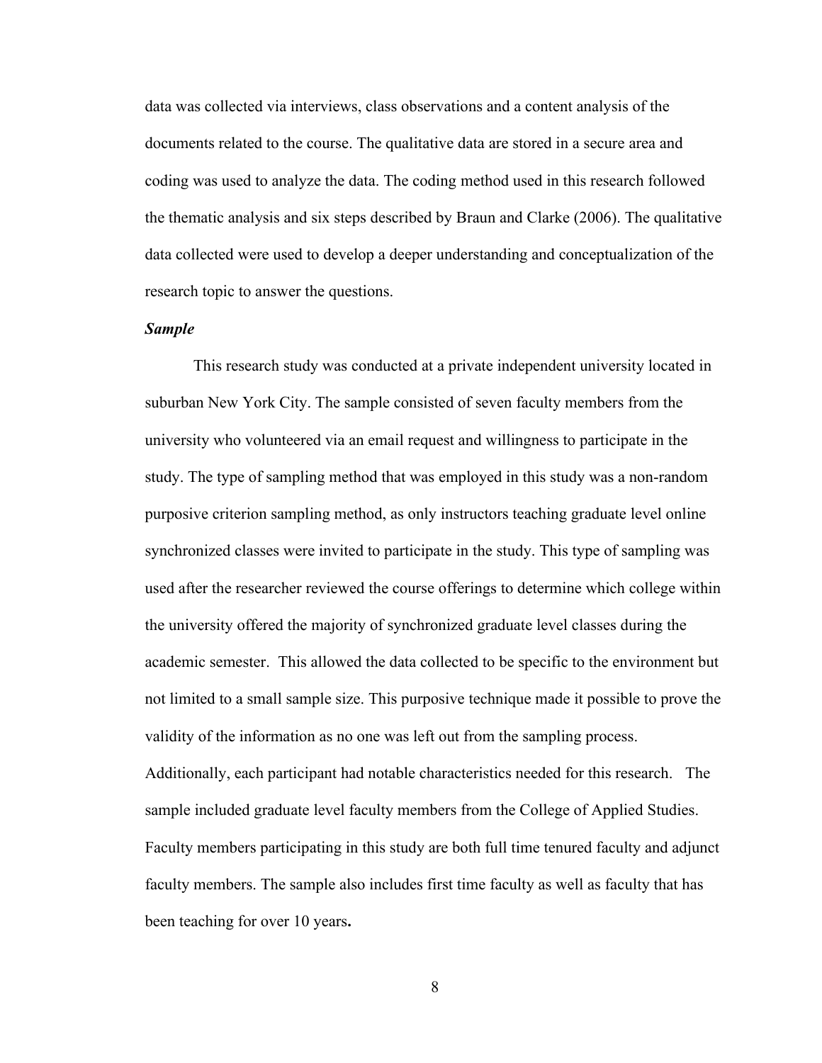data was collected via interviews, class observations and a content analysis of the documents related to the course. The qualitative data are stored in a secure area and coding was used to analyze the data. The coding method used in this research followed the thematic analysis and six steps described by Braun and Clarke (2006). The qualitative data collected were used to develop a deeper understanding and conceptualization of the research topic to answer the questions.

***Sample***

This research study was conducted at a private independent university located in suburban New York City. The sample consisted of seven faculty members from the university who volunteered via an email request and willingness to participate in the study. The type of sampling method that was employed in this study was a non-random purposive criterion sampling method, as only instructors teaching graduate level online synchronized classes were invited to participate in the study. This type of sampling was used after the researcher reviewed the course offerings to determine which college within the university offered the majority of synchronized graduate level classes during the academic semester. This allowed the data collected to be specific to the environment but not limited to a small sample size. This purposive technique made it possible to prove the validity of the information as no one was left out from the sampling process. Additionally, each participant had notable characteristics needed for this research. The sample included graduate level faculty members from the College of Applied Studies. Faculty members participating in this study are both full time tenured faculty and adjunct faculty members. The sample also includes first time faculty as well as faculty that has been teaching for over 10 years**.**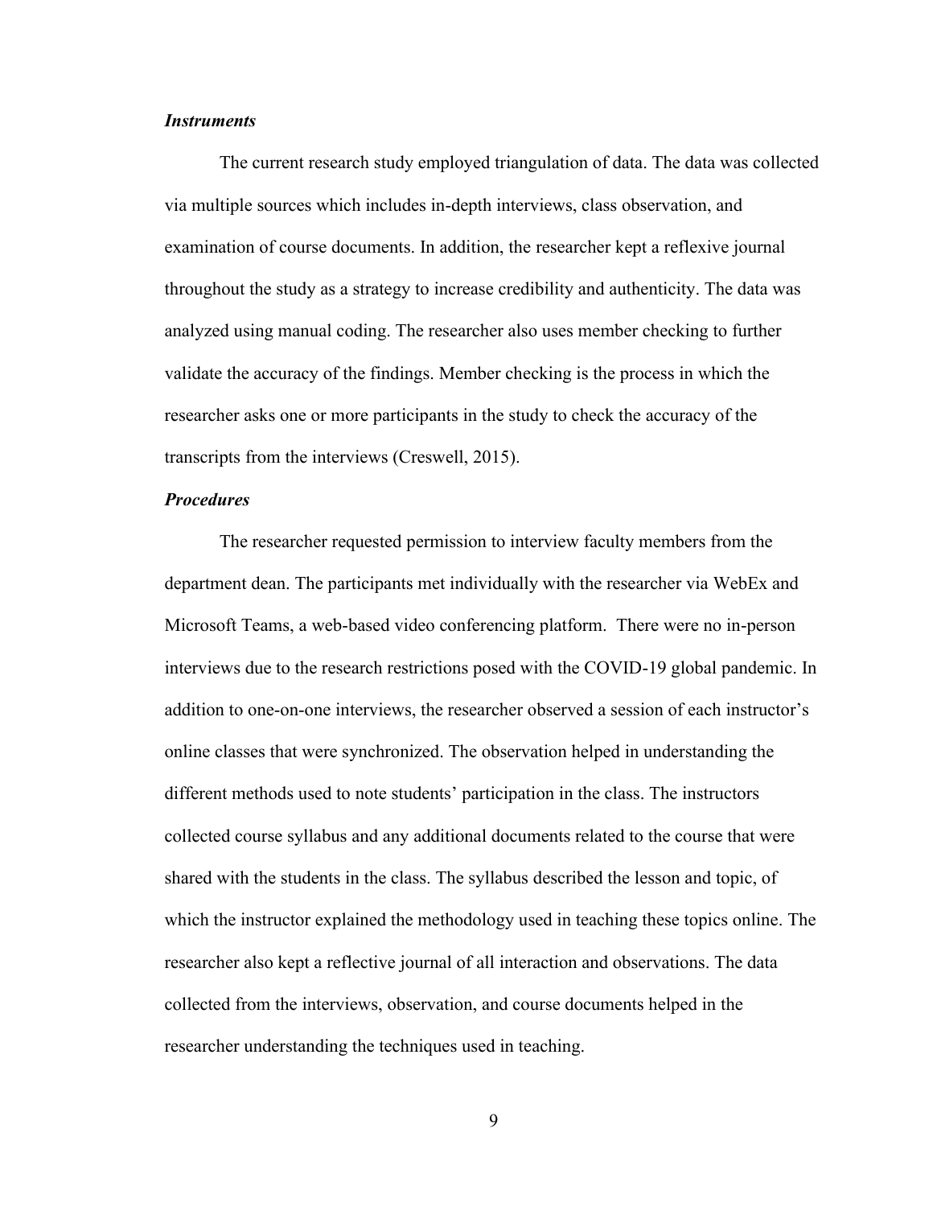### ***Instruments***

The current research study employed triangulation of data. The data was collected via multiple sources which includes in-depth interviews, class observation, and examination of course documents. In addition, the researcher kept a reflexive journal throughout the study as a strategy to increase credibility and authenticity. The data was analyzed using manual coding. The researcher also uses member checking to further validate the accuracy of the findings. Member checking is the process in which the researcher asks one or more participants in the study to check the accuracy of the transcripts from the interviews (Creswell, 2015).

### ***Procedures***

The researcher requested permission to interview faculty members from the department dean. The participants met individually with the researcher via WebEx and Microsoft Teams, a web-based video conferencing platform.  There were no in-person interviews due to the research restrictions posed with the COVID-19 global pandemic. In addition to one-on-one interviews, the researcher observed a session of each instructor's online classes that were synchronized. The observation helped in understanding the different methods used to note students' participation in the class. The instructors collected course syllabus and any additional documents related to the course that were shared with the students in the class. The syllabus described the lesson and topic, of which the instructor explained the methodology used in teaching these topics online. The researcher also kept a reflective journal of all interaction and observations. The data collected from the interviews, observation, and course documents helped in the researcher understanding the techniques used in teaching.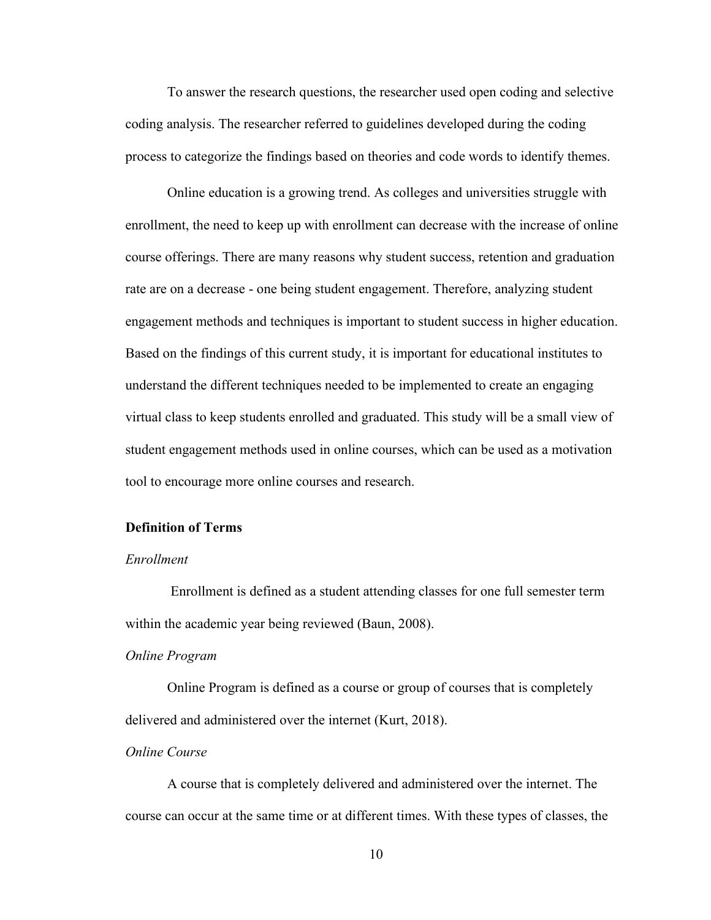To answer the research questions, the researcher used open coding and selective coding analysis. The researcher referred to guidelines developed during the coding process to categorize the findings based on theories and code words to identify themes.

Online education is a growing trend. As colleges and universities struggle with enrollment, the need to keep up with enrollment can decrease with the increase of online course offerings. There are many reasons why student success, retention and graduation rate are on a decrease - one being student engagement. Therefore, analyzing student engagement methods and techniques is important to student success in higher education. Based on the findings of this current study, it is important for educational institutes to understand the different techniques needed to be implemented to create an engaging virtual class to keep students enrolled and graduated. This study will be a small view of student engagement methods used in online courses, which can be used as a motivation tool to encourage more online courses and research.

## Definition of Terms

### *Enrollment*

Enrollment is defined as a student attending classes for one full semester term within the academic year being reviewed (Baun, 2008).

### *Online Program*

Online Program is defined as a course or group of courses that is completely delivered and administered over the internet (Kurt, 2018).

### *Online Course*

A course that is completely delivered and administered over the internet. The course can occur at the same time or at different times. With these types of classes, the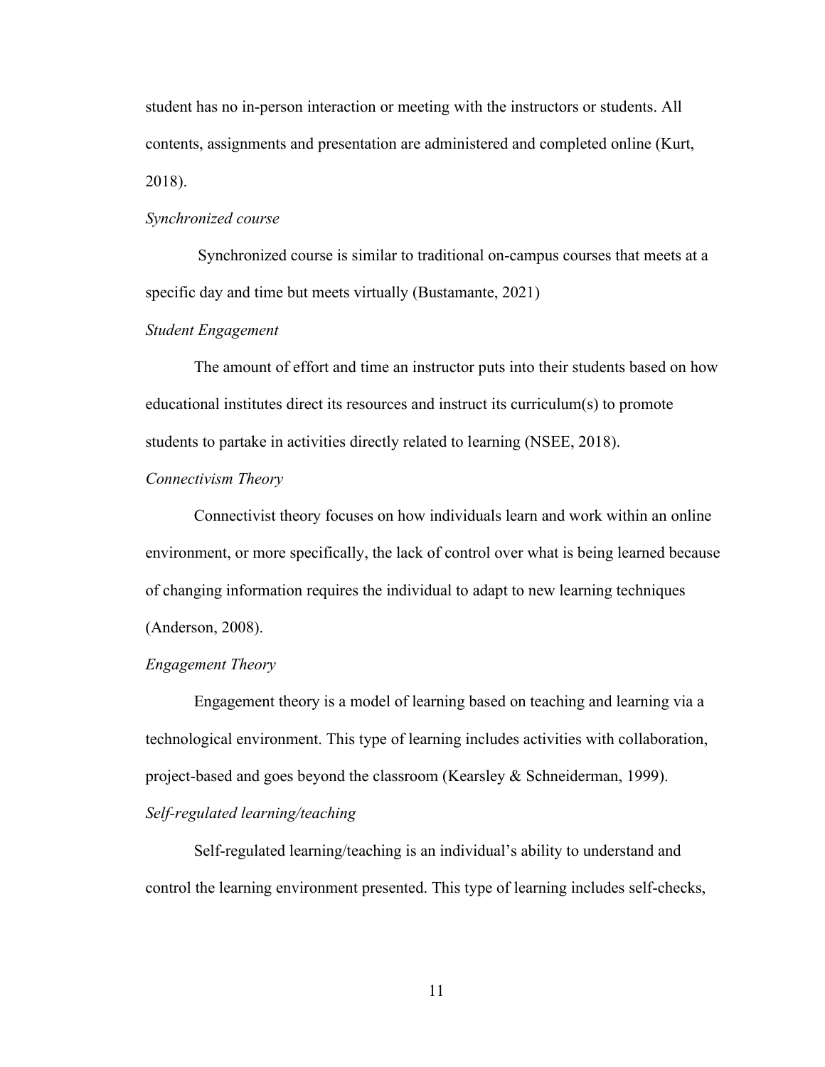student has no in-person interaction or meeting with the instructors or students. All contents, assignments and presentation are administered and completed online (Kurt, 2018).

*Synchronized course*

Synchronized course is similar to traditional on-campus courses that meets at a specific day and time but meets virtually (Bustamante, 2021)

*Student Engagement*

The amount of effort and time an instructor puts into their students based on how educational institutes direct its resources and instruct its curriculum(s) to promote students to partake in activities directly related to learning (NSEE, 2018).

*Connectivism Theory*

Connectivist theory focuses on how individuals learn and work within an online environment, or more specifically, the lack of control over what is being learned because of changing information requires the individual to adapt to new learning techniques (Anderson, 2008).

*Engagement Theory*

Engagement theory is a model of learning based on teaching and learning via a technological environment. This type of learning includes activities with collaboration, project-based and goes beyond the classroom (Kearsley & Schneiderman, 1999).

*Self-regulated learning/teaching*

Self-regulated learning/teaching is an individual's ability to understand and control the learning environment presented. This type of learning includes self-checks,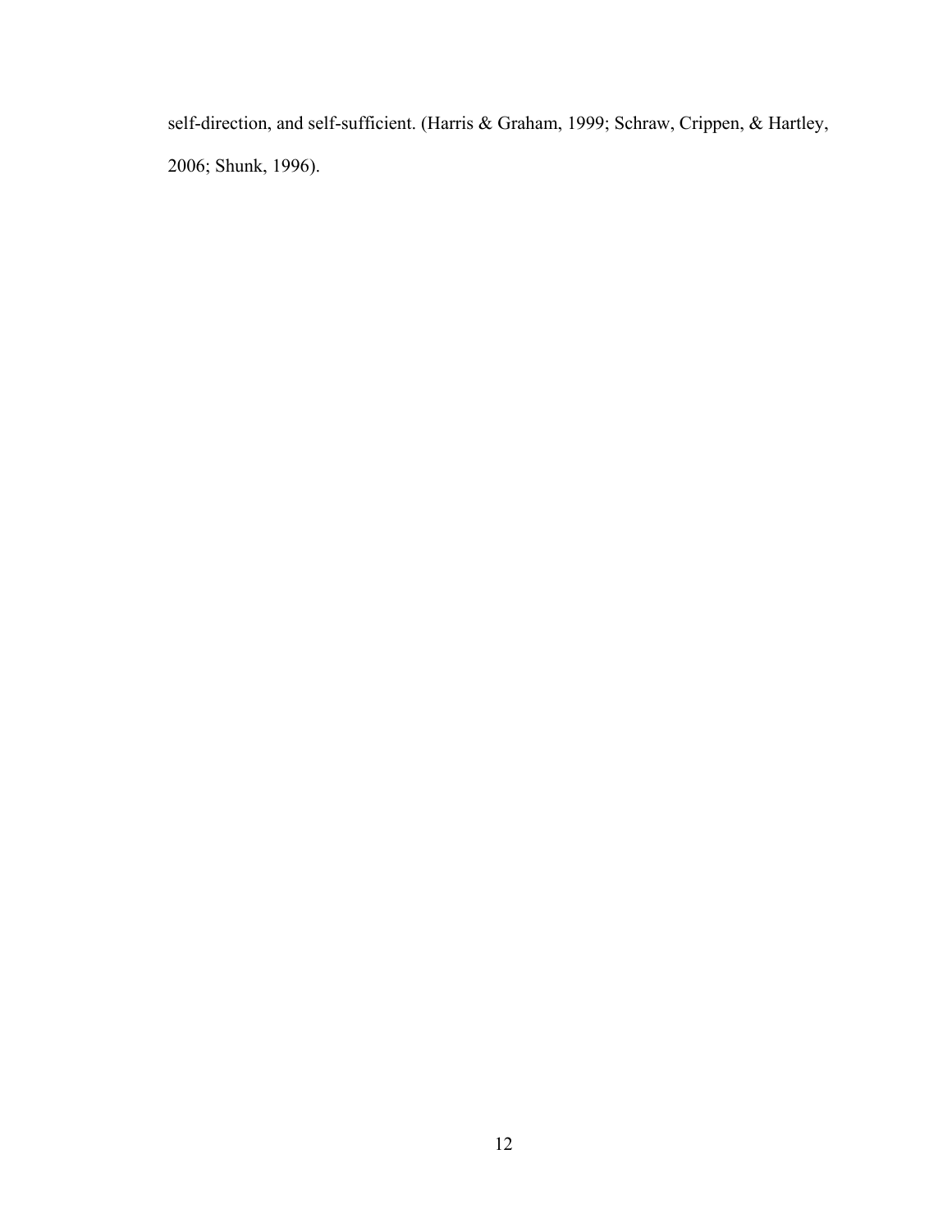self-direction, and self-sufficient. (Harris & Graham, 1999; Schraw, Crippen, & Hartley, 2006; Shunk, 1996).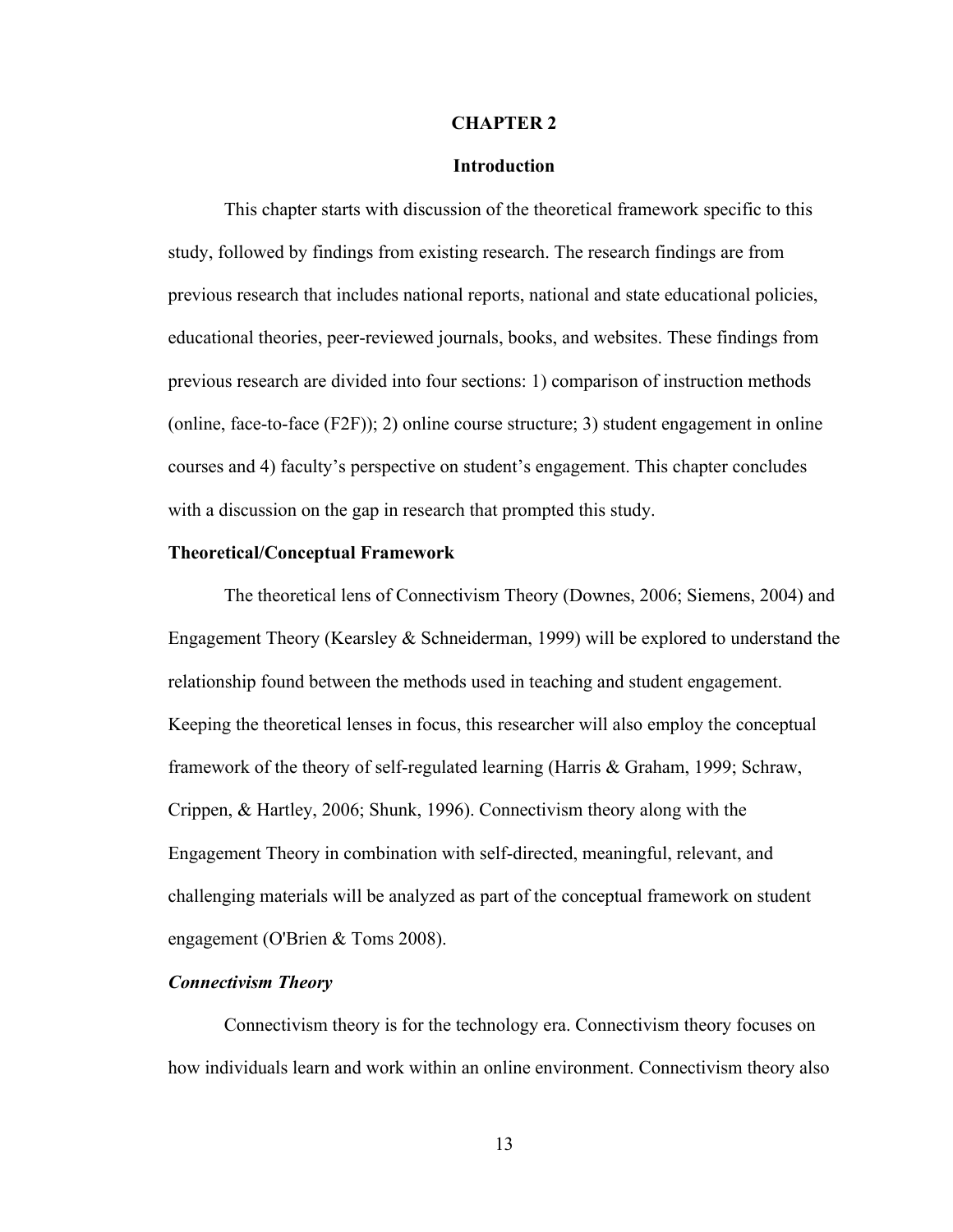# CHAPTER 2

## Introduction

This chapter starts with discussion of the theoretical framework specific to this study, followed by findings from existing research. The research findings are from previous research that includes national reports, national and state educational policies, educational theories, peer-reviewed journals, books, and websites. These findings from previous research are divided into four sections: 1) comparison of instruction methods (online, face-to-face (F2F)); 2) online course structure; 3) student engagement in online courses and 4) faculty's perspective on student's engagement. This chapter concludes with a discussion on the gap in research that prompted this study.

### Theoretical/Conceptual Framework

The theoretical lens of Connectivism Theory (Downes, 2006; Siemens, 2004) and Engagement Theory (Kearsley & Schneiderman, 1999) will be explored to understand the relationship found between the methods used in teaching and student engagement. Keeping the theoretical lenses in focus, this researcher will also employ the conceptual framework of the theory of self-regulated learning (Harris & Graham, 1999; Schraw, Crippen, & Hartley, 2006; Shunk, 1996). Connectivism theory along with the Engagement Theory in combination with self-directed, meaningful, relevant, and challenging materials will be analyzed as part of the conceptual framework on student engagement (O'Brien & Toms 2008).

#### *Connectivism Theory*

Connectivism theory is for the technology era. Connectivism theory focuses on how individuals learn and work within an online environment. Connectivism theory also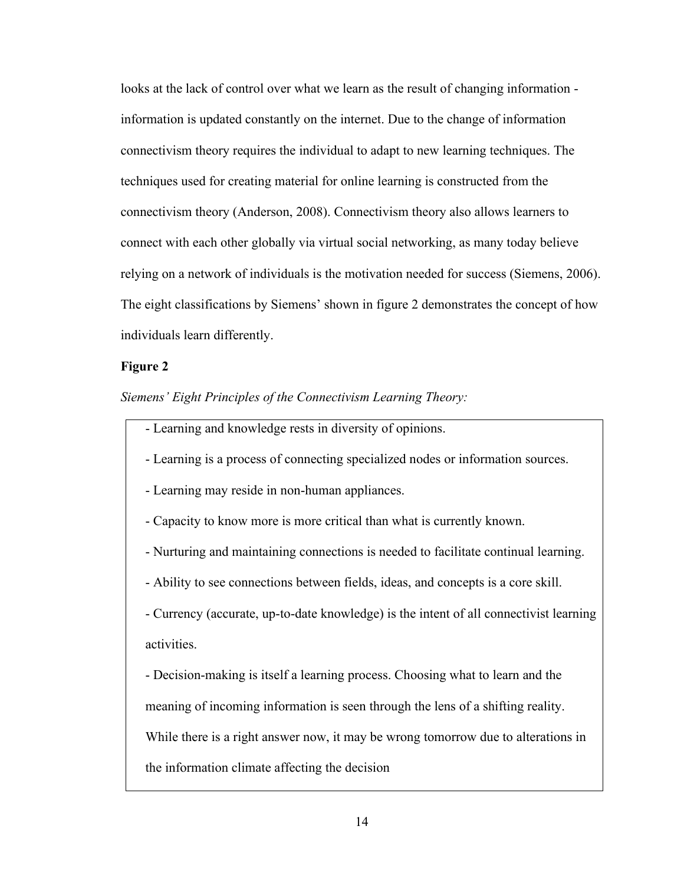looks at the lack of control over what we learn as the result of changing information - information is updated constantly on the internet. Due to the change of information connectivism theory requires the individual to adapt to new learning techniques. The techniques used for creating material for online learning is constructed from the connectivism theory (Anderson, 2008). Connectivism theory also allows learners to connect with each other globally via virtual social networking, as many today believe relying on a network of individuals is the motivation needed for success (Siemens, 2006). The eight classifications by Siemens' shown in figure 2 demonstrates the concept of how individuals learn differently.

**Figure 2**

*Siemens' Eight Principles of the Connectivism Learning Theory:*

- Learning and knowledge rests in diversity of opinions.
- Learning is a process of connecting specialized nodes or information sources.
- Learning may reside in non-human appliances.
- Capacity to know more is more critical than what is currently known.
- Nurturing and maintaining connections is needed to facilitate continual learning.
- Ability to see connections between fields, ideas, and concepts is a core skill.
- Currency (accurate, up-to-date knowledge) is the intent of all connectivist learning activities.
- Decision-making is itself a learning process. Choosing what to learn and the meaning of incoming information is seen through the lens of a shifting reality. While there is a right answer now, it may be wrong tomorrow due to alterations in the information climate affecting the decision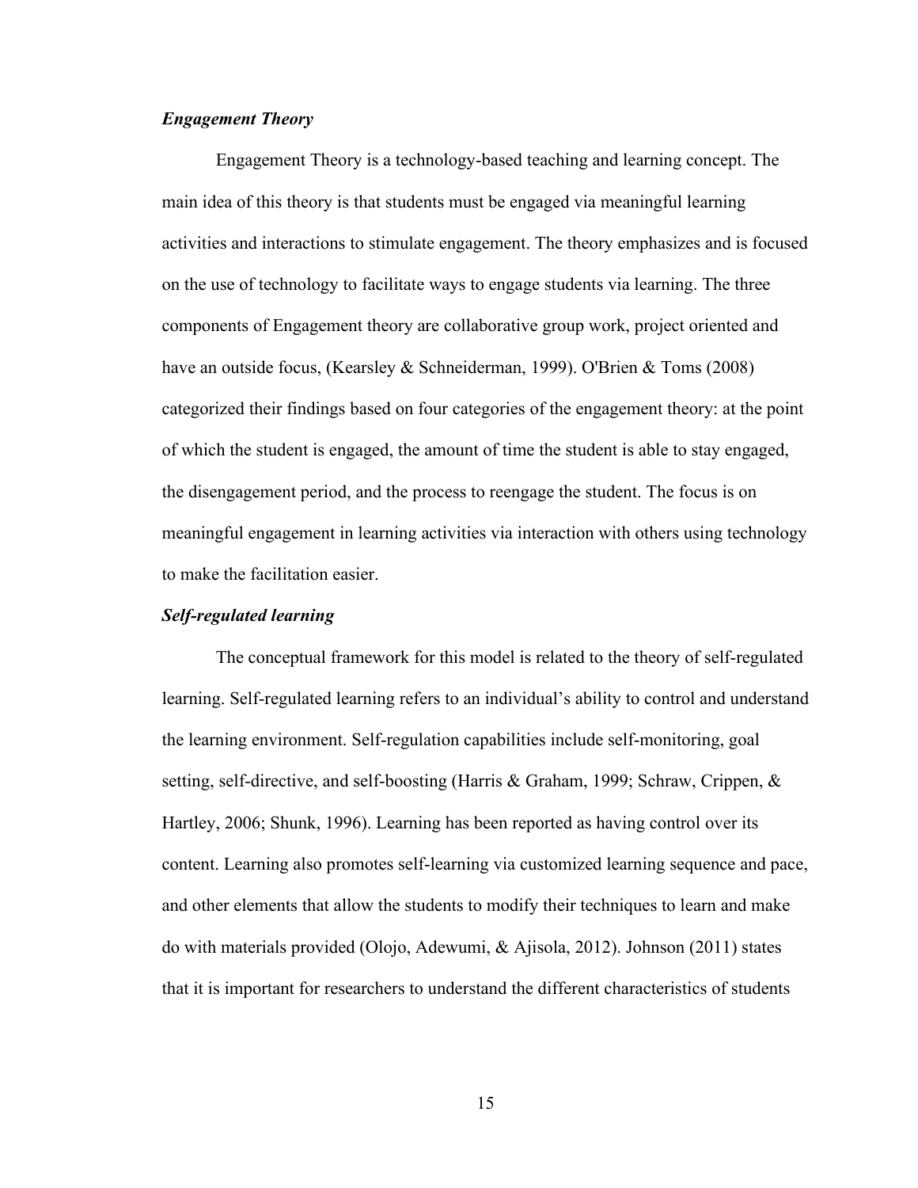### *Engagement Theory*

Engagement Theory is a technology-based teaching and learning concept. The main idea of this theory is that students must be engaged via meaningful learning activities and interactions to stimulate engagement. The theory emphasizes and is focused on the use of technology to facilitate ways to engage students via learning. The three components of Engagement theory are collaborative group work, project oriented and have an outside focus, (Kearsley & Schneiderman, 1999). O'Brien & Toms (2008) categorized their findings based on four categories of the engagement theory: at the point of which the student is engaged, the amount of time the student is able to stay engaged, the disengagement period, and the process to reengage the student. The focus is on meaningful engagement in learning activities via interaction with others using technology to make the facilitation easier.

### *Self-regulated learning*

The conceptual framework for this model is related to the theory of self-regulated learning. Self-regulated learning refers to an individual's ability to control and understand the learning environment. Self-regulation capabilities include self-monitoring, goal setting, self-directive, and self-boosting (Harris & Graham, 1999; Schraw, Crippen, & Hartley, 2006; Shunk, 1996). Learning has been reported as having control over its content. Learning also promotes self-learning via customized learning sequence and pace, and other elements that allow the students to modify their techniques to learn and make do with materials provided (Olojo, Adewumi, & Ajisola, 2012). Johnson (2011) states that it is important for researchers to understand the different characteristics of students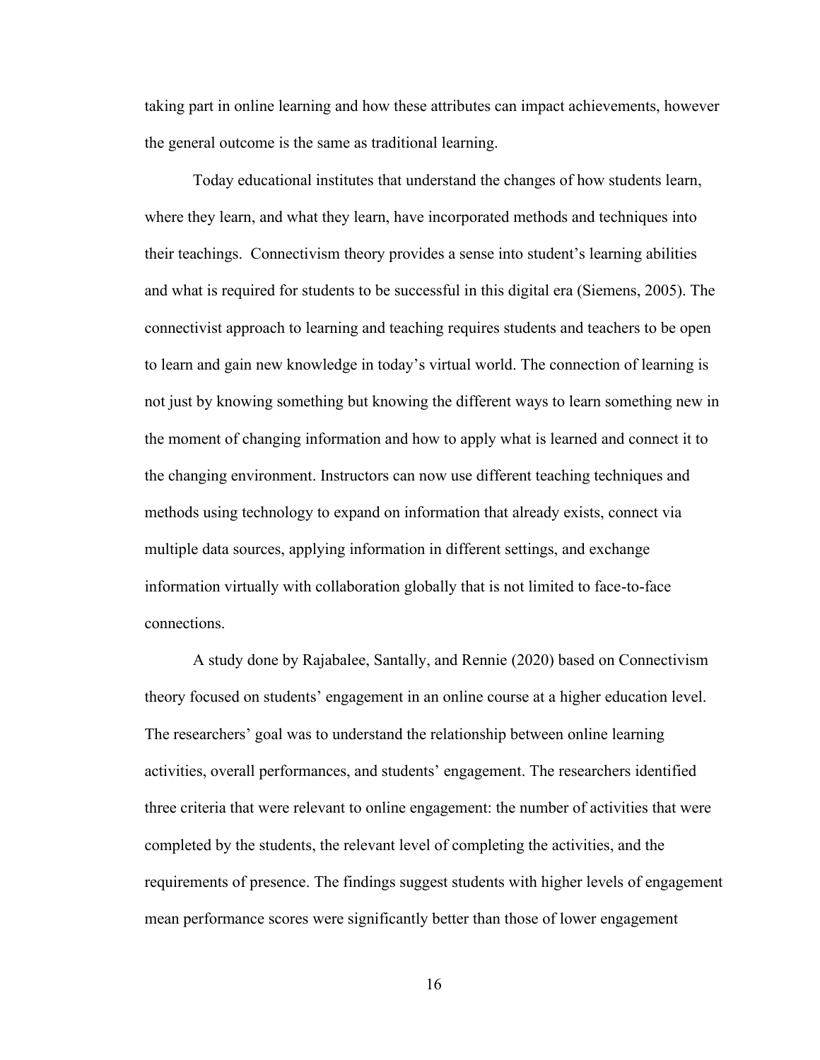taking part in online learning and how these attributes can impact achievements, however the general outcome is the same as traditional learning.

Today educational institutes that understand the changes of how students learn, where they learn, and what they learn, have incorporated methods and techniques into their teachings.  Connectivism theory provides a sense into student's learning abilities and what is required for students to be successful in this digital era (Siemens, 2005). The connectivist approach to learning and teaching requires students and teachers to be open to learn and gain new knowledge in today's virtual world. The connection of learning is not just by knowing something but knowing the different ways to learn something new in the moment of changing information and how to apply what is learned and connect it to the changing environment. Instructors can now use different teaching techniques and methods using technology to expand on information that already exists, connect via multiple data sources, applying information in different settings, and exchange information virtually with collaboration globally that is not limited to face-to-face connections.

A study done by Rajabalee, Santally, and Rennie (2020) based on Connectivism theory focused on students' engagement in an online course at a higher education level. The researchers' goal was to understand the relationship between online learning activities, overall performances, and students' engagement. The researchers identified three criteria that were relevant to online engagement: the number of activities that were completed by the students, the relevant level of completing the activities, and the requirements of presence. The findings suggest students with higher levels of engagement mean performance scores were significantly better than those of lower engagement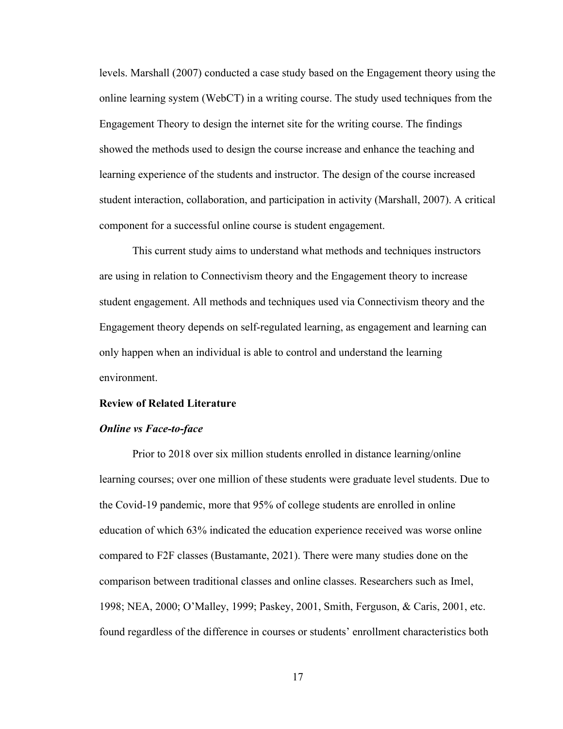levels. Marshall (2007) conducted a case study based on the Engagement theory using the online learning system (WebCT) in a writing course. The study used techniques from the Engagement Theory to design the internet site for the writing course. The findings showed the methods used to design the course increase and enhance the teaching and learning experience of the students and instructor. The design of the course increased student interaction, collaboration, and participation in activity (Marshall, 2007). A critical component for a successful online course is student engagement.

This current study aims to understand what methods and techniques instructors are using in relation to Connectivism theory and the Engagement theory to increase student engagement. All methods and techniques used via Connectivism theory and the Engagement theory depends on self-regulated learning, as engagement and learning can only happen when an individual is able to control and understand the learning environment.

## Review of Related Literature

### *Online vs Face-to-face*

Prior to 2018 over six million students enrolled in distance learning/online learning courses; over one million of these students were graduate level students. Due to the Covid-19 pandemic, more that 95% of college students are enrolled in online education of which 63% indicated the education experience received was worse online compared to F2F classes (Bustamante, 2021). There were many studies done on the comparison between traditional classes and online classes. Researchers such as Imel, 1998; NEA, 2000; O'Malley, 1999; Paskey, 2001, Smith, Ferguson, & Caris, 2001, etc. found regardless of the difference in courses or students' enrollment characteristics both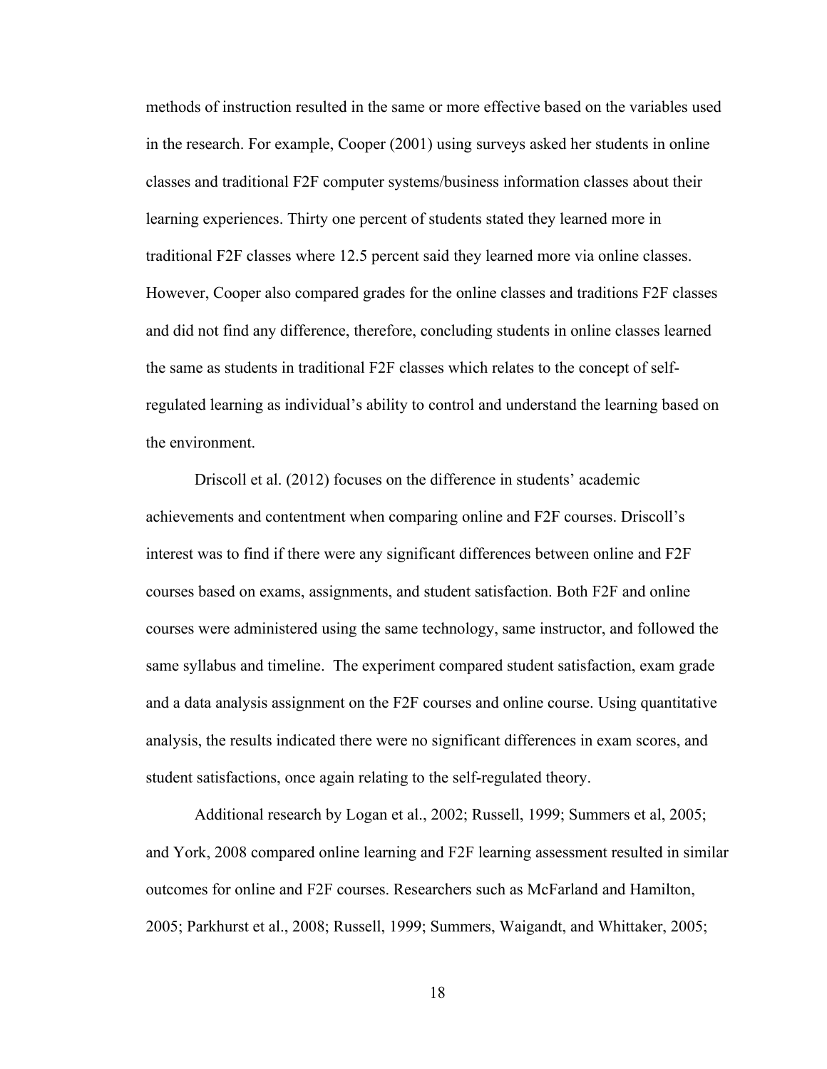methods of instruction resulted in the same or more effective based on the variables used in the research. For example, Cooper (2001) using surveys asked her students in online classes and traditional F2F computer systems/business information classes about their learning experiences. Thirty one percent of students stated they learned more in traditional F2F classes where 12.5 percent said they learned more via online classes. However, Cooper also compared grades for the online classes and traditions F2F classes and did not find any difference, therefore, concluding students in online classes learned the same as students in traditional F2F classes which relates to the concept of self-regulated learning as individual's ability to control and understand the learning based on the environment.

Driscoll et al. (2012) focuses on the difference in students' academic achievements and contentment when comparing online and F2F courses. Driscoll's interest was to find if there were any significant differences between online and F2F courses based on exams, assignments, and student satisfaction. Both F2F and online courses were administered using the same technology, same instructor, and followed the same syllabus and timeline. The experiment compared student satisfaction, exam grade and a data analysis assignment on the F2F courses and online course. Using quantitative analysis, the results indicated there were no significant differences in exam scores, and student satisfactions, once again relating to the self-regulated theory.

Additional research by Logan et al., 2002; Russell, 1999; Summers et al, 2005; and York, 2008 compared online learning and F2F learning assessment resulted in similar outcomes for online and F2F courses. Researchers such as McFarland and Hamilton, 2005; Parkhurst et al., 2008; Russell, 1999; Summers, Waigandt, and Whittaker, 2005;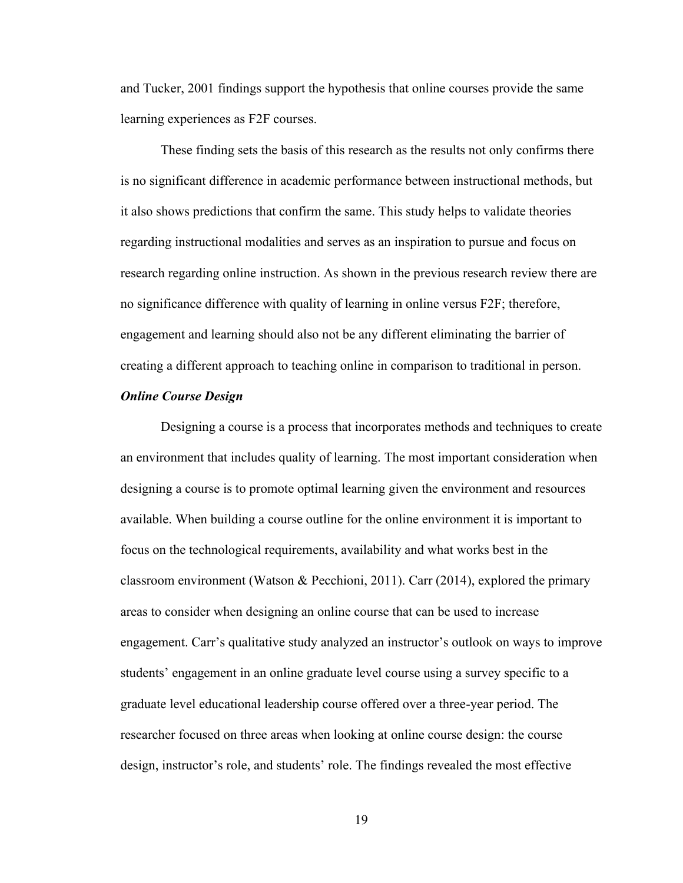and Tucker, 2001 findings support the hypothesis that online courses provide the same learning experiences as F2F courses.

These finding sets the basis of this research as the results not only confirms there is no significant difference in academic performance between instructional methods, but it also shows predictions that confirm the same. This study helps to validate theories regarding instructional modalities and serves as an inspiration to pursue and focus on research regarding online instruction. As shown in the previous research review there are no significance difference with quality of learning in online versus F2F; therefore, engagement and learning should also not be any different eliminating the barrier of creating a different approach to teaching online in comparison to traditional in person.

### *Online Course Design*

Designing a course is a process that incorporates methods and techniques to create an environment that includes quality of learning. The most important consideration when designing a course is to promote optimal learning given the environment and resources available. When building a course outline for the online environment it is important to focus on the technological requirements, availability and what works best in the classroom environment (Watson & Pecchioni, 2011). Carr (2014), explored the primary areas to consider when designing an online course that can be used to increase engagement. Carr's qualitative study analyzed an instructor's outlook on ways to improve students' engagement in an online graduate level course using a survey specific to a graduate level educational leadership course offered over a three-year period. The researcher focused on three areas when looking at online course design: the course design, instructor's role, and students' role. The findings revealed the most effective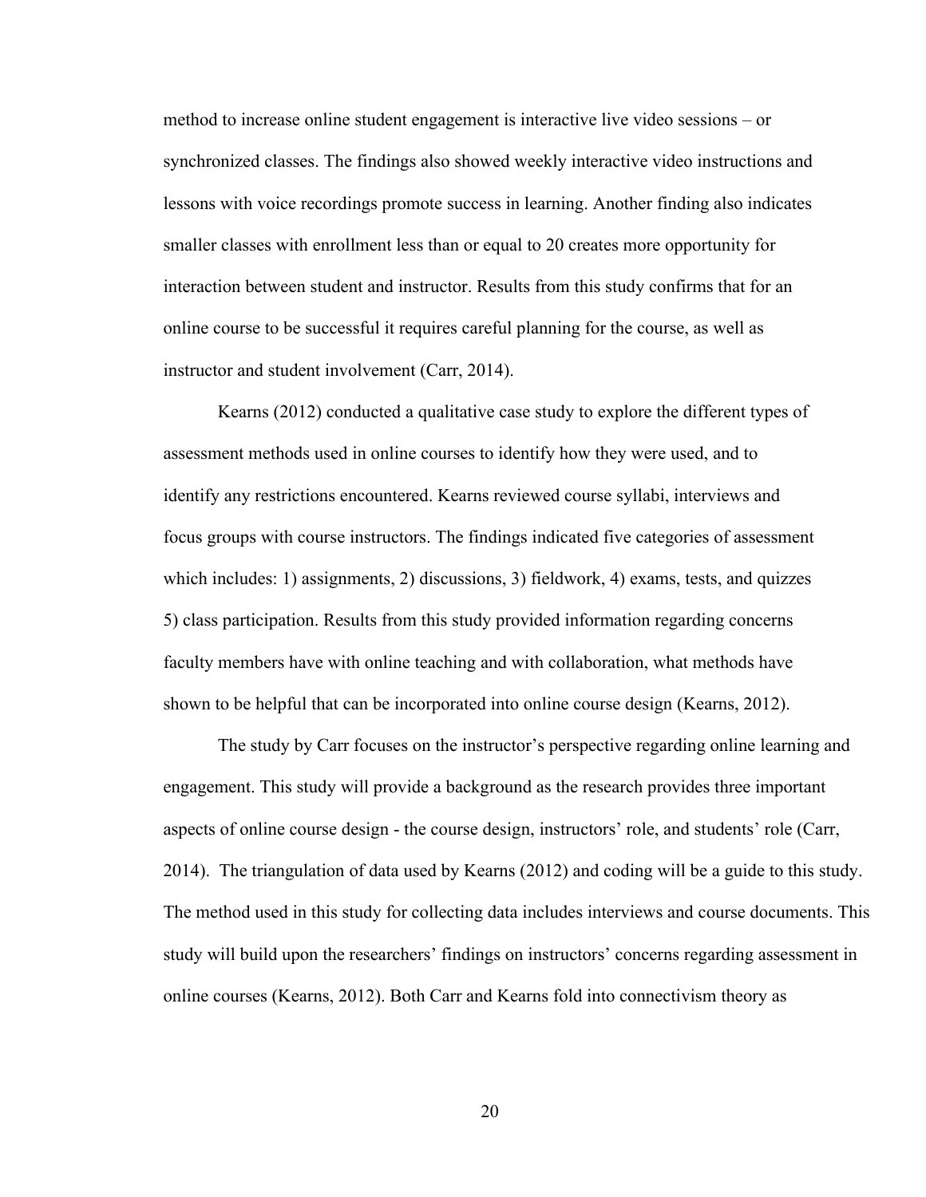method to increase online student engagement is interactive live video sessions – or synchronized classes. The findings also showed weekly interactive video instructions and lessons with voice recordings promote success in learning. Another finding also indicates smaller classes with enrollment less than or equal to 20 creates more opportunity for interaction between student and instructor. Results from this study confirms that for an online course to be successful it requires careful planning for the course, as well as instructor and student involvement (Carr, 2014).

Kearns (2012) conducted a qualitative case study to explore the different types of assessment methods used in online courses to identify how they were used, and to identify any restrictions encountered. Kearns reviewed course syllabi, interviews and focus groups with course instructors. The findings indicated five categories of assessment which includes: 1) assignments, 2) discussions, 3) fieldwork, 4) exams, tests, and quizzes 5) class participation. Results from this study provided information regarding concerns faculty members have with online teaching and with collaboration, what methods have shown to be helpful that can be incorporated into online course design (Kearns, 2012).

The study by Carr focuses on the instructor's perspective regarding online learning and engagement. This study will provide a background as the research provides three important aspects of online course design - the course design, instructors' role, and students' role (Carr, 2014). The triangulation of data used by Kearns (2012) and coding will be a guide to this study. The method used in this study for collecting data includes interviews and course documents. This study will build upon the researchers' findings on instructors' concerns regarding assessment in online courses (Kearns, 2012). Both Carr and Kearns fold into connectivism theory as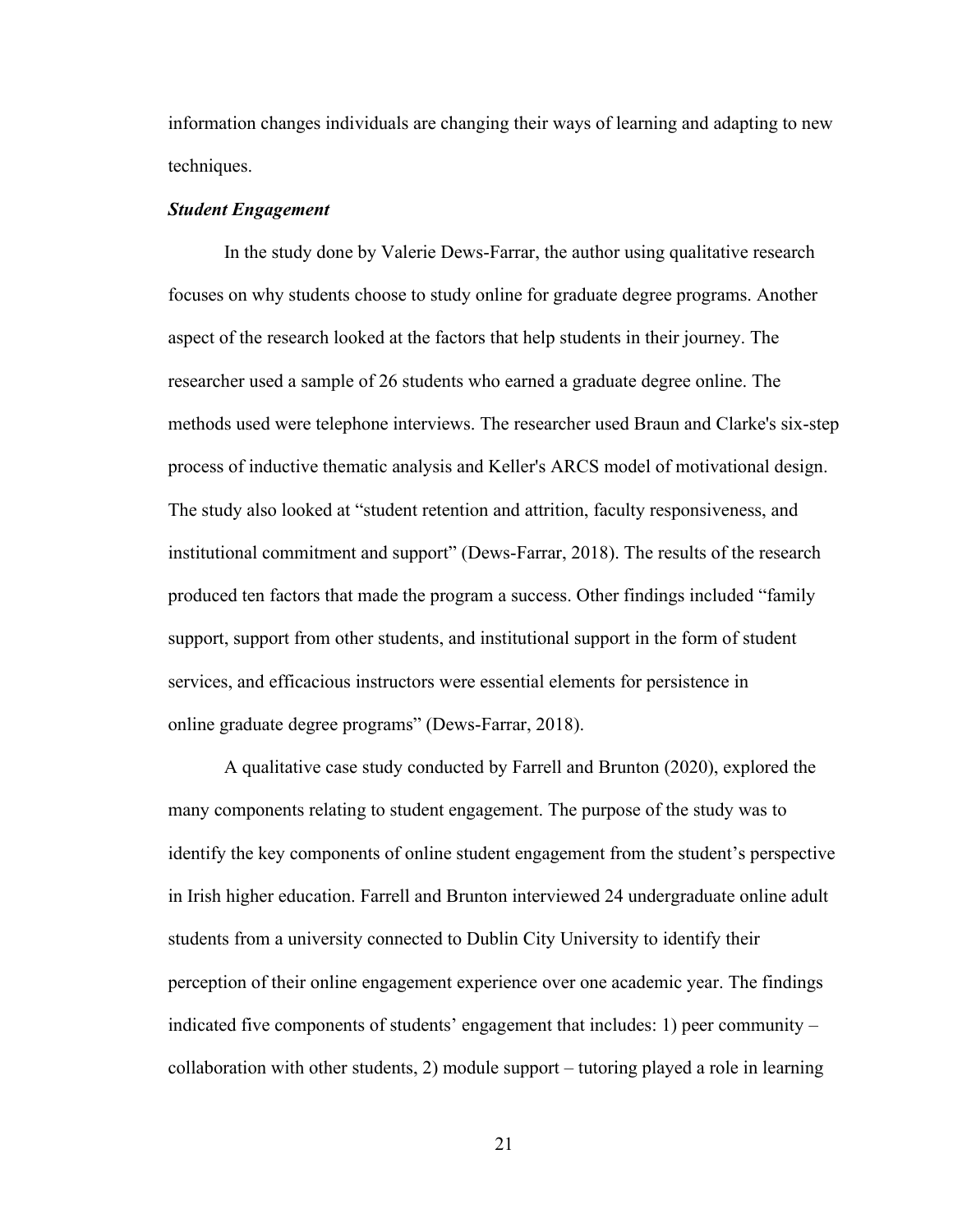information changes individuals are changing their ways of learning and adapting to new techniques.

### ***Student Engagement***

In the study done by Valerie Dews-Farrar, the author using qualitative research focuses on why students choose to study online for graduate degree programs. Another aspect of the research looked at the factors that help students in their journey. The researcher used a sample of 26 students who earned a graduate degree online. The methods used were telephone interviews. The researcher used Braun and Clarke's six-step process of inductive thematic analysis and Keller's ARCS model of motivational design. The study also looked at "student retention and attrition, faculty responsiveness, and institutional commitment and support" (Dews-Farrar, 2018). The results of the research produced ten factors that made the program a success. Other findings included "family support, support from other students, and institutional support in the form of student services, and efficacious instructors were essential elements for persistence in online graduate degree programs" (Dews-Farrar, 2018).

A qualitative case study conducted by Farrell and Brunton (2020), explored the many components relating to student engagement. The purpose of the study was to identify the key components of online student engagement from the student's perspective in Irish higher education. Farrell and Brunton interviewed 24 undergraduate online adult students from a university connected to Dublin City University to identify their perception of their online engagement experience over one academic year. The findings indicated five components of students' engagement that includes: 1) peer community – collaboration with other students, 2) module support – tutoring played a role in learning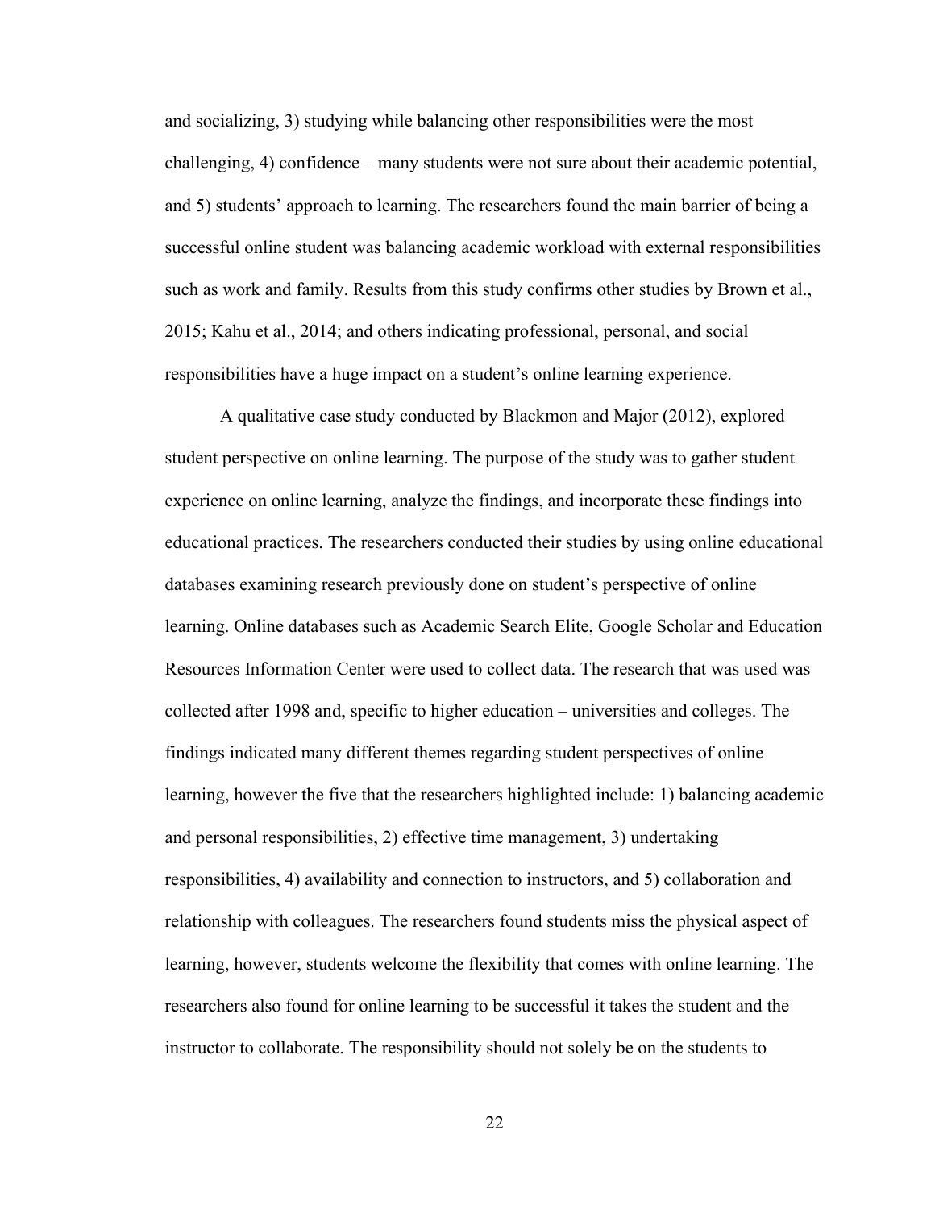and socializing, 3) studying while balancing other responsibilities were the most challenging, 4) confidence – many students were not sure about their academic potential, and 5) students' approach to learning. The researchers found the main barrier of being a successful online student was balancing academic workload with external responsibilities such as work and family. Results from this study confirms other studies by Brown et al., 2015; Kahu et al., 2014; and others indicating professional, personal, and social responsibilities have a huge impact on a student's online learning experience.

A qualitative case study conducted by Blackmon and Major (2012), explored student perspective on online learning. The purpose of the study was to gather student experience on online learning, analyze the findings, and incorporate these findings into educational practices. The researchers conducted their studies by using online educational databases examining research previously done on student's perspective of online learning. Online databases such as Academic Search Elite, Google Scholar and Education Resources Information Center were used to collect data. The research that was used was collected after 1998 and, specific to higher education – universities and colleges. The findings indicated many different themes regarding student perspectives of online learning, however the five that the researchers highlighted include: 1) balancing academic and personal responsibilities, 2) effective time management, 3) undertaking responsibilities, 4) availability and connection to instructors, and 5) collaboration and relationship with colleagues. The researchers found students miss the physical aspect of learning, however, students welcome the flexibility that comes with online learning. The researchers also found for online learning to be successful it takes the student and the instructor to collaborate. The responsibility should not solely be on the students to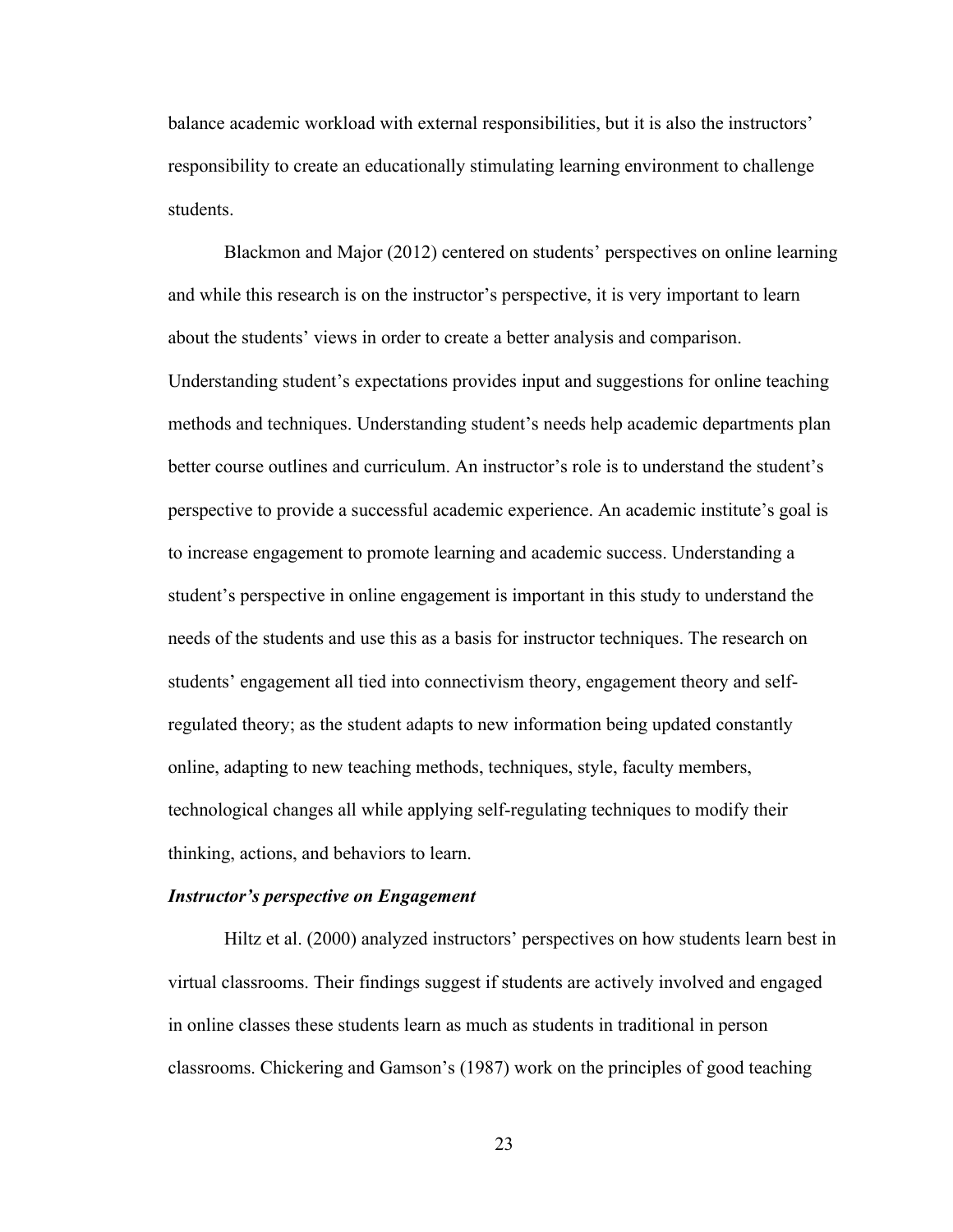balance academic workload with external responsibilities, but it is also the instructors' responsibility to create an educationally stimulating learning environment to challenge students.

Blackmon and Major (2012) centered on students' perspectives on online learning and while this research is on the instructor's perspective, it is very important to learn about the students' views in order to create a better analysis and comparison. Understanding student's expectations provides input and suggestions for online teaching methods and techniques. Understanding student's needs help academic departments plan better course outlines and curriculum. An instructor's role is to understand the student's perspective to provide a successful academic experience. An academic institute's goal is to increase engagement to promote learning and academic success. Understanding a student's perspective in online engagement is important in this study to understand the needs of the students and use this as a basis for instructor techniques. The research on students' engagement all tied into connectivism theory, engagement theory and self-regulated theory; as the student adapts to new information being updated constantly online, adapting to new teaching methods, techniques, style, faculty members, technological changes all while applying self-regulating techniques to modify their thinking, actions, and behaviors to learn.

### ***Instructor's perspective on Engagement***

Hiltz et al. (2000) analyzed instructors' perspectives on how students learn best in virtual classrooms. Their findings suggest if students are actively involved and engaged in online classes these students learn as much as students in traditional in person classrooms. Chickering and Gamson's (1987) work on the principles of good teaching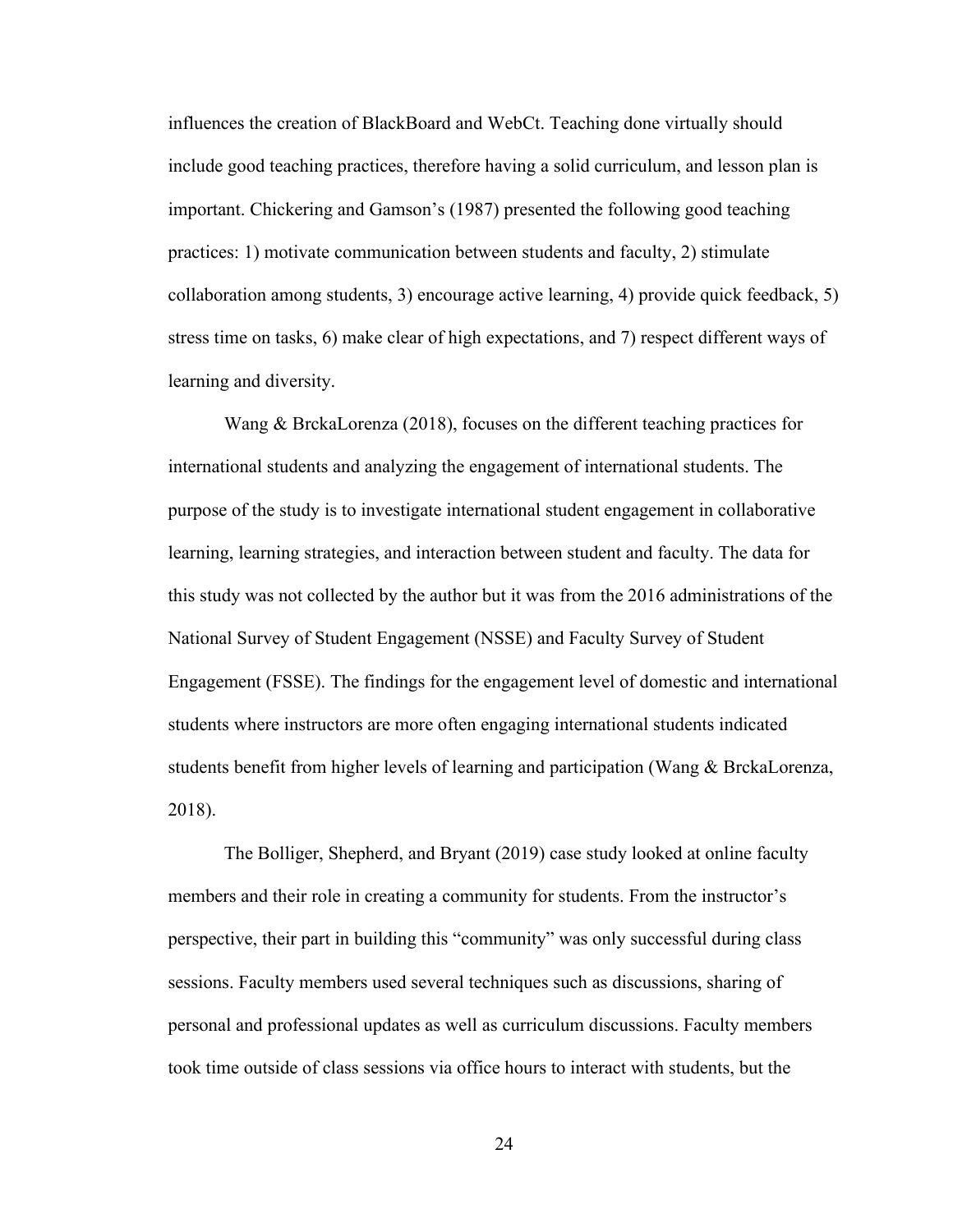influences the creation of BlackBoard and WebCt. Teaching done virtually should include good teaching practices, therefore having a solid curriculum, and lesson plan is important. Chickering and Gamson's (1987) presented the following good teaching practices: 1) motivate communication between students and faculty, 2) stimulate collaboration among students, 3) encourage active learning, 4) provide quick feedback, 5) stress time on tasks, 6) make clear of high expectations, and 7) respect different ways of learning and diversity.

Wang & BrckaLorenza (2018), focuses on the different teaching practices for international students and analyzing the engagement of international students. The purpose of the study is to investigate international student engagement in collaborative learning, learning strategies, and interaction between student and faculty. The data for this study was not collected by the author but it was from the 2016 administrations of the National Survey of Student Engagement (NSSE) and Faculty Survey of Student Engagement (FSSE). The findings for the engagement level of domestic and international students where instructors are more often engaging international students indicated students benefit from higher levels of learning and participation (Wang & BrckaLorenza, 2018).

The Bolliger, Shepherd, and Bryant (2019) case study looked at online faculty members and their role in creating a community for students. From the instructor's perspective, their part in building this "community" was only successful during class sessions. Faculty members used several techniques such as discussions, sharing of personal and professional updates as well as curriculum discussions. Faculty members took time outside of class sessions via office hours to interact with students, but the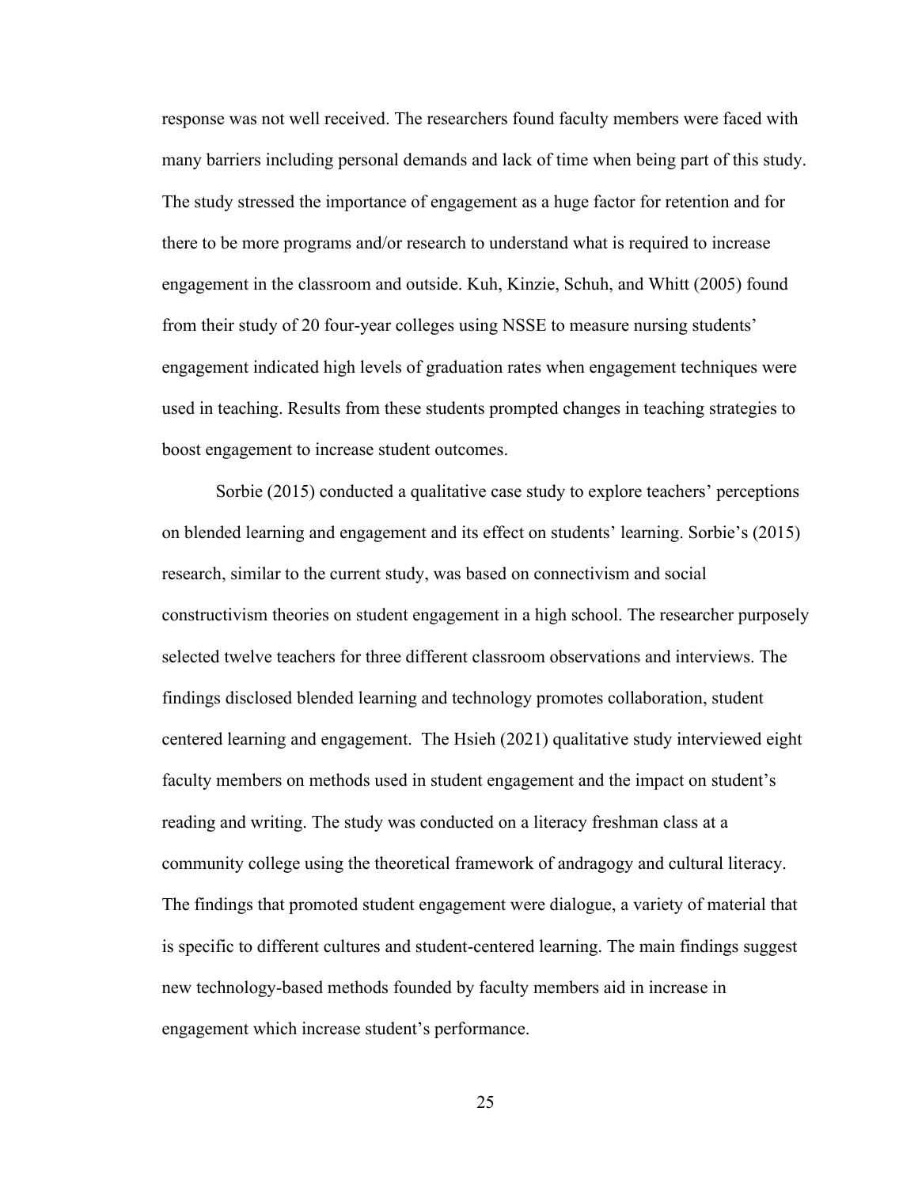response was not well received. The researchers found faculty members were faced with many barriers including personal demands and lack of time when being part of this study. The study stressed the importance of engagement as a huge factor for retention and for there to be more programs and/or research to understand what is required to increase engagement in the classroom and outside. Kuh, Kinzie, Schuh, and Whitt (2005) found from their study of 20 four-year colleges using NSSE to measure nursing students' engagement indicated high levels of graduation rates when engagement techniques were used in teaching. Results from these students prompted changes in teaching strategies to boost engagement to increase student outcomes.

Sorbie (2015) conducted a qualitative case study to explore teachers' perceptions on blended learning and engagement and its effect on students' learning. Sorbie's (2015) research, similar to the current study, was based on connectivism and social constructivism theories on student engagement in a high school. The researcher purposely selected twelve teachers for three different classroom observations and interviews. The findings disclosed blended learning and technology promotes collaboration, student centered learning and engagement. The Hsieh (2021) qualitative study interviewed eight faculty members on methods used in student engagement and the impact on student's reading and writing. The study was conducted on a literacy freshman class at a community college using the theoretical framework of andragogy and cultural literacy. The findings that promoted student engagement were dialogue, a variety of material that is specific to different cultures and student-centered learning. The main findings suggest new technology-based methods founded by faculty members aid in increase in engagement which increase student's performance.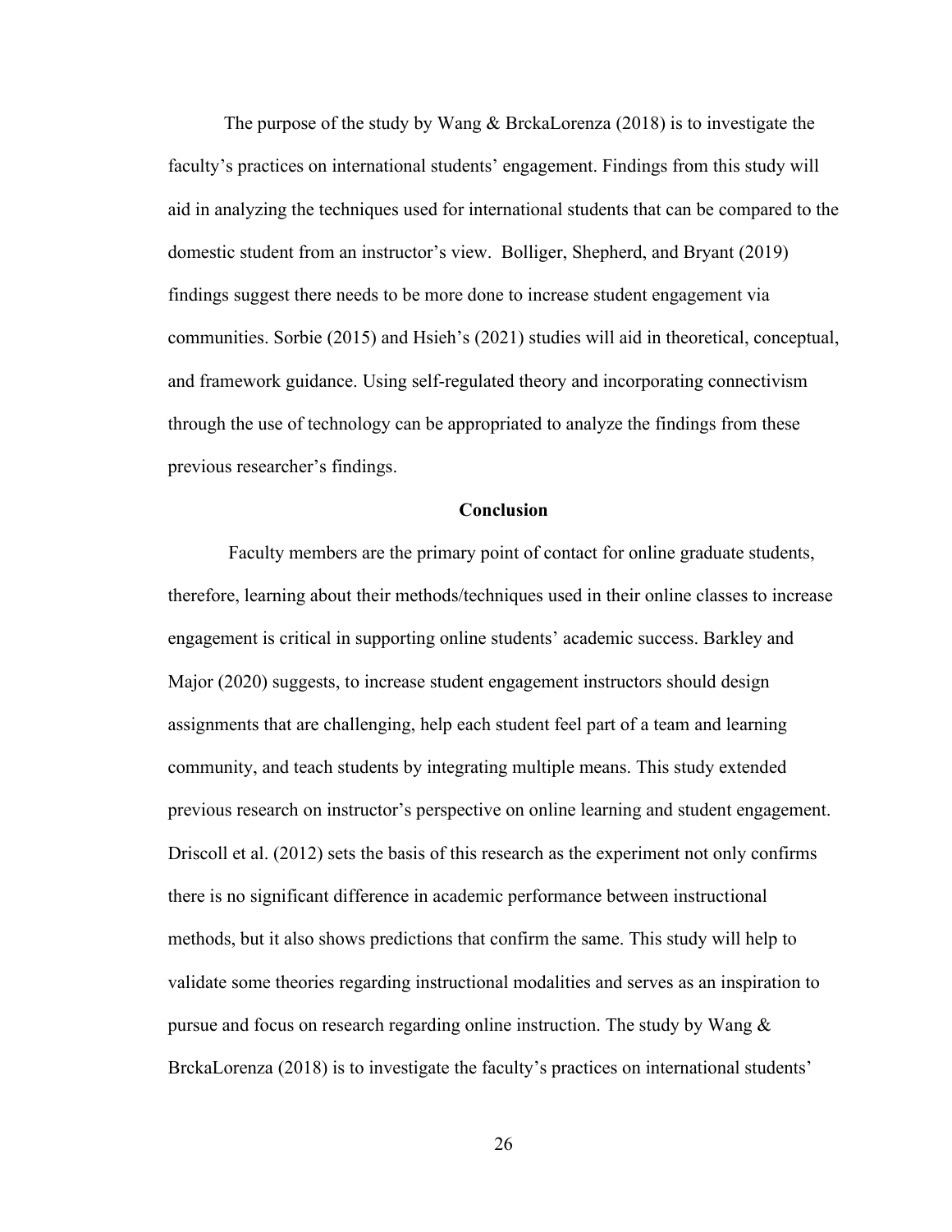The purpose of the study by Wang & BrckaLorenza (2018) is to investigate the faculty's practices on international students' engagement. Findings from this study will aid in analyzing the techniques used for international students that can be compared to the domestic student from an instructor's view. Bolliger, Shepherd, and Bryant (2019) findings suggest there needs to be more done to increase student engagement via communities. Sorbie (2015) and Hsieh's (2021) studies will aid in theoretical, conceptual, and framework guidance. Using self-regulated theory and incorporating connectivism through the use of technology can be appropriated to analyze the findings from these previous researcher's findings.

## Conclusion

Faculty members are the primary point of contact for online graduate students, therefore, learning about their methods/techniques used in their online classes to increase engagement is critical in supporting online students' academic success. Barkley and Major (2020) suggests, to increase student engagement instructors should design assignments that are challenging, help each student feel part of a team and learning community, and teach students by integrating multiple means. This study extended previous research on instructor's perspective on online learning and student engagement. Driscoll et al. (2012) sets the basis of this research as the experiment not only confirms there is no significant difference in academic performance between instructional methods, but it also shows predictions that confirm the same. This study will help to validate some theories regarding instructional modalities and serves as an inspiration to pursue and focus on research regarding online instruction. The study by Wang & BrckaLorenza (2018) is to investigate the faculty's practices on international students'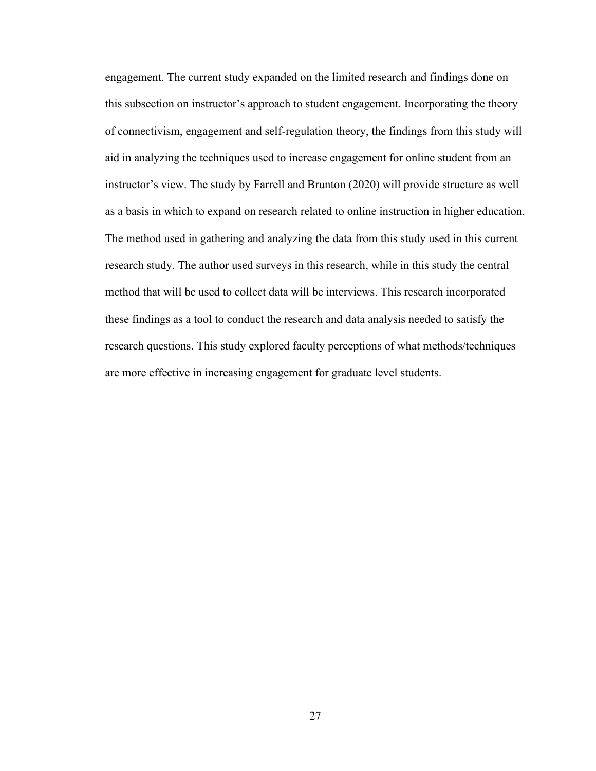engagement. The current study expanded on the limited research and findings done on this subsection on instructor's approach to student engagement. Incorporating the theory of connectivism, engagement and self-regulation theory, the findings from this study will aid in analyzing the techniques used to increase engagement for online student from an instructor's view. The study by Farrell and Brunton (2020) will provide structure as well as a basis in which to expand on research related to online instruction in higher education. The method used in gathering and analyzing the data from this study used in this current research study. The author used surveys in this research, while in this study the central method that will be used to collect data will be interviews. This research incorporated these findings as a tool to conduct the research and data analysis needed to satisfy the research questions. This study explored faculty perceptions of what methods/techniques are more effective in increasing engagement for graduate level students.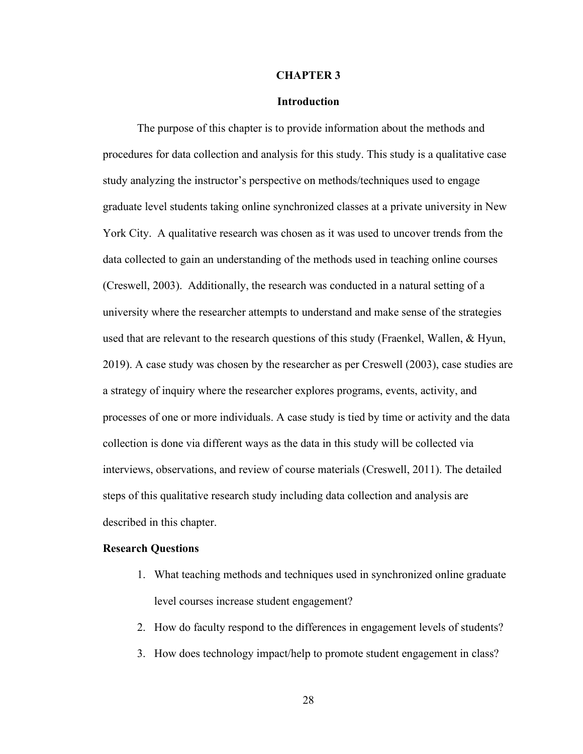# CHAPTER 3

## Introduction

The purpose of this chapter is to provide information about the methods and procedures for data collection and analysis for this study. This study is a qualitative case study analyzing the instructor's perspective on methods/techniques used to engage graduate level students taking online synchronized classes at a private university in New York City. A qualitative research was chosen as it was used to uncover trends from the data collected to gain an understanding of the methods used in teaching online courses (Creswell, 2003). Additionally, the research was conducted in a natural setting of a university where the researcher attempts to understand and make sense of the strategies used that are relevant to the research questions of this study (Fraenkel, Wallen, & Hyun, 2019). A case study was chosen by the researcher as per Creswell (2003), case studies are a strategy of inquiry where the researcher explores programs, events, activity, and processes of one or more individuals. A case study is tied by time or activity and the data collection is done via different ways as the data in this study will be collected via interviews, observations, and review of course materials (Creswell, 2011). The detailed steps of this qualitative research study including data collection and analysis are described in this chapter.

### Research Questions

1. What teaching methods and techniques used in synchronized online graduate level courses increase student engagement?
2. How do faculty respond to the differences in engagement levels of students?
3. How does technology impact/help to promote student engagement in class?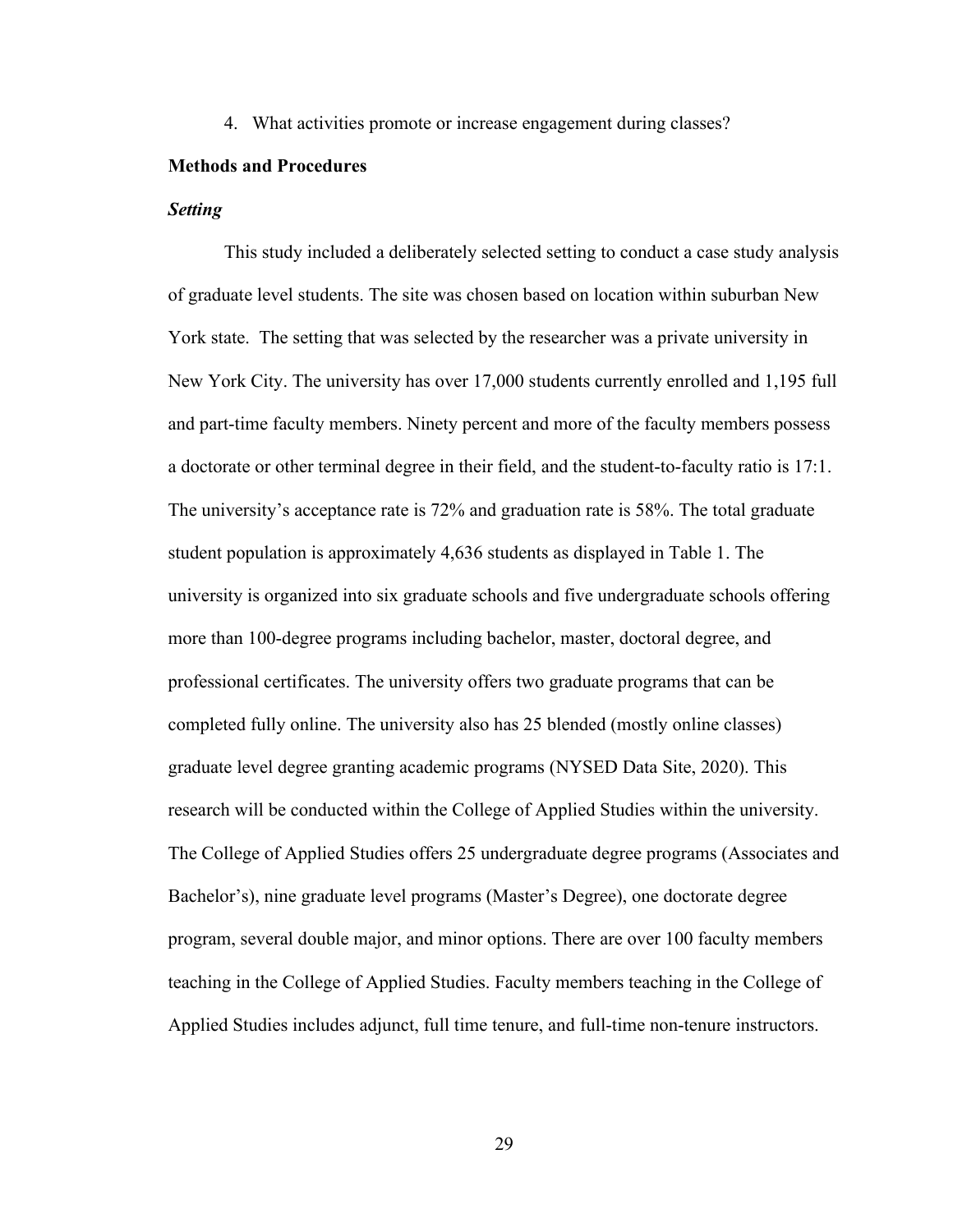4. What activities promote or increase engagement during classes?

## Methods and Procedures

### *Setting*

This study included a deliberately selected setting to conduct a case study analysis of graduate level students. The site was chosen based on location within suburban New York state. The setting that was selected by the researcher was a private university in New York City. The university has over 17,000 students currently enrolled and 1,195 full and part-time faculty members. Ninety percent and more of the faculty members possess a doctorate or other terminal degree in their field, and the student-to-faculty ratio is 17:1. The university's acceptance rate is 72% and graduation rate is 58%. The total graduate student population is approximately 4,636 students as displayed in Table 1. The university is organized into six graduate schools and five undergraduate schools offering more than 100-degree programs including bachelor, master, doctoral degree, and professional certificates. The university offers two graduate programs that can be completed fully online. The university also has 25 blended (mostly online classes) graduate level degree granting academic programs (NYSED Data Site, 2020). This research will be conducted within the College of Applied Studies within the university. The College of Applied Studies offers 25 undergraduate degree programs (Associates and Bachelor's), nine graduate level programs (Master's Degree), one doctorate degree program, several double major, and minor options. There are over 100 faculty members teaching in the College of Applied Studies. Faculty members teaching in the College of Applied Studies includes adjunct, full time tenure, and full-time non-tenure instructors.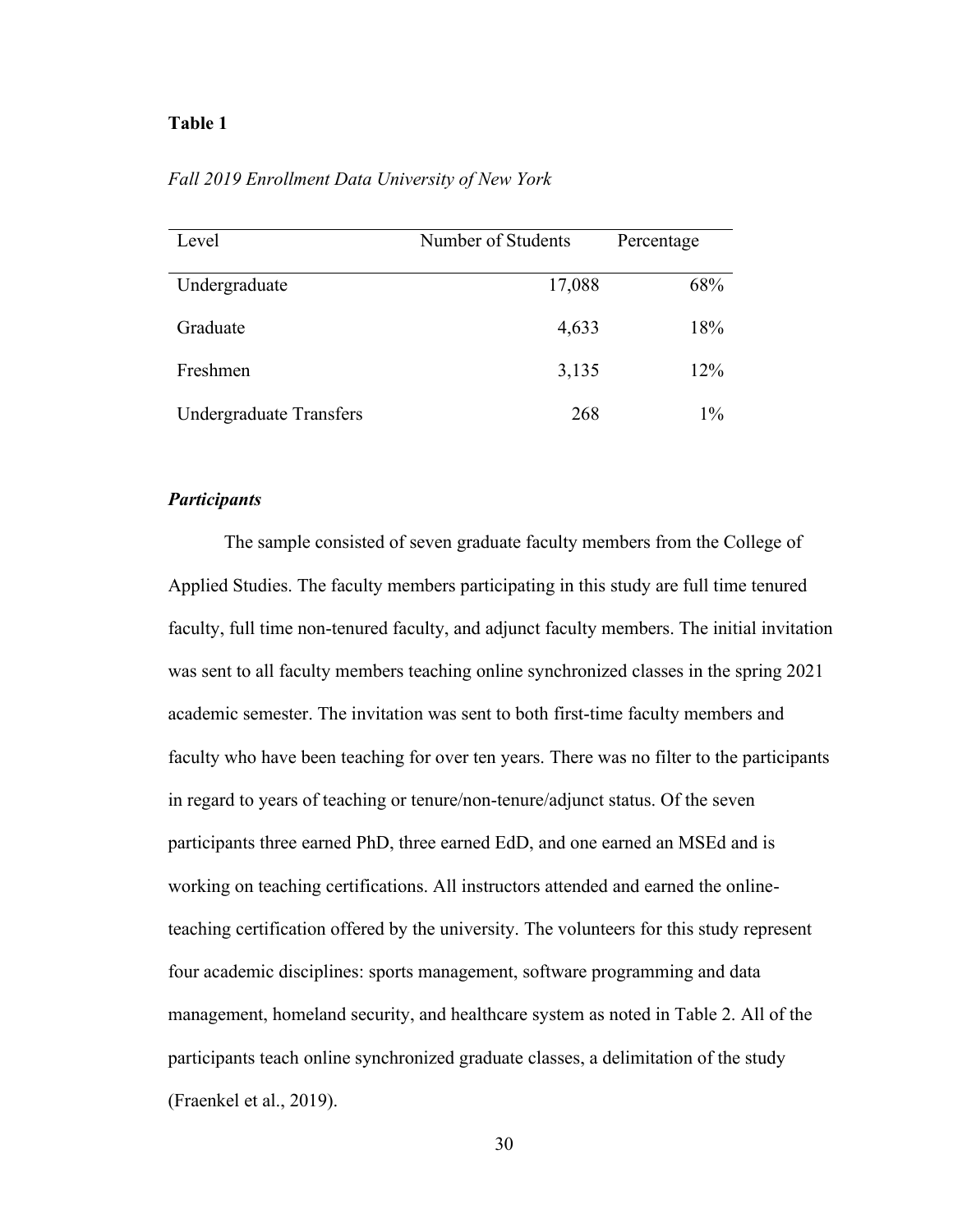**Table 1**

*Fall 2019 Enrollment Data University of New York*

| Level | Number of Students | Percentage |
|---|---:|---:|
| Undergraduate | 17,088 | 68% |
| Graduate | 4,633 | 18% |
| Freshmen | 3,135 | 12% |
| Undergraduate Transfers | 268 | 1% |

***Participants***

The sample consisted of seven graduate faculty members from the College of Applied Studies. The faculty members participating in this study are full time tenured faculty, full time non-tenured faculty, and adjunct faculty members. The initial invitation was sent to all faculty members teaching online synchronized classes in the spring 2021 academic semester. The invitation was sent to both first-time faculty members and faculty who have been teaching for over ten years. There was no filter to the participants in regard to years of teaching or tenure/non-tenure/adjunct status. Of the seven participants three earned PhD, three earned EdD, and one earned an MSEd and is working on teaching certifications. All instructors attended and earned the online-teaching certification offered by the university. The volunteers for this study represent four academic disciplines: sports management, software programming and data management, homeland security, and healthcare system as noted in Table 2. All of the participants teach online synchronized graduate classes, a delimitation of the study (Fraenkel et al., 2019).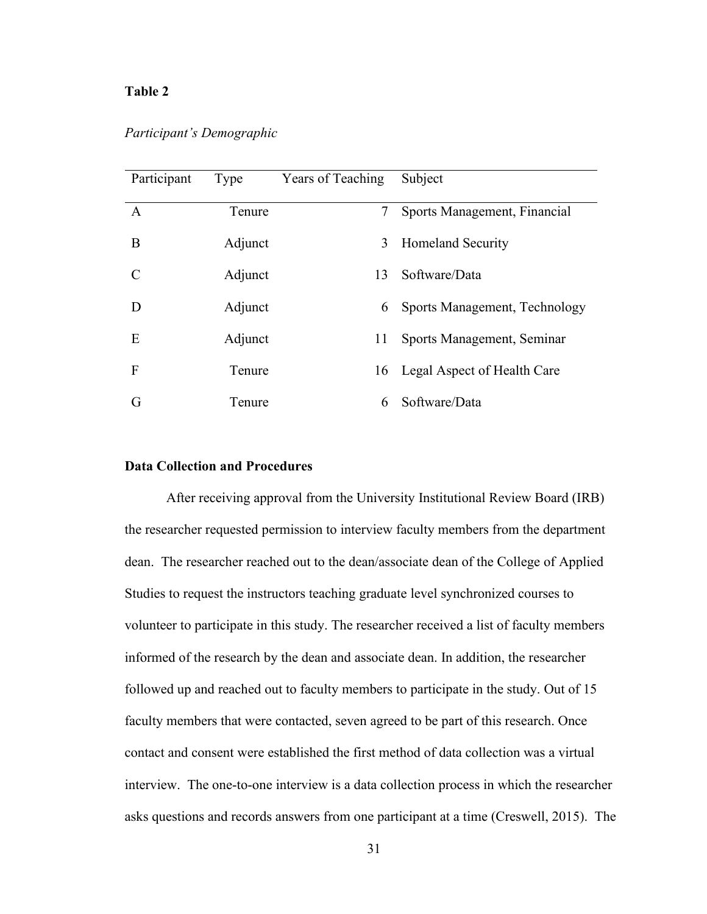**Table 2**

*Participant's Demographic*

| Participant | Type | Years of Teaching | Subject |
|---|---|---|---|
| A | Tenure | 7 | Sports Management, Financial |
| B | Adjunct | 3 | Homeland Security |
| C | Adjunct | 13 | Software/Data |
| D | Adjunct | 6 | Sports Management, Technology |
| E | Adjunct | 11 | Sports Management, Seminar |
| F | Tenure | 16 | Legal Aspect of Health Care |
| G | Tenure | 6 | Software/Data |

## Data Collection and Procedures

After receiving approval from the University Institutional Review Board (IRB) the researcher requested permission to interview faculty members from the department dean. The researcher reached out to the dean/associate dean of the College of Applied Studies to request the instructors teaching graduate level synchronized courses to volunteer to participate in this study. The researcher received a list of faculty members informed of the research by the dean and associate dean. In addition, the researcher followed up and reached out to faculty members to participate in the study. Out of 15 faculty members that were contacted, seven agreed to be part of this research. Once contact and consent were established the first method of data collection was a virtual interview. The one-to-one interview is a data collection process in which the researcher asks questions and records answers from one participant at a time (Creswell, 2015). The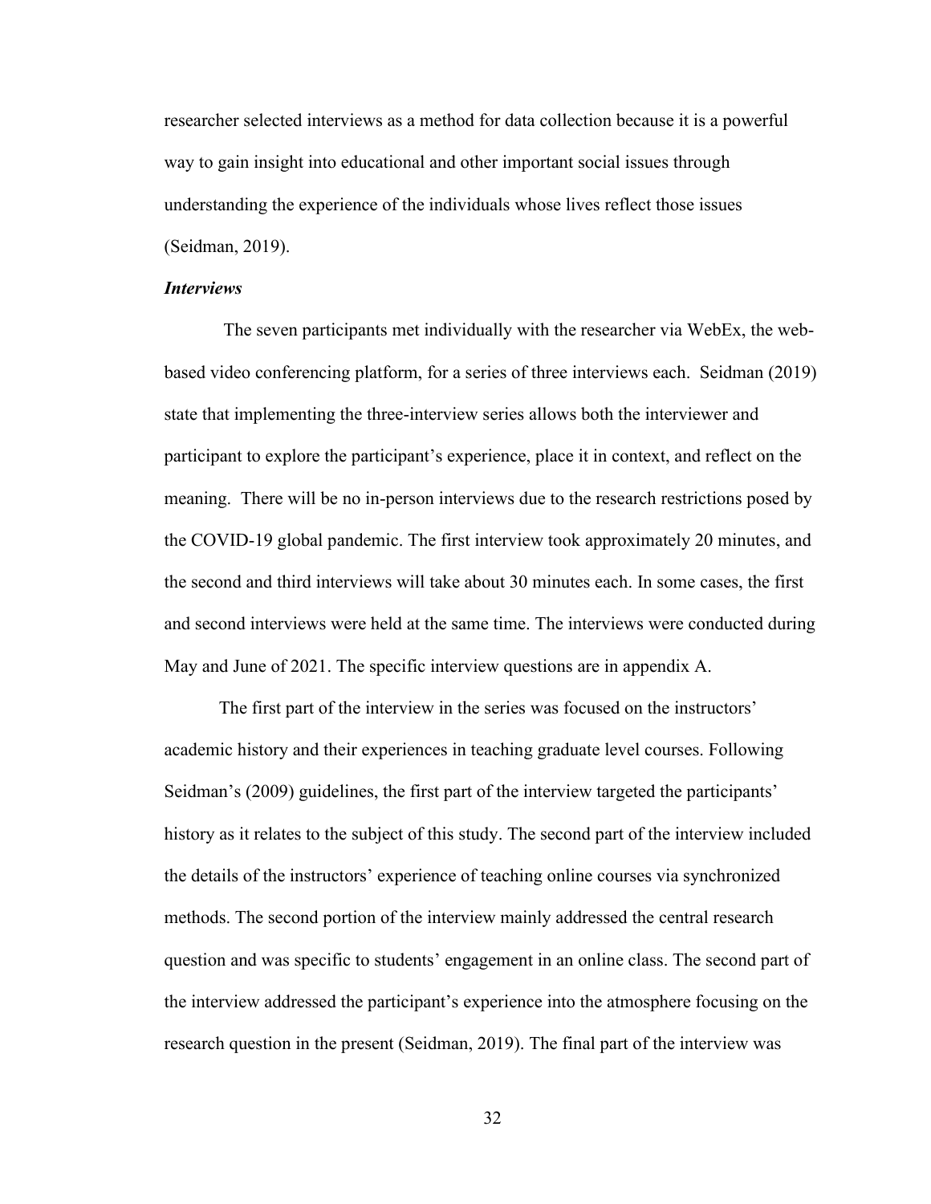researcher selected interviews as a method for data collection because it is a powerful way to gain insight into educational and other important social issues through understanding the experience of the individuals whose lives reflect those issues (Seidman, 2019).

***Interviews***

The seven participants met individually with the researcher via WebEx, the web-based video conferencing platform, for a series of three interviews each. Seidman (2019) state that implementing the three-interview series allows both the interviewer and participant to explore the participant's experience, place it in context, and reflect on the meaning. There will be no in-person interviews due to the research restrictions posed by the COVID-19 global pandemic. The first interview took approximately 20 minutes, and the second and third interviews will take about 30 minutes each. In some cases, the first and second interviews were held at the same time. The interviews were conducted during May and June of 2021. The specific interview questions are in appendix A.

The first part of the interview in the series was focused on the instructors' academic history and their experiences in teaching graduate level courses. Following Seidman's (2009) guidelines, the first part of the interview targeted the participants' history as it relates to the subject of this study. The second part of the interview included the details of the instructors' experience of teaching online courses via synchronized methods. The second portion of the interview mainly addressed the central research question and was specific to students' engagement in an online class. The second part of the interview addressed the participant's experience into the atmosphere focusing on the research question in the present (Seidman, 2019). The final part of the interview was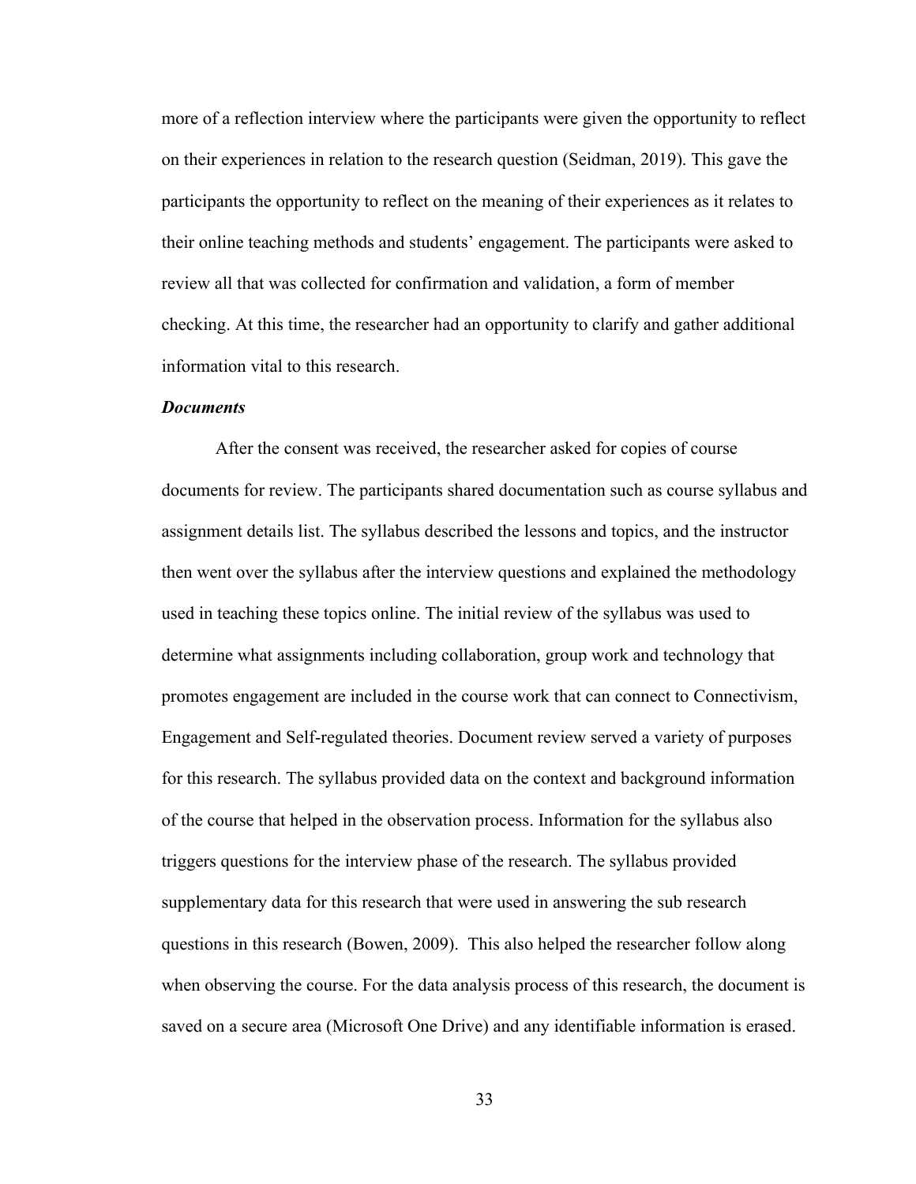more of a reflection interview where the participants were given the opportunity to reflect on their experiences in relation to the research question (Seidman, 2019). This gave the participants the opportunity to reflect on the meaning of their experiences as it relates to their online teaching methods and students' engagement. The participants were asked to review all that was collected for confirmation and validation, a form of member checking. At this time, the researcher had an opportunity to clarify and gather additional information vital to this research.

***Documents***

After the consent was received, the researcher asked for copies of course documents for review. The participants shared documentation such as course syllabus and assignment details list. The syllabus described the lessons and topics, and the instructor then went over the syllabus after the interview questions and explained the methodology used in teaching these topics online. The initial review of the syllabus was used to determine what assignments including collaboration, group work and technology that promotes engagement are included in the course work that can connect to Connectivism, Engagement and Self-regulated theories. Document review served a variety of purposes for this research. The syllabus provided data on the context and background information of the course that helped in the observation process. Information for the syllabus also triggers questions for the interview phase of the research. The syllabus provided supplementary data for this research that were used in answering the sub research questions in this research (Bowen, 2009). This also helped the researcher follow along when observing the course. For the data analysis process of this research, the document is saved on a secure area (Microsoft One Drive) and any identifiable information is erased.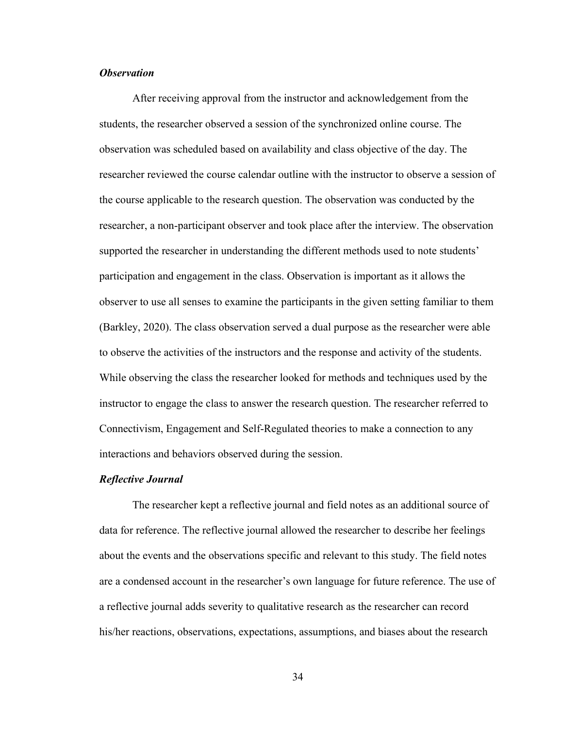***Observation***

After receiving approval from the instructor and acknowledgement from the students, the researcher observed a session of the synchronized online course. The observation was scheduled based on availability and class objective of the day. The researcher reviewed the course calendar outline with the instructor to observe a session of the course applicable to the research question. The observation was conducted by the researcher, a non-participant observer and took place after the interview. The observation supported the researcher in understanding the different methods used to note students' participation and engagement in the class. Observation is important as it allows the observer to use all senses to examine the participants in the given setting familiar to them (Barkley, 2020). The class observation served a dual purpose as the researcher were able to observe the activities of the instructors and the response and activity of the students. While observing the class the researcher looked for methods and techniques used by the instructor to engage the class to answer the research question. The researcher referred to Connectivism, Engagement and Self-Regulated theories to make a connection to any interactions and behaviors observed during the session.

***Reflective Journal***

The researcher kept a reflective journal and field notes as an additional source of data for reference. The reflective journal allowed the researcher to describe her feelings about the events and the observations specific and relevant to this study. The field notes are a condensed account in the researcher's own language for future reference. The use of a reflective journal adds severity to qualitative research as the researcher can record his/her reactions, observations, expectations, assumptions, and biases about the research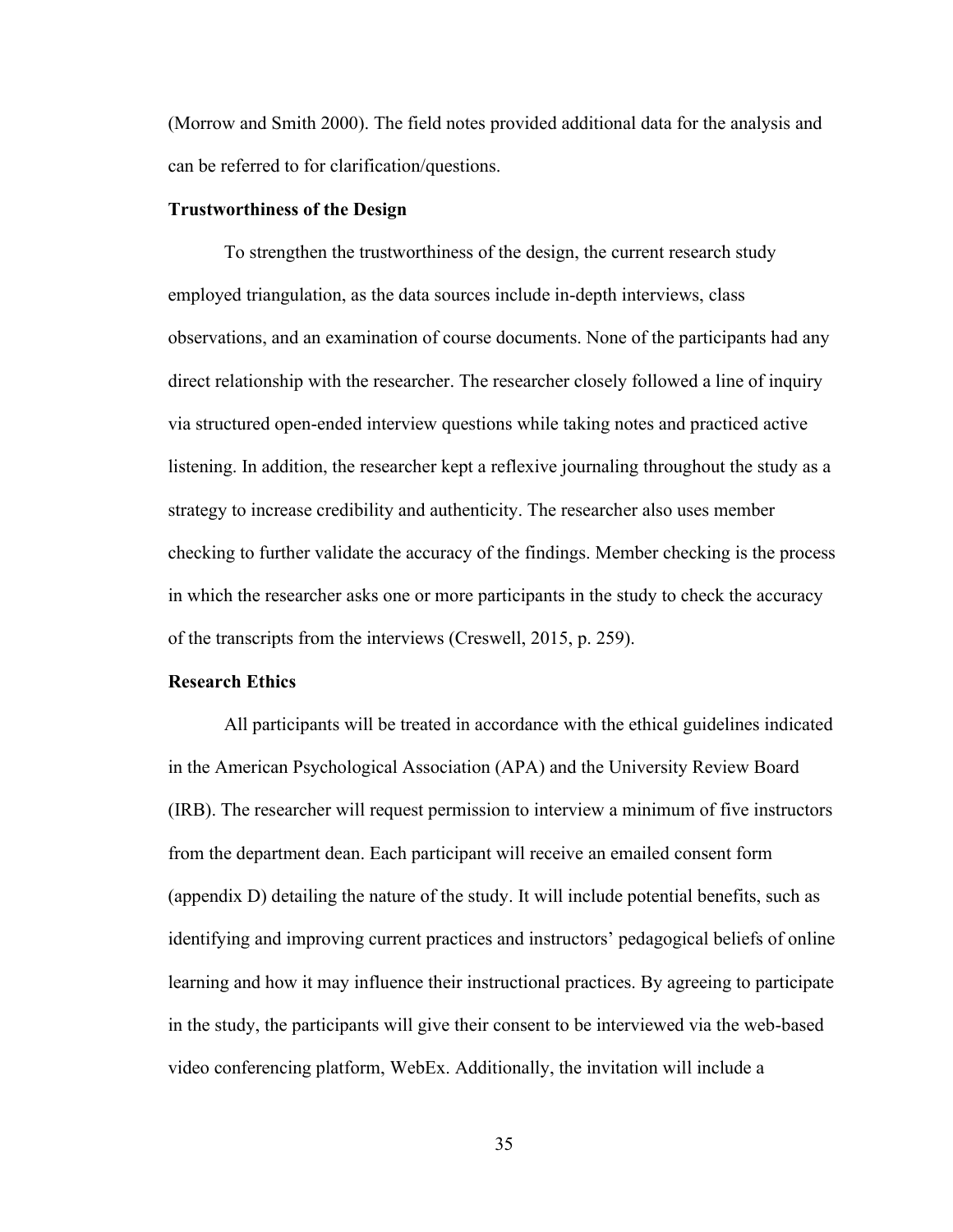(Morrow and Smith 2000). The field notes provided additional data for the analysis and can be referred to for clarification/questions.

**Trustworthiness of the Design**

To strengthen the trustworthiness of the design, the current research study employed triangulation, as the data sources include in-depth interviews, class observations, and an examination of course documents. None of the participants had any direct relationship with the researcher. The researcher closely followed a line of inquiry via structured open-ended interview questions while taking notes and practiced active listening. In addition, the researcher kept a reflexive journaling throughout the study as a strategy to increase credibility and authenticity. The researcher also uses member checking to further validate the accuracy of the findings. Member checking is the process in which the researcher asks one or more participants in the study to check the accuracy of the transcripts from the interviews (Creswell, 2015, p. 259).

**Research Ethics**

All participants will be treated in accordance with the ethical guidelines indicated in the American Psychological Association (APA) and the University Review Board (IRB). The researcher will request permission to interview a minimum of five instructors from the department dean. Each participant will receive an emailed consent form (appendix D) detailing the nature of the study. It will include potential benefits, such as identifying and improving current practices and instructors' pedagogical beliefs of online learning and how it may influence their instructional practices. By agreeing to participate in the study, the participants will give their consent to be interviewed via the web-based video conferencing platform, WebEx. Additionally, the invitation will include a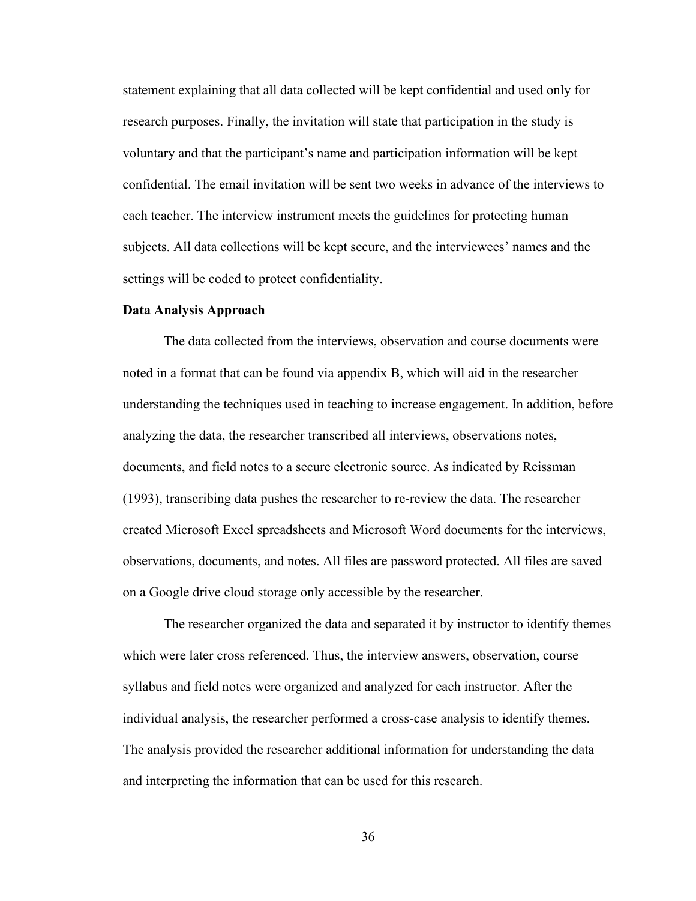statement explaining that all data collected will be kept confidential and used only for research purposes. Finally, the invitation will state that participation in the study is voluntary and that the participant's name and participation information will be kept confidential. The email invitation will be sent two weeks in advance of the interviews to each teacher. The interview instrument meets the guidelines for protecting human subjects. All data collections will be kept secure, and the interviewees' names and the settings will be coded to protect confidentiality.

**Data Analysis Approach**

The data collected from the interviews, observation and course documents were noted in a format that can be found via appendix B, which will aid in the researcher understanding the techniques used in teaching to increase engagement. In addition, before analyzing the data, the researcher transcribed all interviews, observations notes, documents, and field notes to a secure electronic source. As indicated by Reissman (1993), transcribing data pushes the researcher to re-review the data. The researcher created Microsoft Excel spreadsheets and Microsoft Word documents for the interviews, observations, documents, and notes. All files are password protected. All files are saved on a Google drive cloud storage only accessible by the researcher.

The researcher organized the data and separated it by instructor to identify themes which were later cross referenced. Thus, the interview answers, observation, course syllabus and field notes were organized and analyzed for each instructor. After the individual analysis, the researcher performed a cross-case analysis to identify themes. The analysis provided the researcher additional information for understanding the data and interpreting the information that can be used for this research.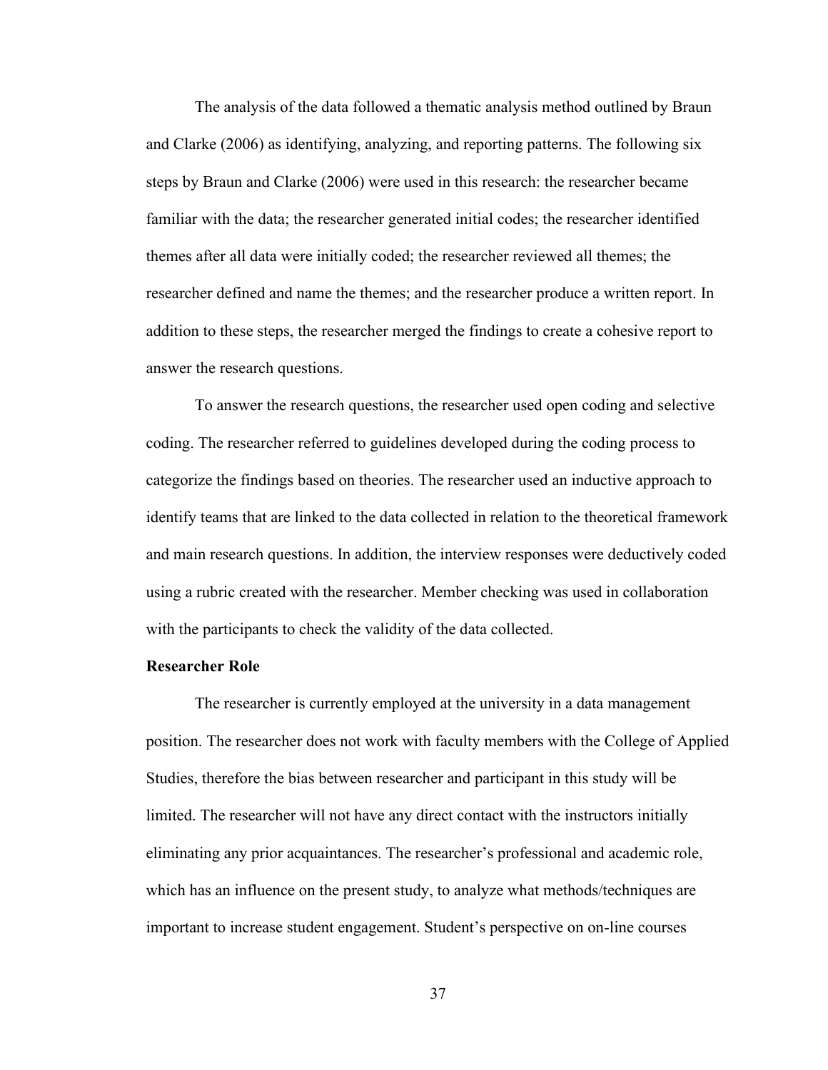The analysis of the data followed a thematic analysis method outlined by Braun and Clarke (2006) as identifying, analyzing, and reporting patterns. The following six steps by Braun and Clarke (2006) were used in this research: the researcher became familiar with the data; the researcher generated initial codes; the researcher identified themes after all data were initially coded; the researcher reviewed all themes; the researcher defined and name the themes; and the researcher produce a written report. In addition to these steps, the researcher merged the findings to create a cohesive report to answer the research questions.

To answer the research questions, the researcher used open coding and selective coding. The researcher referred to guidelines developed during the coding process to categorize the findings based on theories. The researcher used an inductive approach to identify teams that are linked to the data collected in relation to the theoretical framework and main research questions. In addition, the interview responses were deductively coded using a rubric created with the researcher. Member checking was used in collaboration with the participants to check the validity of the data collected.

**Researcher Role**

The researcher is currently employed at the university in a data management position. The researcher does not work with faculty members with the College of Applied Studies, therefore the bias between researcher and participant in this study will be limited. The researcher will not have any direct contact with the instructors initially eliminating any prior acquaintances. The researcher's professional and academic role, which has an influence on the present study, to analyze what methods/techniques are important to increase student engagement. Student's perspective on on-line courses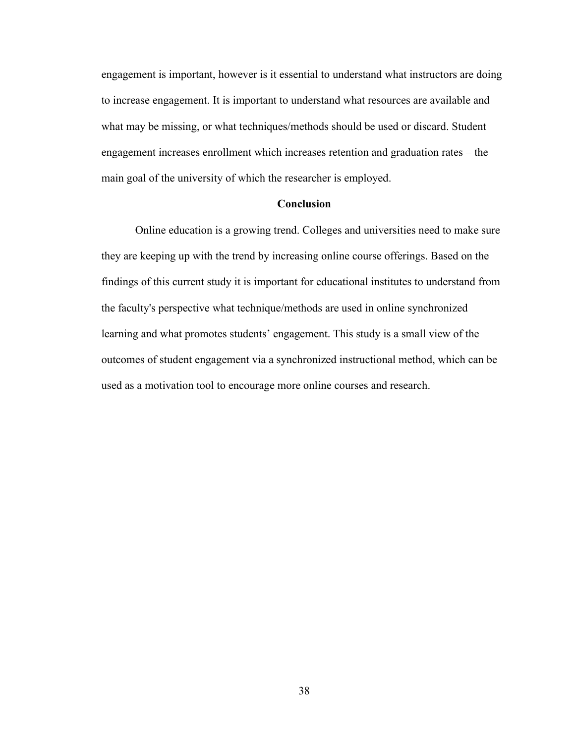engagement is important, however is it essential to understand what instructors are doing to increase engagement. It is important to understand what resources are available and what may be missing, or what techniques/methods should be used or discard. Student engagement increases enrollment which increases retention and graduation rates – the main goal of the university of which the researcher is employed.

## Conclusion

Online education is a growing trend. Colleges and universities need to make sure they are keeping up with the trend by increasing online course offerings. Based on the findings of this current study it is important for educational institutes to understand from the faculty's perspective what technique/methods are used in online synchronized learning and what promotes students' engagement. This study is a small view of the outcomes of student engagement via a synchronized instructional method, which can be used as a motivation tool to encourage more online courses and research.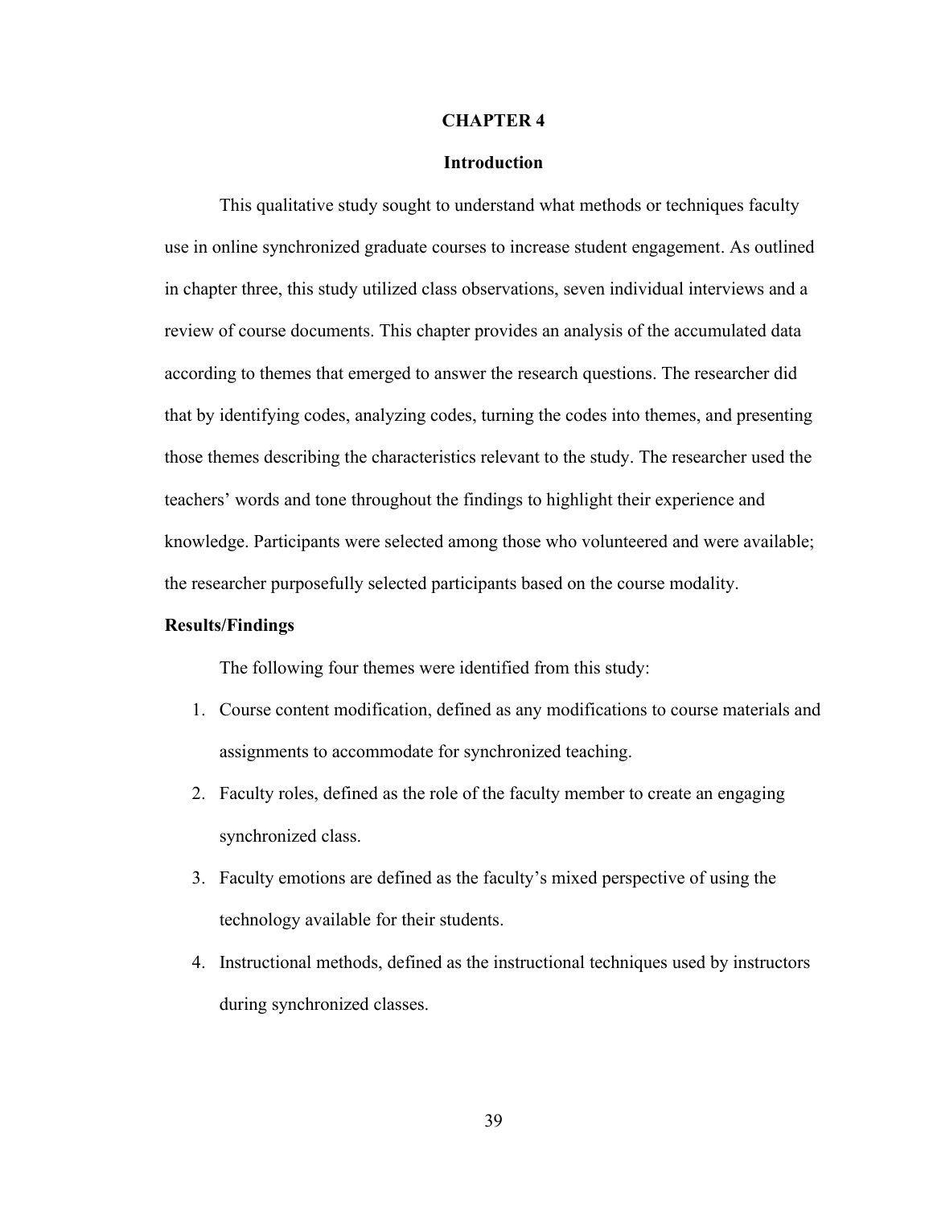# CHAPTER 4

## Introduction

This qualitative study sought to understand what methods or techniques faculty use in online synchronized graduate courses to increase student engagement. As outlined in chapter three, this study utilized class observations, seven individual interviews and a review of course documents. This chapter provides an analysis of the accumulated data according to themes that emerged to answer the research questions. The researcher did that by identifying codes, analyzing codes, turning the codes into themes, and presenting those themes describing the characteristics relevant to the study. The researcher used the teachers' words and tone throughout the findings to highlight their experience and knowledge. Participants were selected among those who volunteered and were available; the researcher purposefully selected participants based on the course modality.

### Results/Findings

The following four themes were identified from this study:

1. Course content modification, defined as any modifications to course materials and assignments to accommodate for synchronized teaching.
2. Faculty roles, defined as the role of the faculty member to create an engaging synchronized class.
3. Faculty emotions are defined as the faculty's mixed perspective of using the technology available for their students.
4. Instructional methods, defined as the instructional techniques used by instructors during synchronized classes.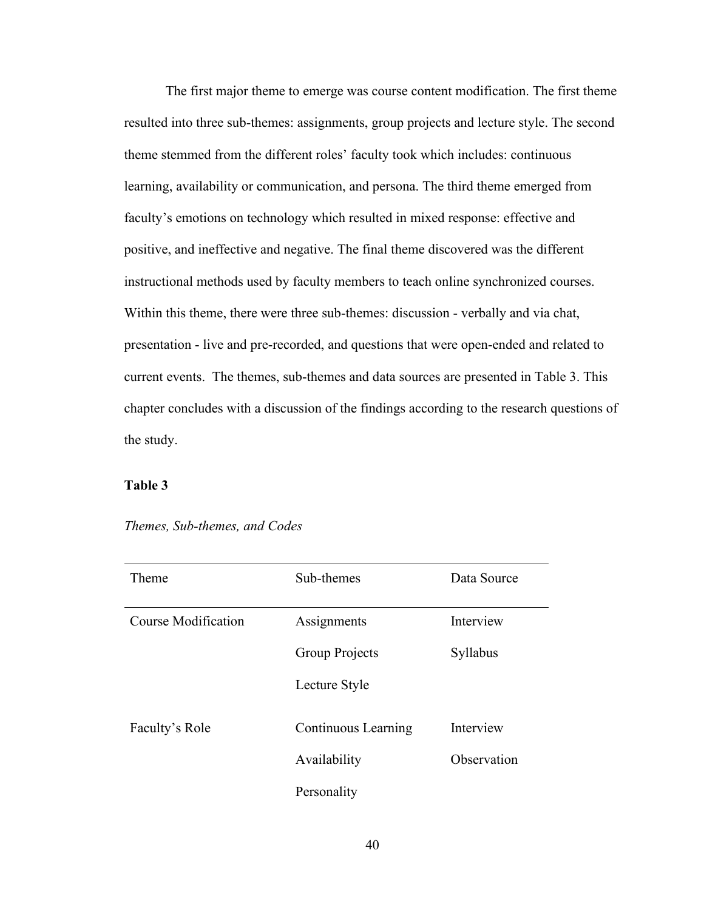The first major theme to emerge was course content modification. The first theme resulted into three sub-themes: assignments, group projects and lecture style. The second theme stemmed from the different roles' faculty took which includes: continuous learning, availability or communication, and persona. The third theme emerged from faculty's emotions on technology which resulted in mixed response: effective and positive, and ineffective and negative. The final theme discovered was the different instructional methods used by faculty members to teach online synchronized courses. Within this theme, there were three sub-themes: discussion - verbally and via chat, presentation - live and pre-recorded, and questions that were open-ended and related to current events. The themes, sub-themes and data sources are presented in Table 3. This chapter concludes with a discussion of the findings according to the research questions of the study.

**Table 3**

*Themes, Sub-themes, and Codes*

| Theme | Sub-themes | Data Source |
|---|---|---|
| Course Modification | Assignments | Interview |
| | Group Projects | Syllabus |
| | Lecture Style | |
| Faculty's Role | Continuous Learning | Interview |
| | Availability | Observation |
| | Personality | |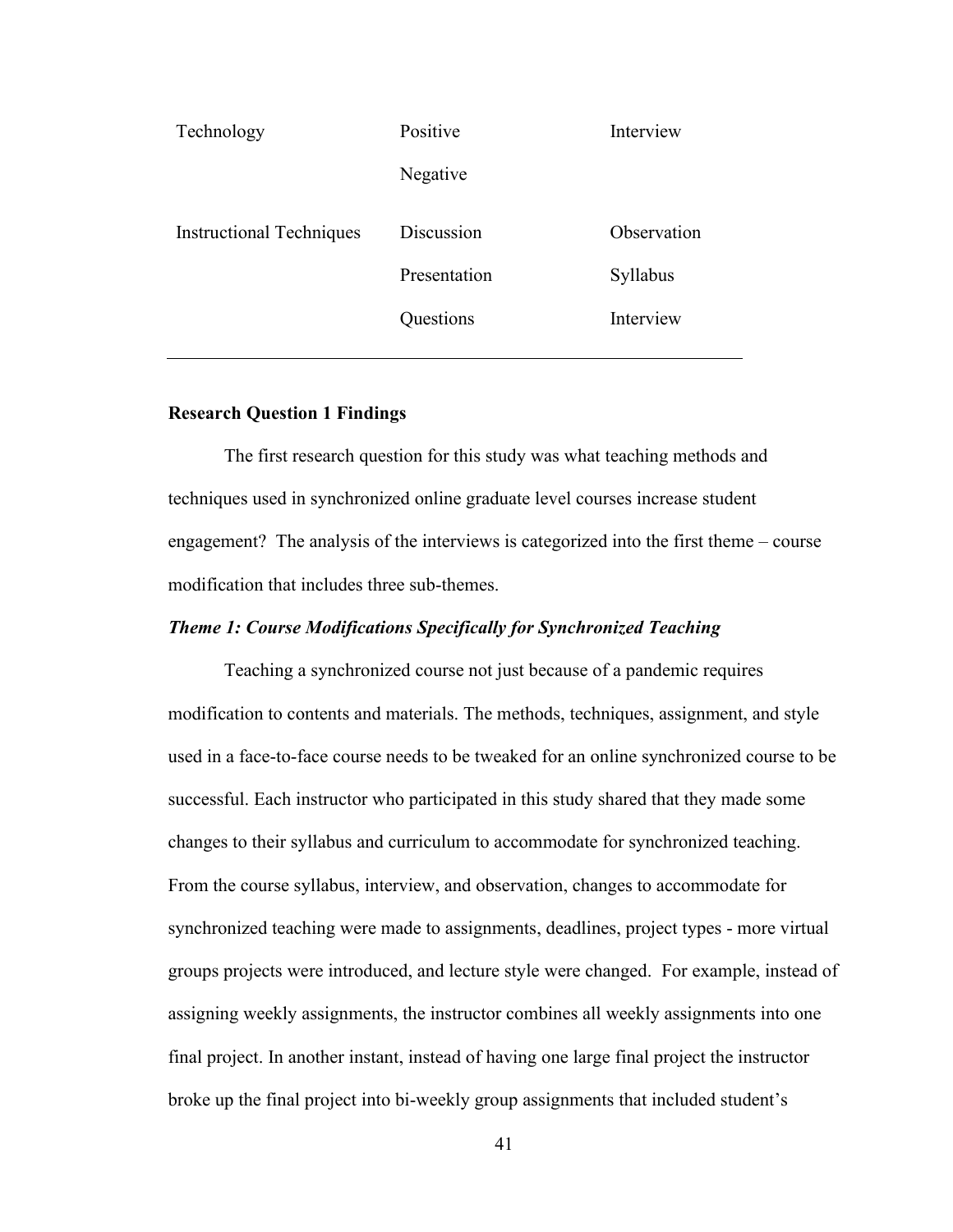| | | |
|---|---|---|
| Technology | Positive | Interview |
| | Negative | |
| Instructional Techniques | Discussion | Observation |
| | Presentation | Syllabus |
| | Questions | Interview |

**Research Question 1 Findings**

The first research question for this study was what teaching methods and techniques used in synchronized online graduate level courses increase student engagement? The analysis of the interviews is categorized into the first theme – course modification that includes three sub-themes.

***Theme 1: Course Modifications Specifically for Synchronized Teaching***

Teaching a synchronized course not just because of a pandemic requires modification to contents and materials. The methods, techniques, assignment, and style used in a face-to-face course needs to be tweaked for an online synchronized course to be successful. Each instructor who participated in this study shared that they made some changes to their syllabus and curriculum to accommodate for synchronized teaching. From the course syllabus, interview, and observation, changes to accommodate for synchronized teaching were made to assignments, deadlines, project types - more virtual groups projects were introduced, and lecture style were changed. For example, instead of assigning weekly assignments, the instructor combines all weekly assignments into one final project. In another instant, instead of having one large final project the instructor broke up the final project into bi-weekly group assignments that included student's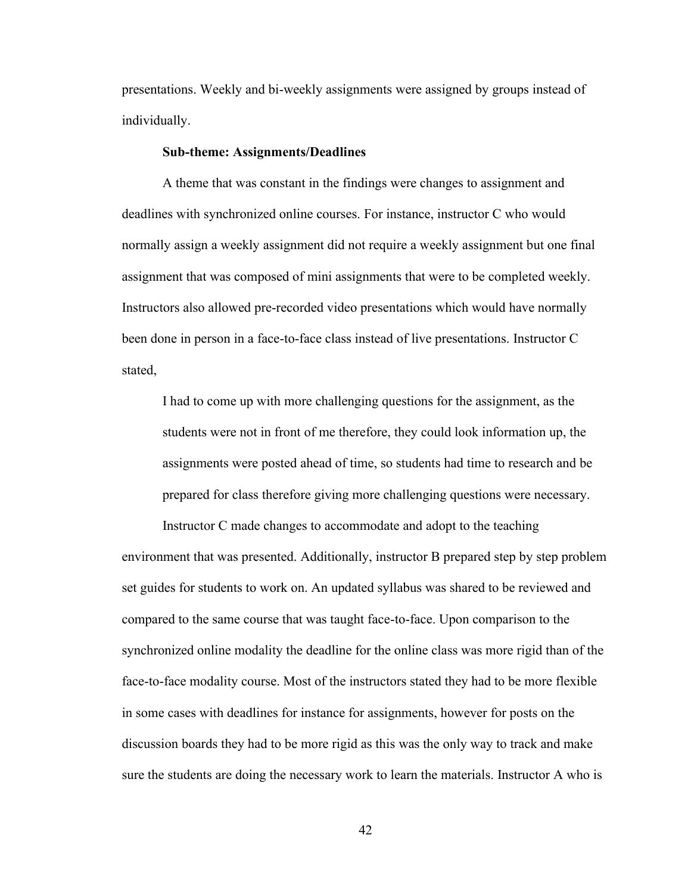presentations. Weekly and bi-weekly assignments were assigned by groups instead of individually.

**Sub-theme: Assignments/Deadlines**

A theme that was constant in the findings were changes to assignment and deadlines with synchronized online courses. For instance, instructor C who would normally assign a weekly assignment did not require a weekly assignment but one final assignment that was composed of mini assignments that were to be completed weekly. Instructors also allowed pre-recorded video presentations which would have normally been done in person in a face-to-face class instead of live presentations. Instructor C stated,

> I had to come up with more challenging questions for the assignment, as the students were not in front of me therefore, they could look information up, the assignments were posted ahead of time, so students had time to research and be prepared for class therefore giving more challenging questions were necessary.

Instructor C made changes to accommodate and adopt to the teaching environment that was presented. Additionally, instructor B prepared step by step problem set guides for students to work on. An updated syllabus was shared to be reviewed and compared to the same course that was taught face-to-face. Upon comparison to the synchronized online modality the deadline for the online class was more rigid than of the face-to-face modality course. Most of the instructors stated they had to be more flexible in some cases with deadlines for instance for assignments, however for posts on the discussion boards they had to be more rigid as this was the only way to track and make sure the students are doing the necessary work to learn the materials. Instructor A who is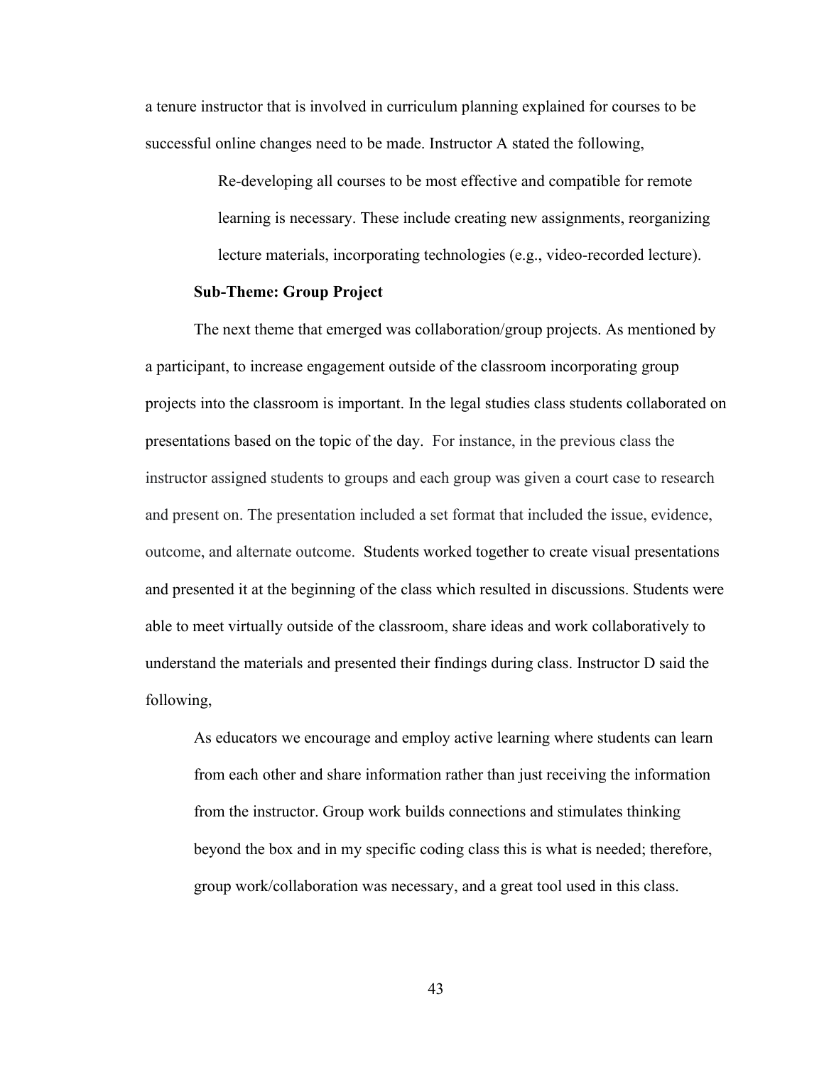a tenure instructor that is involved in curriculum planning explained for courses to be successful online changes need to be made. Instructor A stated the following,

> Re-developing all courses to be most effective and compatible for remote learning is necessary. These include creating new assignments, reorganizing lecture materials, incorporating technologies (e.g., video-recorded lecture).

**Sub-Theme: Group Project**

The next theme that emerged was collaboration/group projects. As mentioned by a participant, to increase engagement outside of the classroom incorporating group projects into the classroom is important. In the legal studies class students collaborated on presentations based on the topic of the day. For instance, in the previous class the instructor assigned students to groups and each group was given a court case to research and present on. The presentation included a set format that included the issue, evidence, outcome, and alternate outcome. Students worked together to create visual presentations and presented it at the beginning of the class which resulted in discussions. Students were able to meet virtually outside of the classroom, share ideas and work collaboratively to understand the materials and presented their findings during class. Instructor D said the following,

> As educators we encourage and employ active learning where students can learn from each other and share information rather than just receiving the information from the instructor. Group work builds connections and stimulates thinking beyond the box and in my specific coding class this is what is needed; therefore, group work/collaboration was necessary, and a great tool used in this class.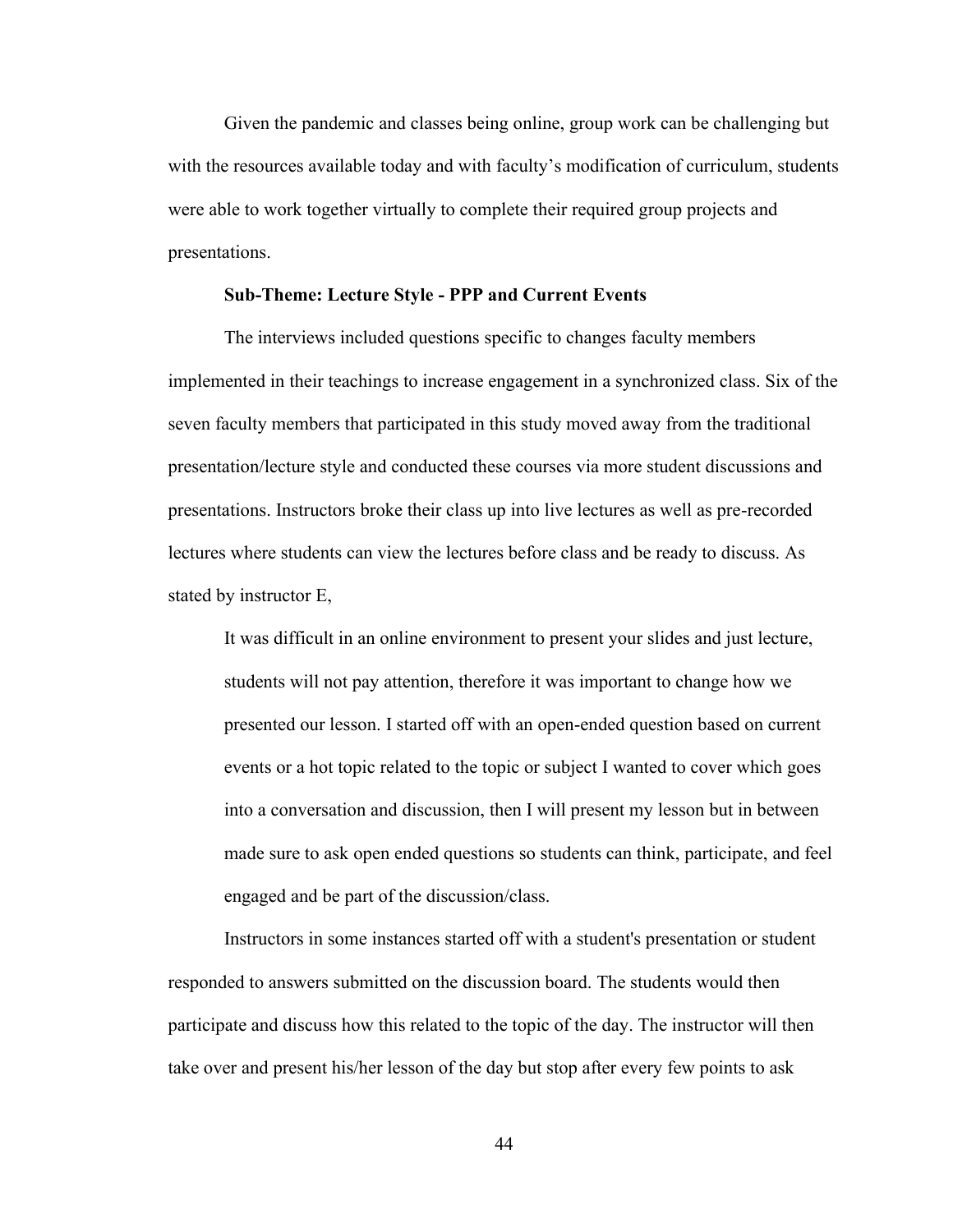Given the pandemic and classes being online, group work can be challenging but with the resources available today and with faculty's modification of curriculum, students were able to work together virtually to complete their required group projects and presentations.

### Sub-Theme: Lecture Style - PPP and Current Events

The interviews included questions specific to changes faculty members implemented in their teachings to increase engagement in a synchronized class. Six of the seven faculty members that participated in this study moved away from the traditional presentation/lecture style and conducted these courses via more student discussions and presentations. Instructors broke their class up into live lectures as well as pre-recorded lectures where students can view the lectures before class and be ready to discuss. As stated by instructor E,

> It was difficult in an online environment to present your slides and just lecture, students will not pay attention, therefore it was important to change how we presented our lesson. I started off with an open-ended question based on current events or a hot topic related to the topic or subject I wanted to cover which goes into a conversation and discussion, then I will present my lesson but in between made sure to ask open ended questions so students can think, participate, and feel engaged and be part of the discussion/class.

Instructors in some instances started off with a student's presentation or student responded to answers submitted on the discussion board. The students would then participate and discuss how this related to the topic of the day. The instructor will then take over and present his/her lesson of the day but stop after every few points to ask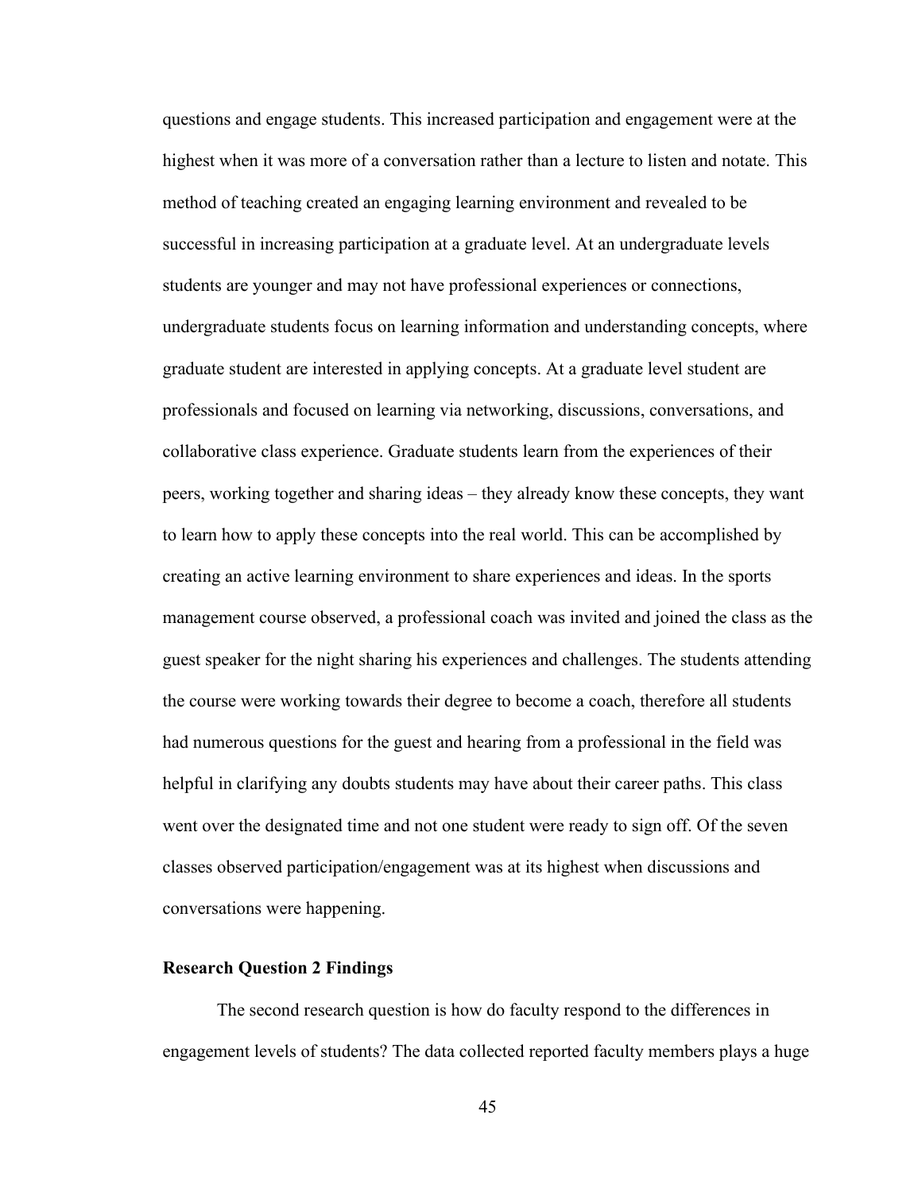questions and engage students. This increased participation and engagement were at the highest when it was more of a conversation rather than a lecture to listen and notate. This method of teaching created an engaging learning environment and revealed to be successful in increasing participation at a graduate level. At an undergraduate levels students are younger and may not have professional experiences or connections, undergraduate students focus on learning information and understanding concepts, where graduate student are interested in applying concepts. At a graduate level student are professionals and focused on learning via networking, discussions, conversations, and collaborative class experience. Graduate students learn from the experiences of their peers, working together and sharing ideas – they already know these concepts, they want to learn how to apply these concepts into the real world. This can be accomplished by creating an active learning environment to share experiences and ideas. In the sports management course observed, a professional coach was invited and joined the class as the guest speaker for the night sharing his experiences and challenges. The students attending the course were working towards their degree to become a coach, therefore all students had numerous questions for the guest and hearing from a professional in the field was helpful in clarifying any doubts students may have about their career paths. This class went over the designated time and not one student were ready to sign off. Of the seven classes observed participation/engagement was at its highest when discussions and conversations were happening.

### Research Question 2 Findings

The second research question is how do faculty respond to the differences in engagement levels of students? The data collected reported faculty members plays a huge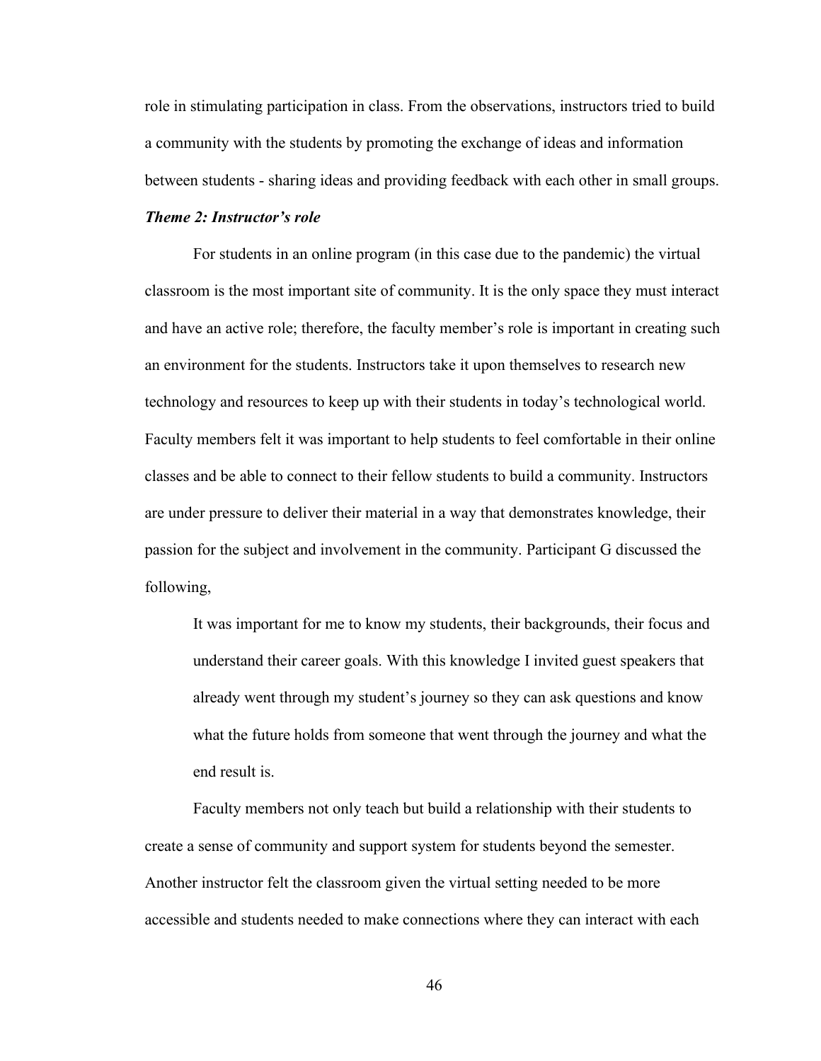role in stimulating participation in class. From the observations, instructors tried to build a community with the students by promoting the exchange of ideas and information between students - sharing ideas and providing feedback with each other in small groups.

***Theme 2: Instructor's role***

For students in an online program (in this case due to the pandemic) the virtual classroom is the most important site of community. It is the only space they must interact and have an active role; therefore, the faculty member's role is important in creating such an environment for the students. Instructors take it upon themselves to research new technology and resources to keep up with their students in today's technological world. Faculty members felt it was important to help students to feel comfortable in their online classes and be able to connect to their fellow students to build a community. Instructors are under pressure to deliver their material in a way that demonstrates knowledge, their passion for the subject and involvement in the community. Participant G discussed the following,

> It was important for me to know my students, their backgrounds, their focus and understand their career goals. With this knowledge I invited guest speakers that already went through my student's journey so they can ask questions and know what the future holds from someone that went through the journey and what the end result is.

Faculty members not only teach but build a relationship with their students to create a sense of community and support system for students beyond the semester. Another instructor felt the classroom given the virtual setting needed to be more accessible and students needed to make connections where they can interact with each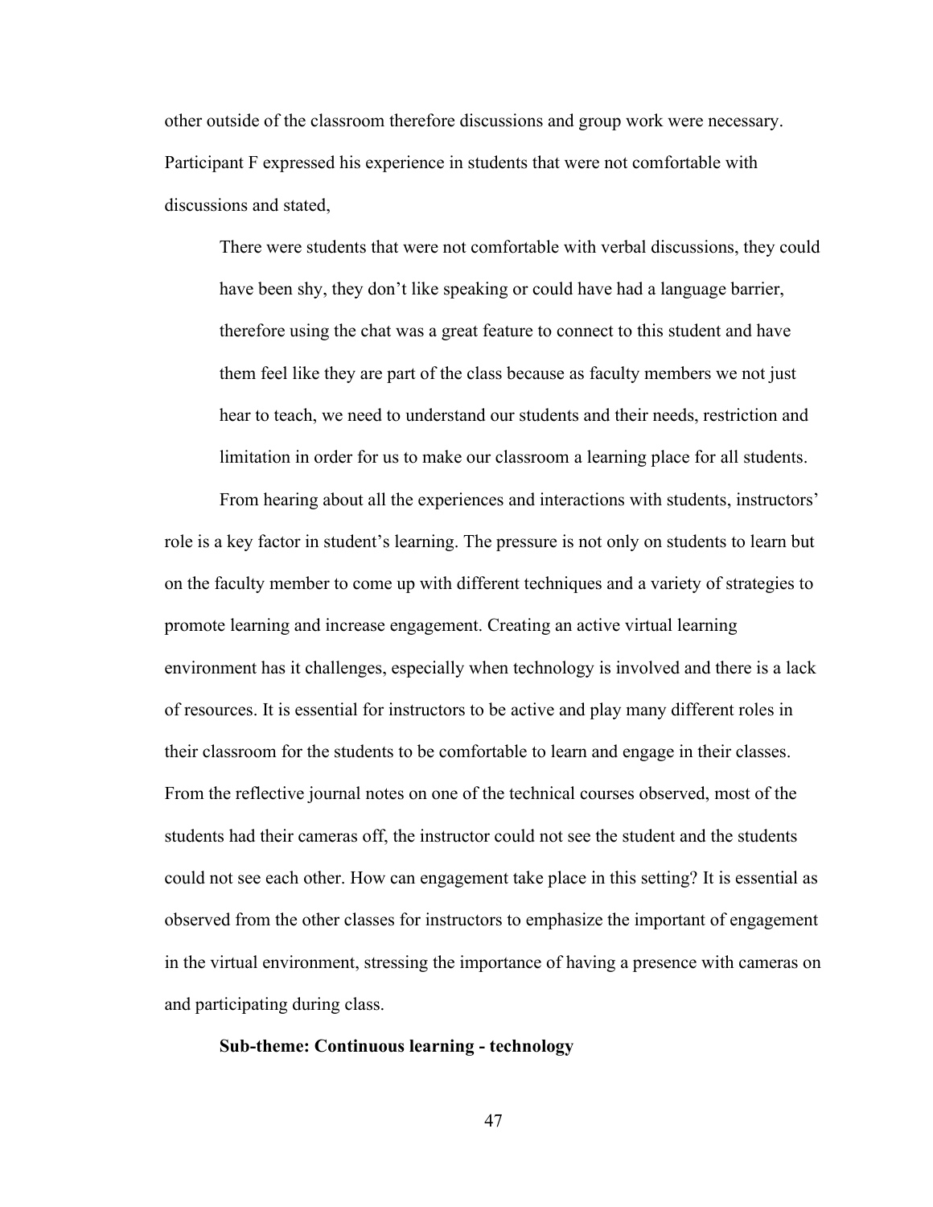other outside of the classroom therefore discussions and group work were necessary. Participant F expressed his experience in students that were not comfortable with discussions and stated,

> There were students that were not comfortable with verbal discussions, they could have been shy, they don't like speaking or could have had a language barrier, therefore using the chat was a great feature to connect to this student and have them feel like they are part of the class because as faculty members we not just hear to teach, we need to understand our students and their needs, restriction and limitation in order for us to make our classroom a learning place for all students.

From hearing about all the experiences and interactions with students, instructors' role is a key factor in student's learning. The pressure is not only on students to learn but on the faculty member to come up with different techniques and a variety of strategies to promote learning and increase engagement. Creating an active virtual learning environment has it challenges, especially when technology is involved and there is a lack of resources. It is essential for instructors to be active and play many different roles in their classroom for the students to be comfortable to learn and engage in their classes. From the reflective journal notes on one of the technical courses observed, most of the students had their cameras off, the instructor could not see the student and the students could not see each other. How can engagement take place in this setting? It is essential as observed from the other classes for instructors to emphasize the important of engagement in the virtual environment, stressing the importance of having a presence with cameras on and participating during class.

**Sub-theme: Continuous learning - technology**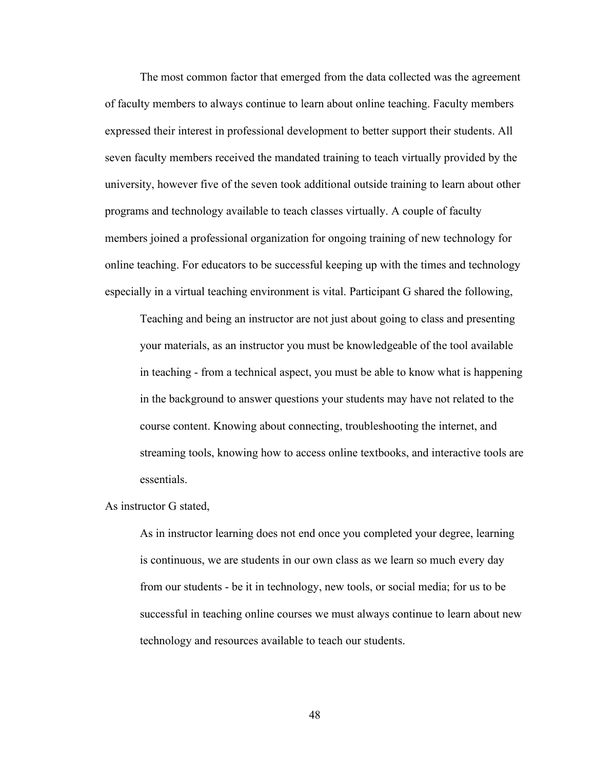The most common factor that emerged from the data collected was the agreement of faculty members to always continue to learn about online teaching. Faculty members expressed their interest in professional development to better support their students. All seven faculty members received the mandated training to teach virtually provided by the university, however five of the seven took additional outside training to learn about other programs and technology available to teach classes virtually. A couple of faculty members joined a professional organization for ongoing training of new technology for online teaching. For educators to be successful keeping up with the times and technology especially in a virtual teaching environment is vital. Participant G shared the following,

> Teaching and being an instructor are not just about going to class and presenting your materials, as an instructor you must be knowledgeable of the tool available in teaching - from a technical aspect, you must be able to know what is happening in the background to answer questions your students may have not related to the course content. Knowing about connecting, troubleshooting the internet, and streaming tools, knowing how to access online textbooks, and interactive tools are essentials.

As instructor G stated,

> As in instructor learning does not end once you completed your degree, learning is continuous, we are students in our own class as we learn so much every day from our students - be it in technology, new tools, or social media; for us to be successful in teaching online courses we must always continue to learn about new technology and resources available to teach our students.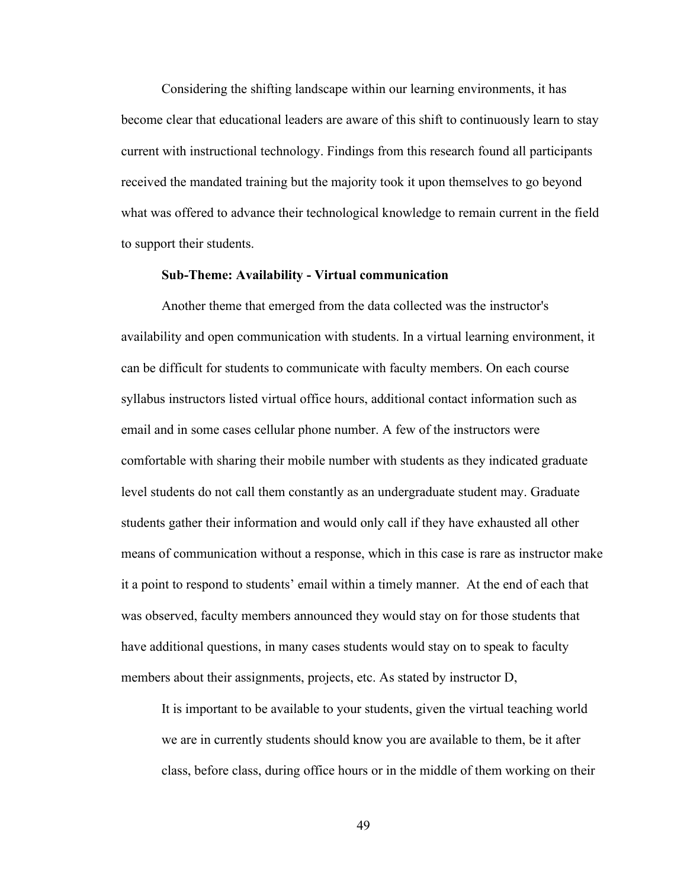Considering the shifting landscape within our learning environments, it has become clear that educational leaders are aware of this shift to continuously learn to stay current with instructional technology. Findings from this research found all participants received the mandated training but the majority took it upon themselves to go beyond what was offered to advance their technological knowledge to remain current in the field to support their students.

**Sub-Theme: Availability - Virtual communication**

Another theme that emerged from the data collected was the instructor's availability and open communication with students. In a virtual learning environment, it can be difficult for students to communicate with faculty members. On each course syllabus instructors listed virtual office hours, additional contact information such as email and in some cases cellular phone number. A few of the instructors were comfortable with sharing their mobile number with students as they indicated graduate level students do not call them constantly as an undergraduate student may. Graduate students gather their information and would only call if they have exhausted all other means of communication without a response, which in this case is rare as instructor make it a point to respond to students' email within a timely manner. At the end of each that was observed, faculty members announced they would stay on for those students that have additional questions, in many cases students would stay on to speak to faculty members about their assignments, projects, etc. As stated by instructor D,

> It is important to be available to your students, given the virtual teaching world we are in currently students should know you are available to them, be it after class, before class, during office hours or in the middle of them working on their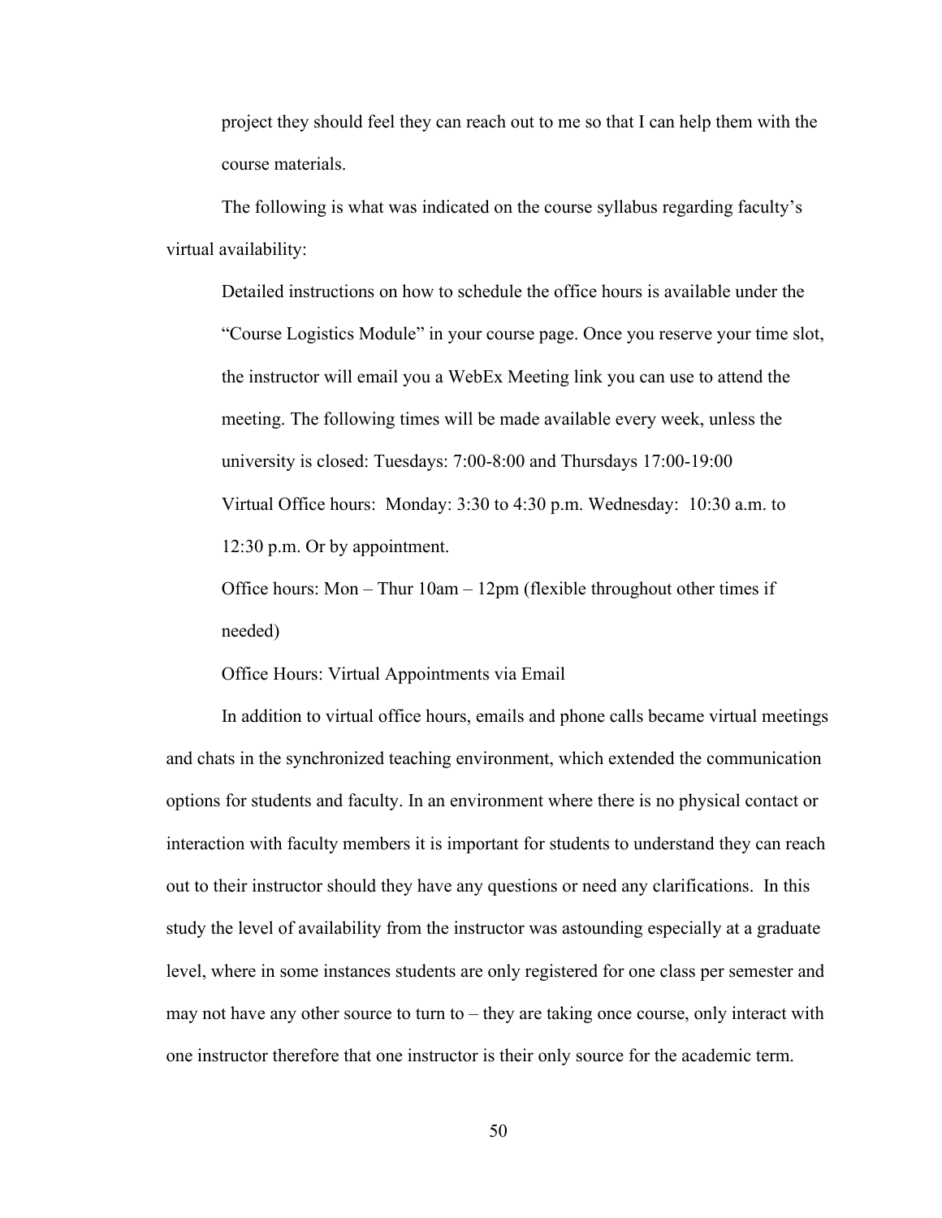project they should feel they can reach out to me so that I can help them with the course materials.

The following is what was indicated on the course syllabus regarding faculty's virtual availability:

> Detailed instructions on how to schedule the office hours is available under the "Course Logistics Module" in your course page. Once you reserve your time slot, the instructor will email you a WebEx Meeting link you can use to attend the meeting. The following times will be made available every week, unless the university is closed: Tuesdays: 7:00-8:00 and Thursdays 17:00-19:00
>
> Virtual Office hours: Monday: 3:30 to 4:30 p.m. Wednesday: 10:30 a.m. to 12:30 p.m. Or by appointment.
>
> Office hours: Mon – Thur 10am – 12pm (flexible throughout other times if needed)
>
> Office Hours: Virtual Appointments via Email

In addition to virtual office hours, emails and phone calls became virtual meetings and chats in the synchronized teaching environment, which extended the communication options for students and faculty. In an environment where there is no physical contact or interaction with faculty members it is important for students to understand they can reach out to their instructor should they have any questions or need any clarifications. In this study the level of availability from the instructor was astounding especially at a graduate level, where in some instances students are only registered for one class per semester and may not have any other source to turn to – they are taking once course, only interact with one instructor therefore that one instructor is their only source for the academic term.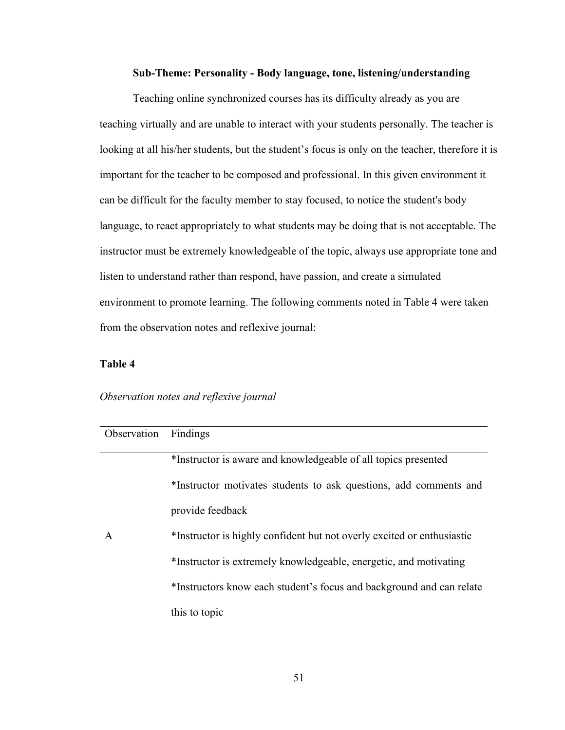**Sub-Theme: Personality - Body language, tone, listening/understanding**

Teaching online synchronized courses has its difficulty already as you are teaching virtually and are unable to interact with your students personally. The teacher is looking at all his/her students, but the student's focus is only on the teacher, therefore it is important for the teacher to be composed and professional. In this given environment it can be difficult for the faculty member to stay focused, to notice the student's body language, to react appropriately to what students may be doing that is not acceptable. The instructor must be extremely knowledgeable of the topic, always use appropriate tone and listen to understand rather than respond, have passion, and create a simulated environment to promote learning. The following comments noted in Table 4 were taken from the observation notes and reflexive journal:

**Table 4**

*Observation notes and reflexive journal*

| Observation | Findings |
| --- | --- |
| A | *Instructor is aware and knowledgeable of all topics presented<br>*Instructor motivates students to ask questions, add comments and provide feedback<br>*Instructor is highly confident but not overly excited or enthusiastic<br>*Instructor is extremely knowledgeable, energetic, and motivating<br>*Instructors know each student's focus and background and can relate this to topic |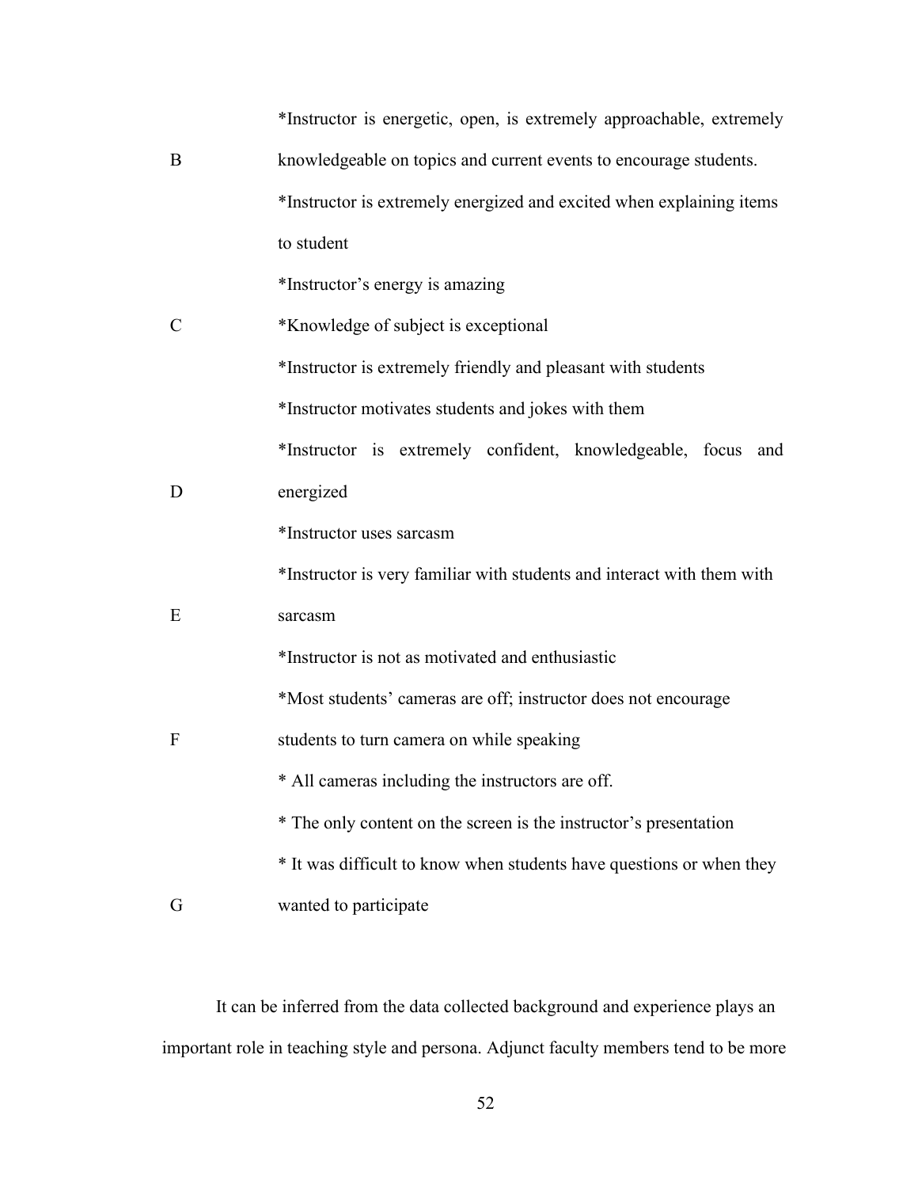| | |
|---|---|
| B | *Instructor is energetic, open, is extremely approachable, extremely knowledgeable on topics and current events to encourage students.<br>*Instructor is extremely energized and excited when explaining items to student |
| C | *Instructor's energy is amazing<br>*Knowledge of subject is exceptional<br>*Instructor is extremely friendly and pleasant with students<br>*Instructor motivates students and jokes with them |
| D | *Instructor is extremely confident, knowledgeable, focus and energized<br>*Instructor uses sarcasm |
| E | *Instructor is very familiar with students and interact with them with sarcasm<br>*Instructor is not as motivated and enthusiastic |
| F | *Most students' cameras are off; instructor does not encourage students to turn camera on while speaking |
| G | * All cameras including the instructors are off.<br>* The only content on the screen is the instructor's presentation<br>* It was difficult to know when students have questions or when they wanted to participate |

It can be inferred from the data collected background and experience plays an important role in teaching style and persona. Adjunct faculty members tend to be more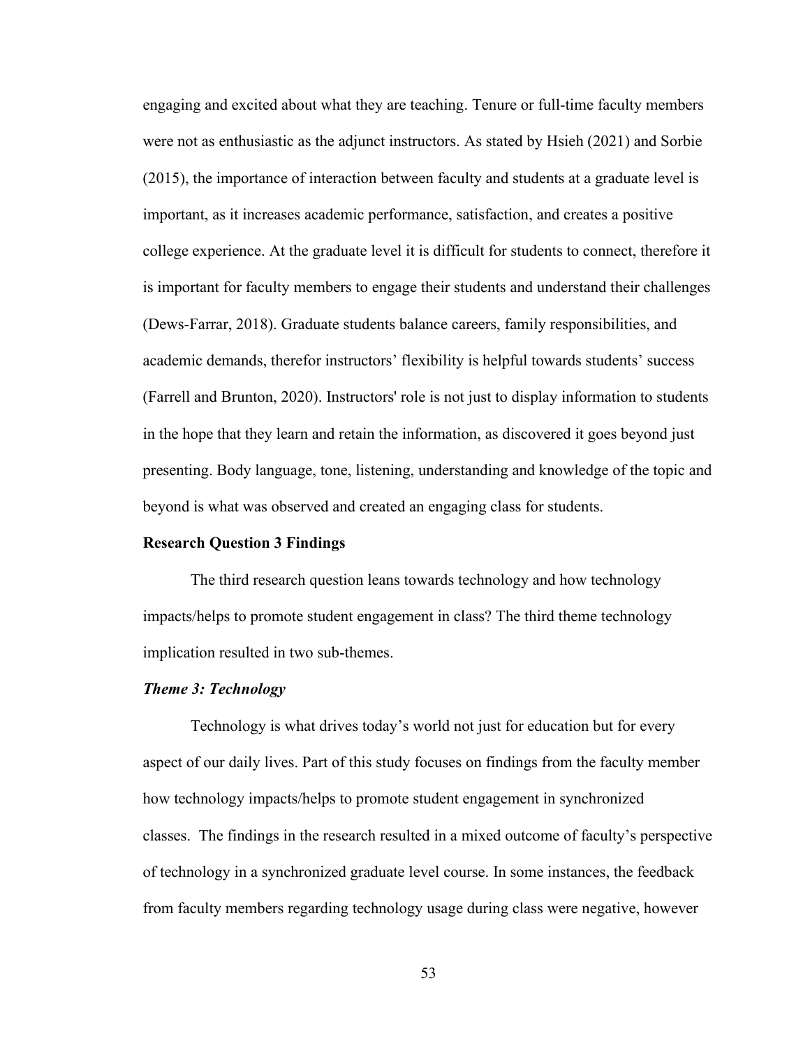engaging and excited about what they are teaching. Tenure or full-time faculty members were not as enthusiastic as the adjunct instructors. As stated by Hsieh (2021) and Sorbie (2015), the importance of interaction between faculty and students at a graduate level is important, as it increases academic performance, satisfaction, and creates a positive college experience. At the graduate level it is difficult for students to connect, therefore it is important for faculty members to engage their students and understand their challenges (Dews-Farrar, 2018). Graduate students balance careers, family responsibilities, and academic demands, therefor instructors' flexibility is helpful towards students' success (Farrell and Brunton, 2020). Instructors' role is not just to display information to students in the hope that they learn and retain the information, as discovered it goes beyond just presenting. Body language, tone, listening, understanding and knowledge of the topic and beyond is what was observed and created an engaging class for students.

**Research Question 3 Findings**

The third research question leans towards technology and how technology impacts/helps to promote student engagement in class? The third theme technology implication resulted in two sub-themes.

***Theme 3: Technology***

Technology is what drives today's world not just for education but for every aspect of our daily lives. Part of this study focuses on findings from the faculty member how technology impacts/helps to promote student engagement in synchronized classes. The findings in the research resulted in a mixed outcome of faculty's perspective of technology in a synchronized graduate level course. In some instances, the feedback from faculty members regarding technology usage during class were negative, however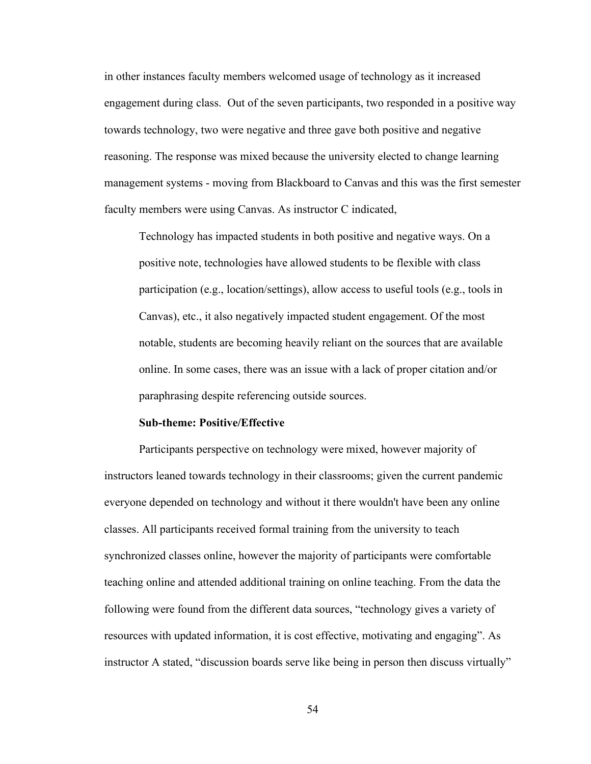in other instances faculty members welcomed usage of technology as it increased engagement during class. Out of the seven participants, two responded in a positive way towards technology, two were negative and three gave both positive and negative reasoning. The response was mixed because the university elected to change learning management systems - moving from Blackboard to Canvas and this was the first semester faculty members were using Canvas. As instructor C indicated,

> Technology has impacted students in both positive and negative ways. On a positive note, technologies have allowed students to be flexible with class participation (e.g., location/settings), allow access to useful tools (e.g., tools in Canvas), etc., it also negatively impacted student engagement. Of the most notable, students are becoming heavily reliant on the sources that are available online. In some cases, there was an issue with a lack of proper citation and/or paraphrasing despite referencing outside sources.

**Sub-theme: Positive/Effective**

Participants perspective on technology were mixed, however majority of instructors leaned towards technology in their classrooms; given the current pandemic everyone depended on technology and without it there wouldn't have been any online classes. All participants received formal training from the university to teach synchronized classes online, however the majority of participants were comfortable teaching online and attended additional training on online teaching. From the data the following were found from the different data sources, "technology gives a variety of resources with updated information, it is cost effective, motivating and engaging". As instructor A stated, "discussion boards serve like being in person then discuss virtually"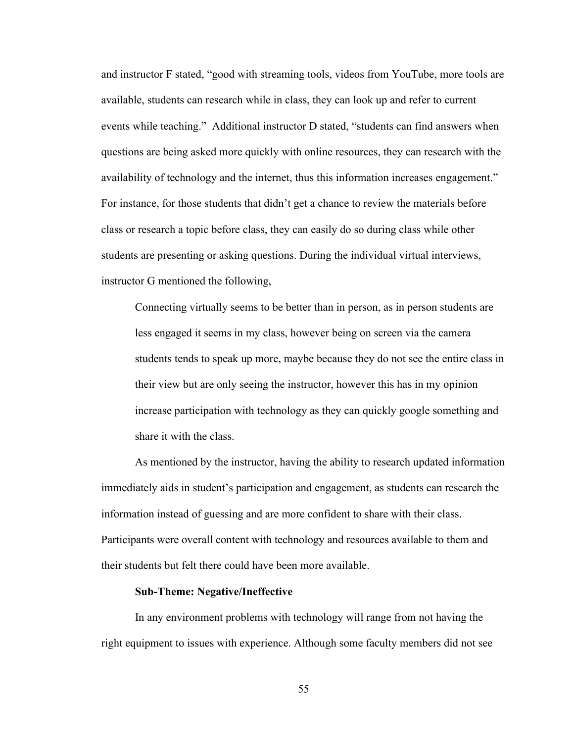and instructor F stated, "good with streaming tools, videos from YouTube, more tools are available, students can research while in class, they can look up and refer to current events while teaching." Additional instructor D stated, "students can find answers when questions are being asked more quickly with online resources, they can research with the availability of technology and the internet, thus this information increases engagement." For instance, for those students that didn't get a chance to review the materials before class or research a topic before class, they can easily do so during class while other students are presenting or asking questions. During the individual virtual interviews, instructor G mentioned the following,

> Connecting virtually seems to be better than in person, as in person students are less engaged it seems in my class, however being on screen via the camera students tends to speak up more, maybe because they do not see the entire class in their view but are only seeing the instructor, however this has in my opinion increase participation with technology as they can quickly google something and share it with the class.

As mentioned by the instructor, having the ability to research updated information immediately aids in student's participation and engagement, as students can research the information instead of guessing and are more confident to share with their class. Participants were overall content with technology and resources available to them and their students but felt there could have been more available.

**Sub-Theme: Negative/Ineffective**

In any environment problems with technology will range from not having the right equipment to issues with experience. Although some faculty members did not see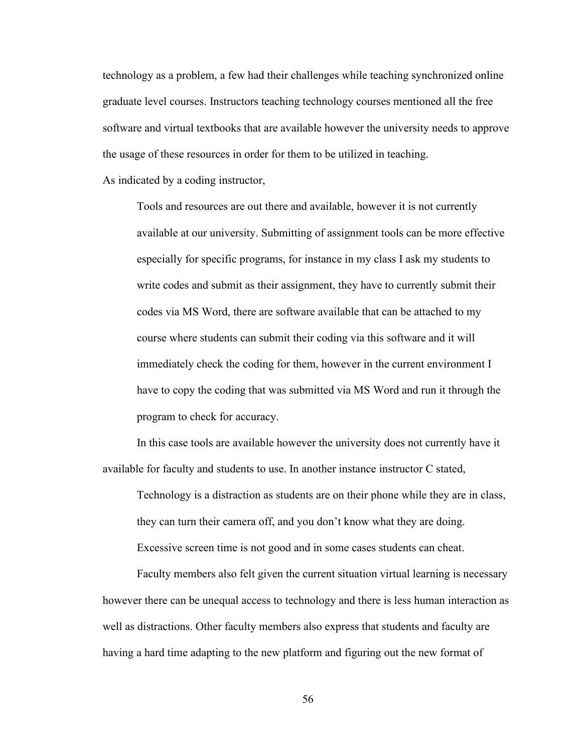technology as a problem, a few had their challenges while teaching synchronized online graduate level courses. Instructors teaching technology courses mentioned all the free software and virtual textbooks that are available however the university needs to approve the usage of these resources in order for them to be utilized in teaching.

As indicated by a coding instructor,

> Tools and resources are out there and available, however it is not currently available at our university. Submitting of assignment tools can be more effective especially for specific programs, for instance in my class I ask my students to write codes and submit as their assignment, they have to currently submit their codes via MS Word, there are software available that can be attached to my course where students can submit their coding via this software and it will immediately check the coding for them, however in the current environment I have to copy the coding that was submitted via MS Word and run it through the program to check for accuracy.

In this case tools are available however the university does not currently have it available for faculty and students to use. In another instance instructor C stated,

> Technology is a distraction as students are on their phone while they are in class, they can turn their camera off, and you don't know what they are doing. Excessive screen time is not good and in some cases students can cheat.

Faculty members also felt given the current situation virtual learning is necessary however there can be unequal access to technology and there is less human interaction as well as distractions. Other faculty members also express that students and faculty are having a hard time adapting to the new platform and figuring out the new format of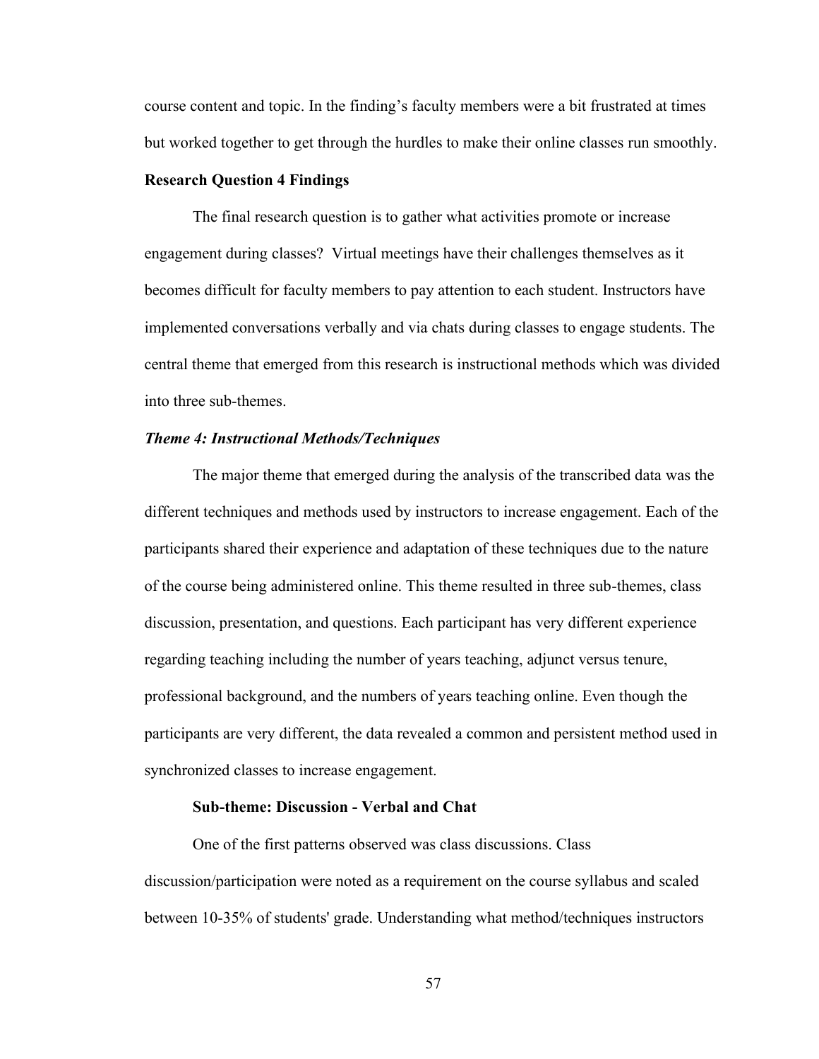course content and topic. In the finding's faculty members were a bit frustrated at times but worked together to get through the hurdles to make their online classes run smoothly.

### Research Question 4 Findings

The final research question is to gather what activities promote or increase engagement during classes? Virtual meetings have their challenges themselves as it becomes difficult for faculty members to pay attention to each student. Instructors have implemented conversations verbally and via chats during classes to engage students. The central theme that emerged from this research is instructional methods which was divided into three sub-themes.

#### *Theme 4: Instructional Methods/Techniques*

The major theme that emerged during the analysis of the transcribed data was the different techniques and methods used by instructors to increase engagement. Each of the participants shared their experience and adaptation of these techniques due to the nature of the course being administered online. This theme resulted in three sub-themes, class discussion, presentation, and questions. Each participant has very different experience regarding teaching including the number of years teaching, adjunct versus tenure, professional background, and the numbers of years teaching online. Even though the participants are very different, the data revealed a common and persistent method used in synchronized classes to increase engagement.

##### Sub-theme: Discussion - Verbal and Chat

One of the first patterns observed was class discussions. Class discussion/participation were noted as a requirement on the course syllabus and scaled between 10-35% of students' grade. Understanding what method/techniques instructors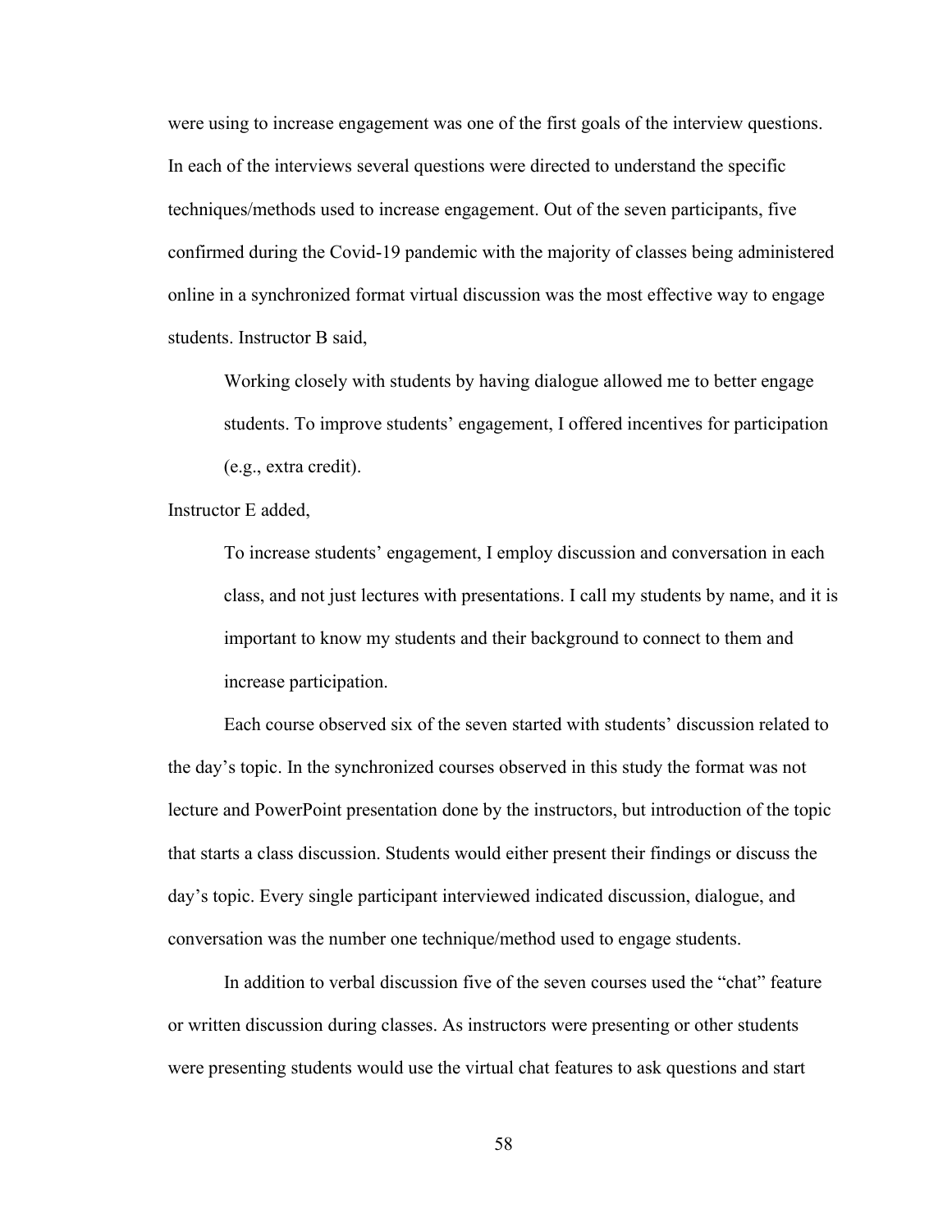were using to increase engagement was one of the first goals of the interview questions. In each of the interviews several questions were directed to understand the specific techniques/methods used to increase engagement. Out of the seven participants, five confirmed during the Covid-19 pandemic with the majority of classes being administered online in a synchronized format virtual discussion was the most effective way to engage students. Instructor B said,

> Working closely with students by having dialogue allowed me to better engage students. To improve students' engagement, I offered incentives for participation (e.g., extra credit).

Instructor E added,

> To increase students' engagement, I employ discussion and conversation in each class, and not just lectures with presentations. I call my students by name, and it is important to know my students and their background to connect to them and increase participation.

Each course observed six of the seven started with students' discussion related to the day's topic. In the synchronized courses observed in this study the format was not lecture and PowerPoint presentation done by the instructors, but introduction of the topic that starts a class discussion. Students would either present their findings or discuss the day's topic. Every single participant interviewed indicated discussion, dialogue, and conversation was the number one technique/method used to engage students.

In addition to verbal discussion five of the seven courses used the "chat" feature or written discussion during classes. As instructors were presenting or other students were presenting students would use the virtual chat features to ask questions and start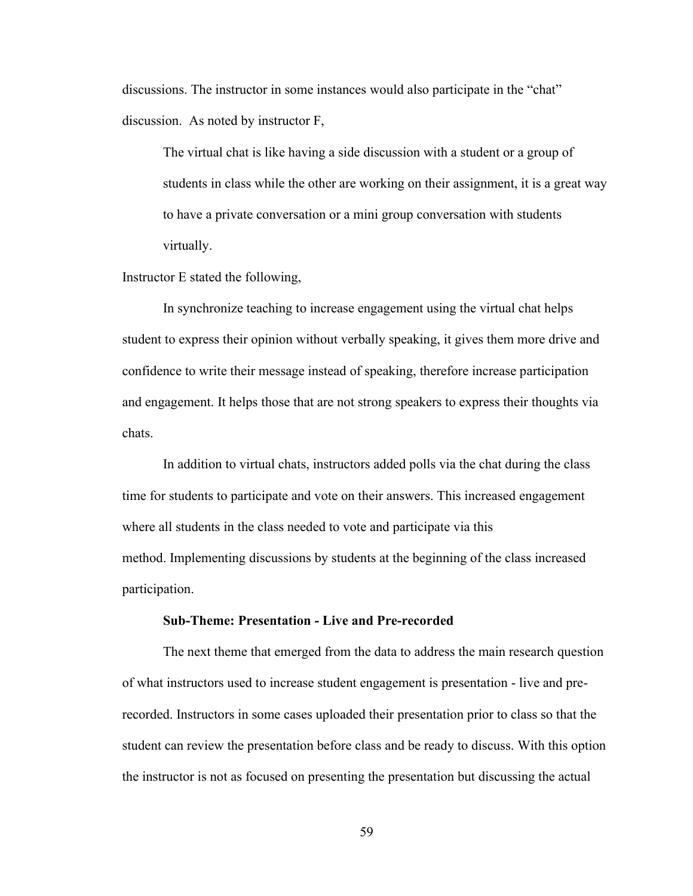discussions. The instructor in some instances would also participate in the "chat" discussion. As noted by instructor F,

> The virtual chat is like having a side discussion with a student or a group of students in class while the other are working on their assignment, it is a great way to have a private conversation or a mini group conversation with students virtually.

Instructor E stated the following,

In synchronize teaching to increase engagement using the virtual chat helps student to express their opinion without verbally speaking, it gives them more drive and confidence to write their message instead of speaking, therefore increase participation and engagement. It helps those that are not strong speakers to express their thoughts via chats.

In addition to virtual chats, instructors added polls via the chat during the class time for students to participate and vote on their answers. This increased engagement where all students in the class needed to vote and participate via this method. Implementing discussions by students at the beginning of the class increased participation.

**Sub-Theme: Presentation - Live and Pre-recorded**

The next theme that emerged from the data to address the main research question of what instructors used to increase student engagement is presentation - live and pre-recorded. Instructors in some cases uploaded their presentation prior to class so that the student can review the presentation before class and be ready to discuss. With this option the instructor is not as focused on presenting the presentation but discussing the actual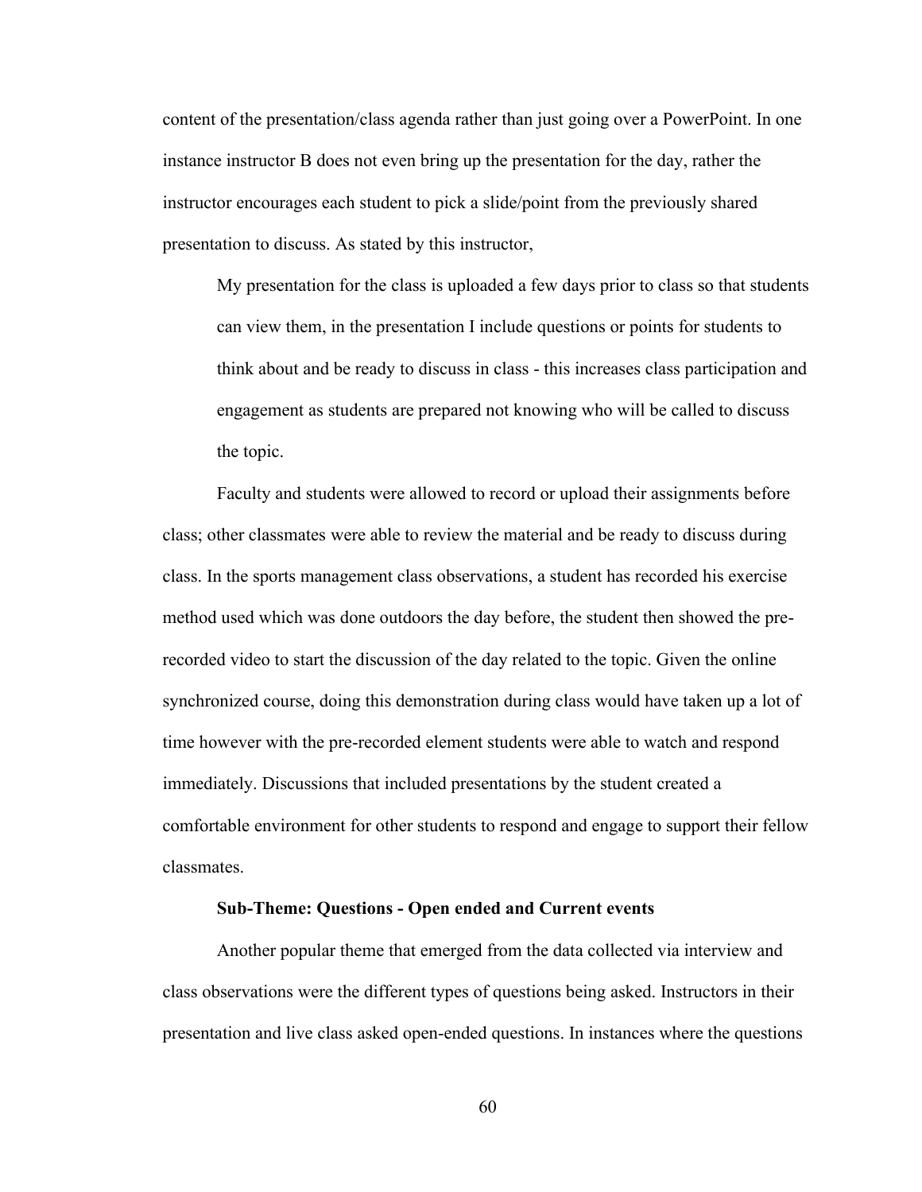content of the presentation/class agenda rather than just going over a PowerPoint. In one instance instructor B does not even bring up the presentation for the day, rather the instructor encourages each student to pick a slide/point from the previously shared presentation to discuss. As stated by this instructor,

> My presentation for the class is uploaded a few days prior to class so that students can view them, in the presentation I include questions or points for students to think about and be ready to discuss in class - this increases class participation and engagement as students are prepared not knowing who will be called to discuss the topic.

Faculty and students were allowed to record or upload their assignments before class; other classmates were able to review the material and be ready to discuss during class. In the sports management class observations, a student has recorded his exercise method used which was done outdoors the day before, the student then showed the pre-recorded video to start the discussion of the day related to the topic. Given the online synchronized course, doing this demonstration during class would have taken up a lot of time however with the pre-recorded element students were able to watch and respond immediately. Discussions that included presentations by the student created a comfortable environment for other students to respond and engage to support their fellow classmates.

**Sub-Theme: Questions - Open ended and Current events**

Another popular theme that emerged from the data collected via interview and class observations were the different types of questions being asked. Instructors in their presentation and live class asked open-ended questions. In instances where the questions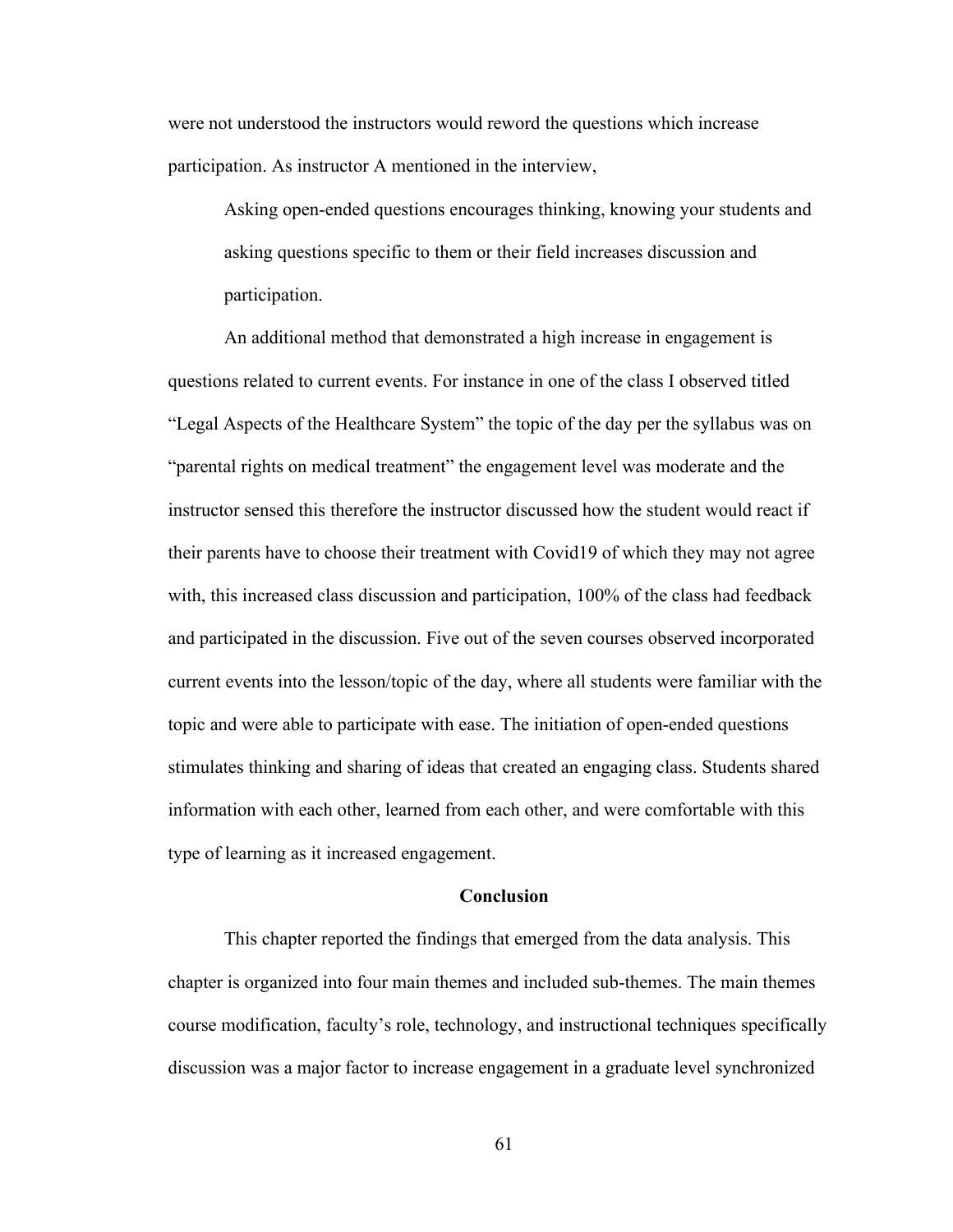were not understood the instructors would reword the questions which increase participation. As instructor A mentioned in the interview,

> Asking open-ended questions encourages thinking, knowing your students and asking questions specific to them or their field increases discussion and participation.

An additional method that demonstrated a high increase in engagement is questions related to current events. For instance in one of the class I observed titled "Legal Aspects of the Healthcare System" the topic of the day per the syllabus was on "parental rights on medical treatment" the engagement level was moderate and the instructor sensed this therefore the instructor discussed how the student would react if their parents have to choose their treatment with Covid19 of which they may not agree with, this increased class discussion and participation, 100% of the class had feedback and participated in the discussion. Five out of the seven courses observed incorporated current events into the lesson/topic of the day, where all students were familiar with the topic and were able to participate with ease. The initiation of open-ended questions stimulates thinking and sharing of ideas that created an engaging class. Students shared information with each other, learned from each other, and were comfortable with this type of learning as it increased engagement.

## Conclusion

This chapter reported the findings that emerged from the data analysis. This chapter is organized into four main themes and included sub-themes. The main themes course modification, faculty's role, technology, and instructional techniques specifically discussion was a major factor to increase engagement in a graduate level synchronized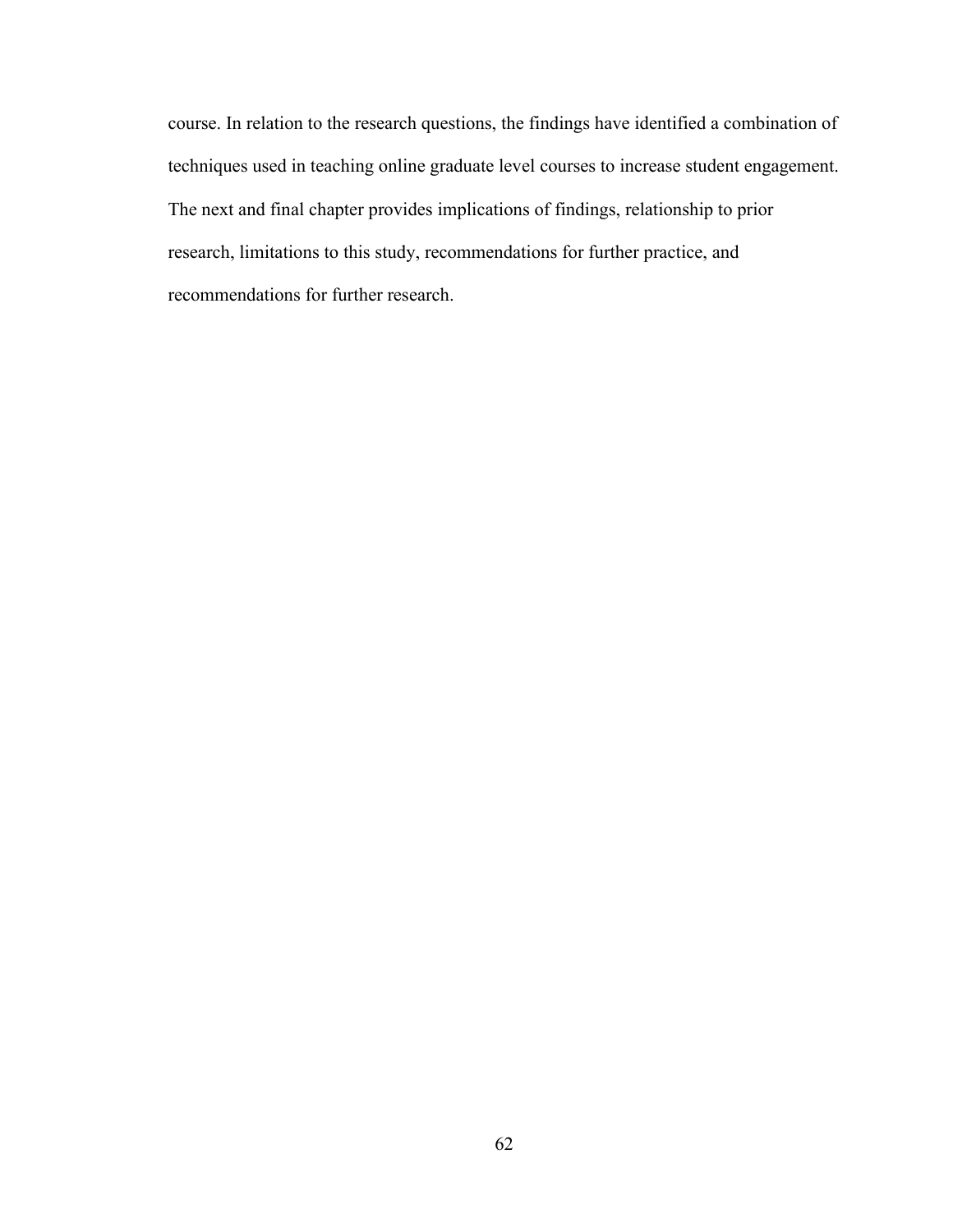course. In relation to the research questions, the findings have identified a combination of techniques used in teaching online graduate level courses to increase student engagement. The next and final chapter provides implications of findings, relationship to prior research, limitations to this study, recommendations for further practice, and recommendations for further research.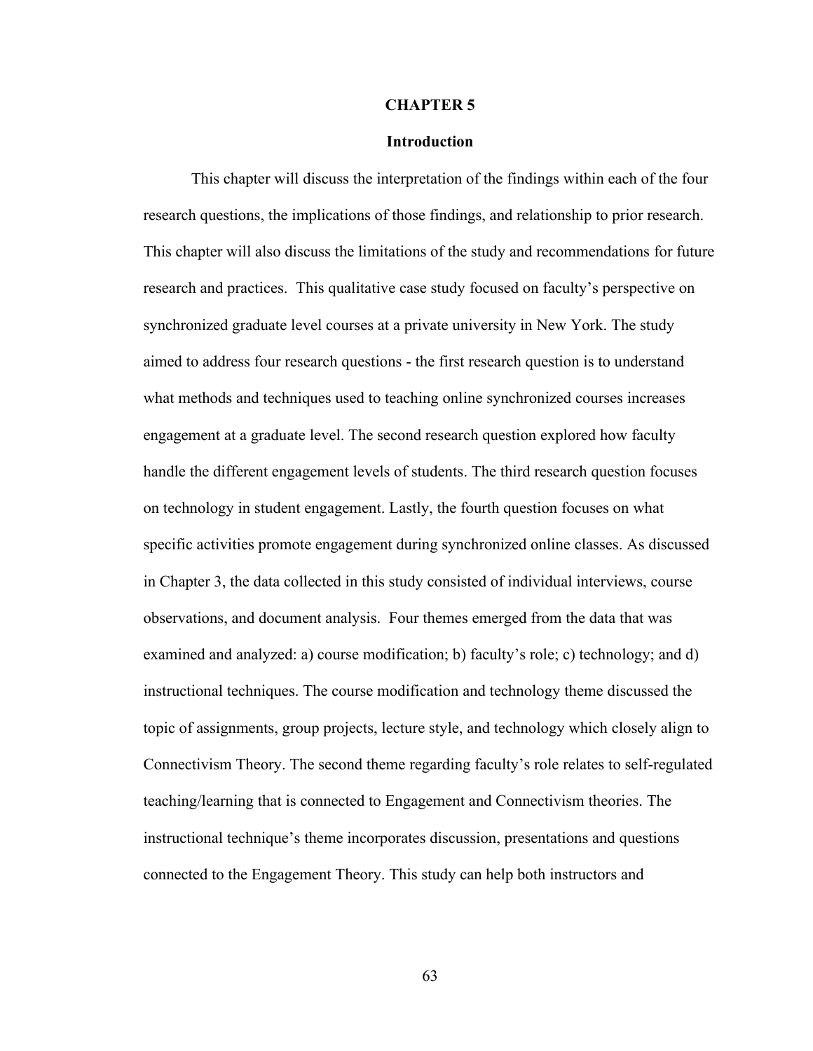# CHAPTER 5

## Introduction

This chapter will discuss the interpretation of the findings within each of the four research questions, the implications of those findings, and relationship to prior research. This chapter will also discuss the limitations of the study and recommendations for future research and practices. This qualitative case study focused on faculty's perspective on synchronized graduate level courses at a private university in New York. The study aimed to address four research questions - the first research question is to understand what methods and techniques used to teaching online synchronized courses increases engagement at a graduate level. The second research question explored how faculty handle the different engagement levels of students. The third research question focuses on technology in student engagement. Lastly, the fourth question focuses on what specific activities promote engagement during synchronized online classes. As discussed in Chapter 3, the data collected in this study consisted of individual interviews, course observations, and document analysis. Four themes emerged from the data that was examined and analyzed: a) course modification; b) faculty's role; c) technology; and d) instructional techniques. The course modification and technology theme discussed the topic of assignments, group projects, lecture style, and technology which closely align to Connectivism Theory. The second theme regarding faculty's role relates to self-regulated teaching/learning that is connected to Engagement and Connectivism theories. The instructional technique's theme incorporates discussion, presentations and questions connected to the Engagement Theory. This study can help both instructors and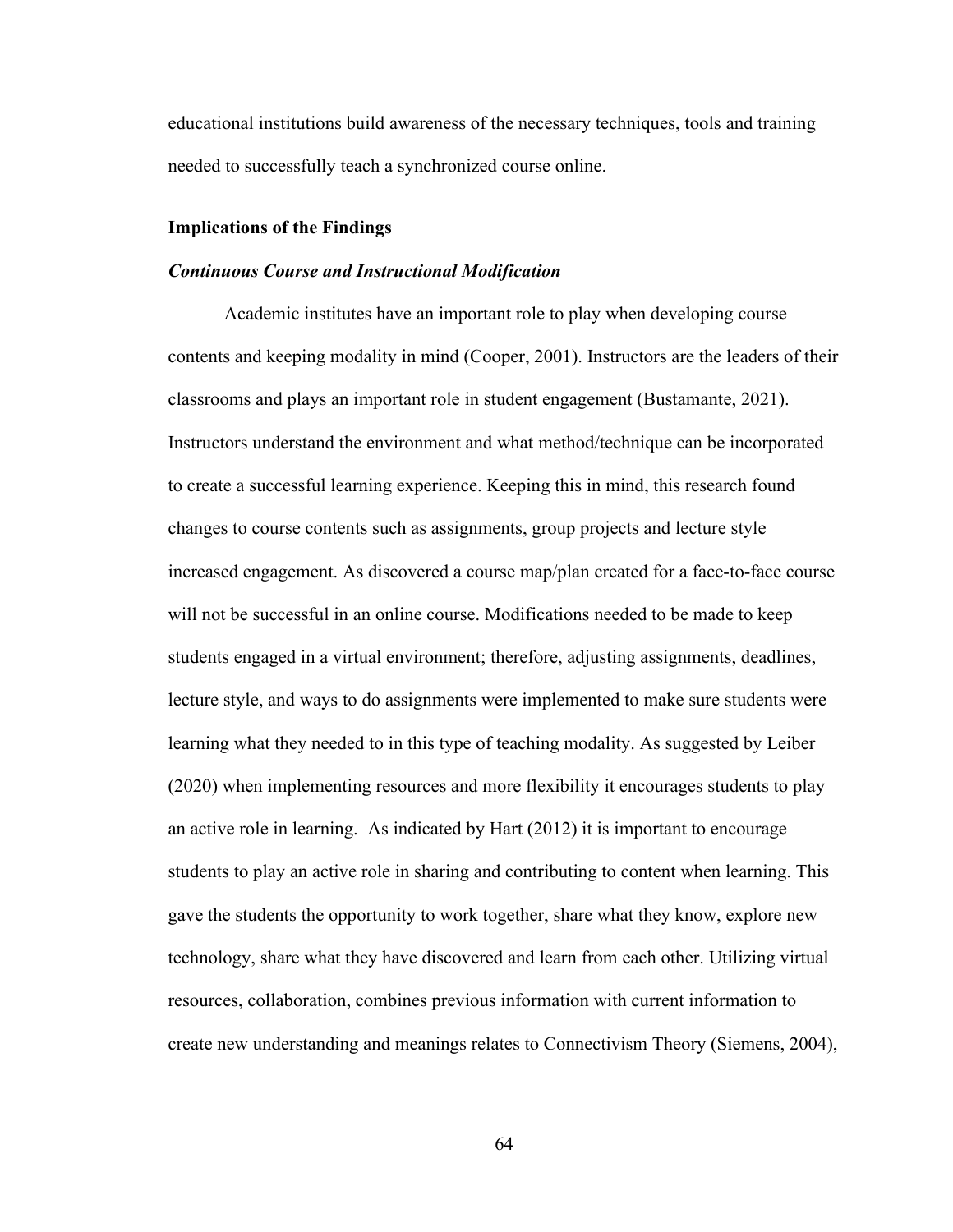educational institutions build awareness of the necessary techniques, tools and training needed to successfully teach a synchronized course online.

## Implications of the Findings

### *Continuous Course and Instructional Modification*

Academic institutes have an important role to play when developing course contents and keeping modality in mind (Cooper, 2001). Instructors are the leaders of their classrooms and plays an important role in student engagement (Bustamante, 2021). Instructors understand the environment and what method/technique can be incorporated to create a successful learning experience. Keeping this in mind, this research found changes to course contents such as assignments, group projects and lecture style increased engagement. As discovered a course map/plan created for a face-to-face course will not be successful in an online course. Modifications needed to be made to keep students engaged in a virtual environment; therefore, adjusting assignments, deadlines, lecture style, and ways to do assignments were implemented to make sure students were learning what they needed to in this type of teaching modality. As suggested by Leiber (2020) when implementing resources and more flexibility it encourages students to play an active role in learning. As indicated by Hart (2012) it is important to encourage students to play an active role in sharing and contributing to content when learning. This gave the students the opportunity to work together, share what they know, explore new technology, share what they have discovered and learn from each other. Utilizing virtual resources, collaboration, combines previous information with current information to create new understanding and meanings relates to Connectivism Theory (Siemens, 2004),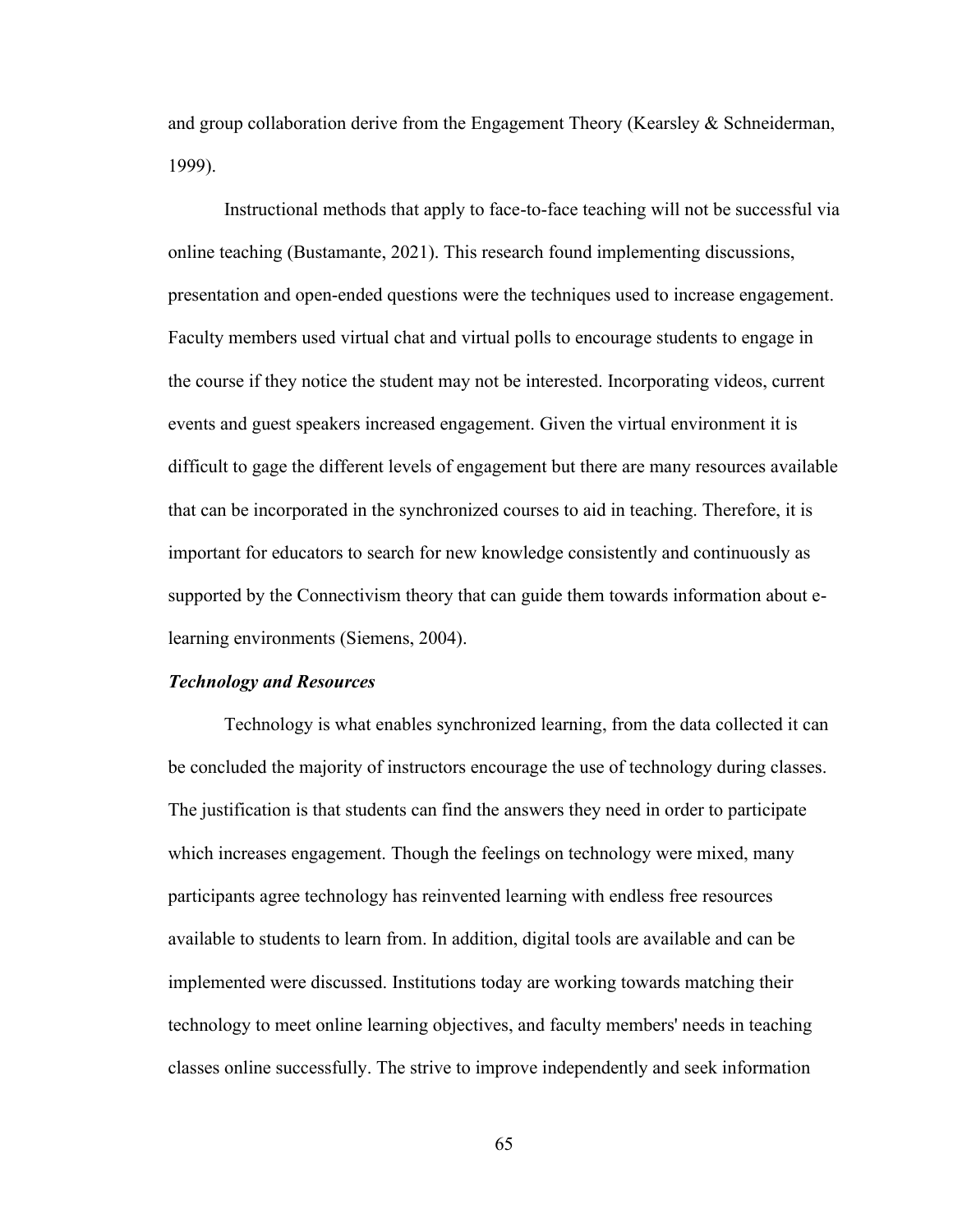and group collaboration derive from the Engagement Theory (Kearsley & Schneiderman, 1999).

Instructional methods that apply to face-to-face teaching will not be successful via online teaching (Bustamante, 2021). This research found implementing discussions, presentation and open-ended questions were the techniques used to increase engagement. Faculty members used virtual chat and virtual polls to encourage students to engage in the course if they notice the student may not be interested. Incorporating videos, current events and guest speakers increased engagement. Given the virtual environment it is difficult to gage the different levels of engagement but there are many resources available that can be incorporated in the synchronized courses to aid in teaching. Therefore, it is important for educators to search for new knowledge consistently and continuously as supported by the Connectivism theory that can guide them towards information about e-learning environments (Siemens, 2004).

***Technology and Resources***

Technology is what enables synchronized learning, from the data collected it can be concluded the majority of instructors encourage the use of technology during classes. The justification is that students can find the answers they need in order to participate which increases engagement. Though the feelings on technology were mixed, many participants agree technology has reinvented learning with endless free resources available to students to learn from. In addition, digital tools are available and can be implemented were discussed. Institutions today are working towards matching their technology to meet online learning objectives, and faculty members' needs in teaching classes online successfully. The strive to improve independently and seek information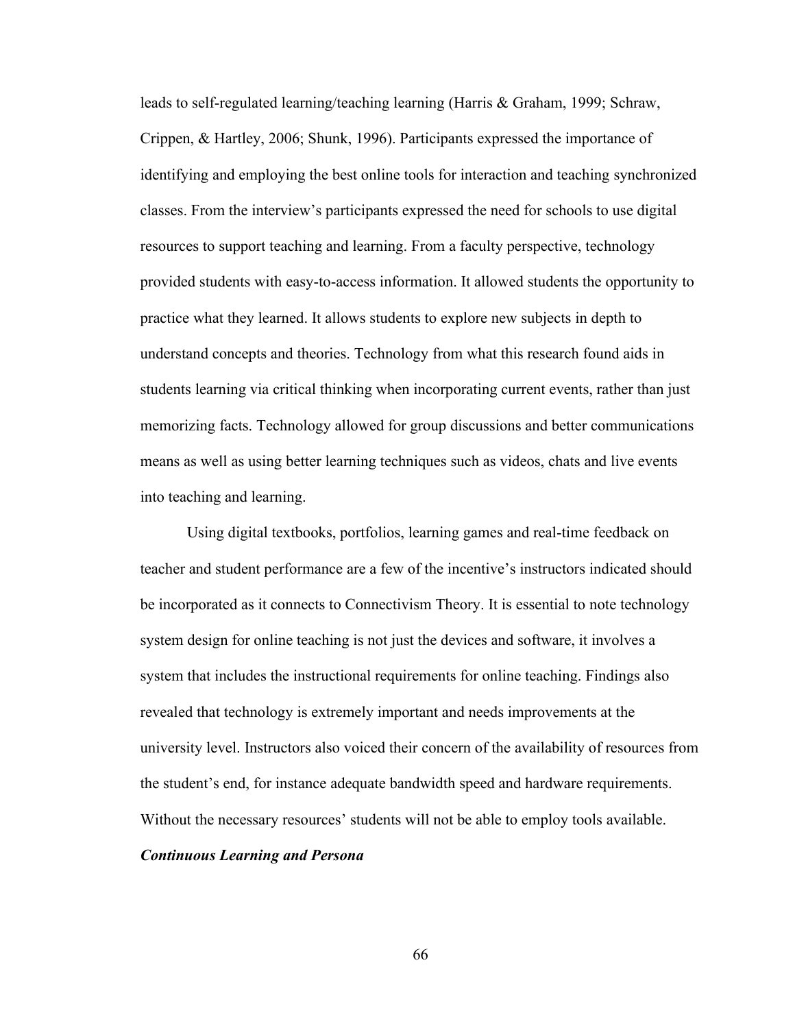leads to self-regulated learning/teaching learning (Harris & Graham, 1999; Schraw, Crippen, & Hartley, 2006; Shunk, 1996). Participants expressed the importance of identifying and employing the best online tools for interaction and teaching synchronized classes. From the interview's participants expressed the need for schools to use digital resources to support teaching and learning. From a faculty perspective, technology provided students with easy-to-access information. It allowed students the opportunity to practice what they learned. It allows students to explore new subjects in depth to understand concepts and theories. Technology from what this research found aids in students learning via critical thinking when incorporating current events, rather than just memorizing facts. Technology allowed for group discussions and better communications means as well as using better learning techniques such as videos, chats and live events into teaching and learning.

Using digital textbooks, portfolios, learning games and real-time feedback on teacher and student performance are a few of the incentive's instructors indicated should be incorporated as it connects to Connectivism Theory. It is essential to note technology system design for online teaching is not just the devices and software, it involves a system that includes the instructional requirements for online teaching. Findings also revealed that technology is extremely important and needs improvements at the university level. Instructors also voiced their concern of the availability of resources from the student's end, for instance adequate bandwidth speed and hardware requirements. Without the necessary resources' students will not be able to employ tools available.

***Continuous Learning and Persona***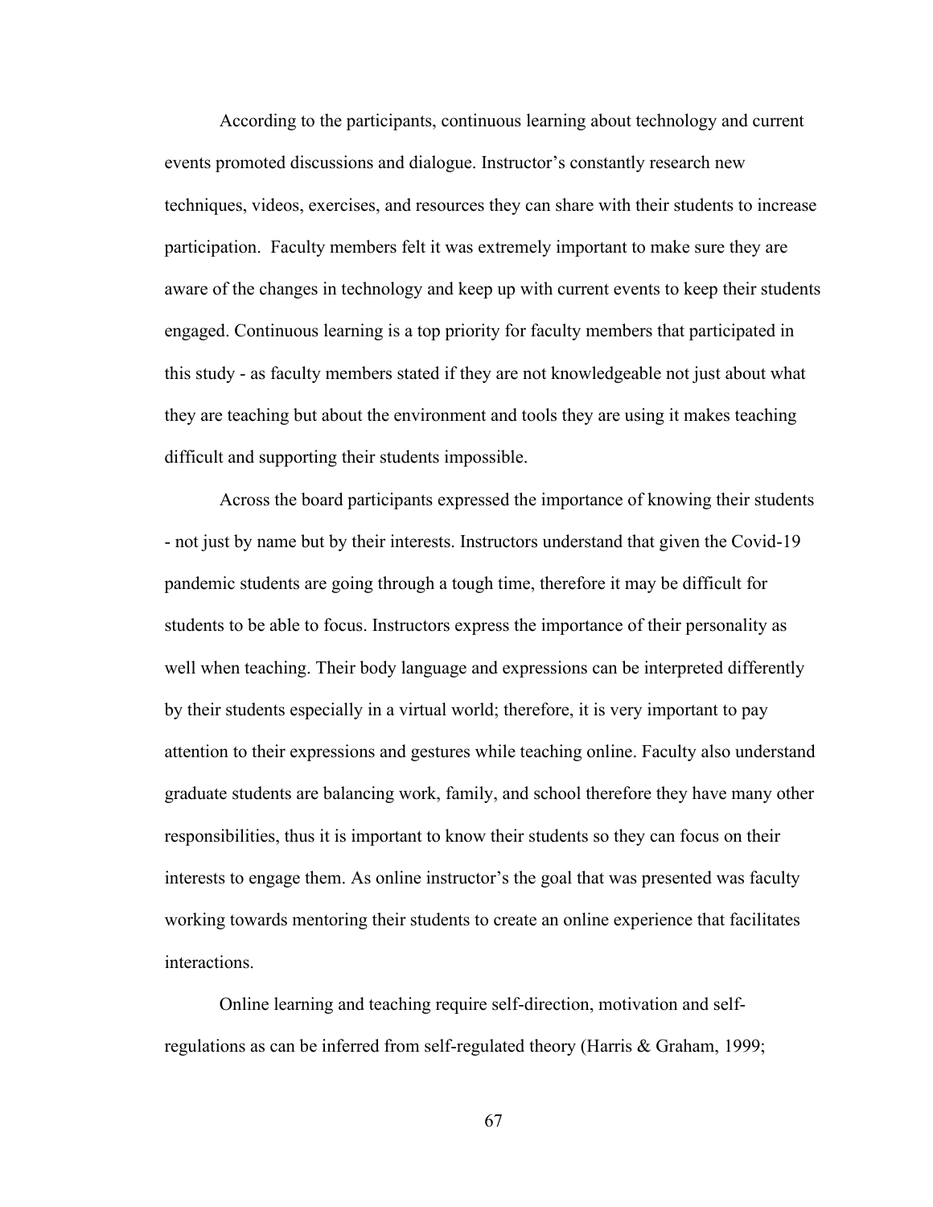According to the participants, continuous learning about technology and current events promoted discussions and dialogue. Instructor's constantly research new techniques, videos, exercises, and resources they can share with their students to increase participation. Faculty members felt it was extremely important to make sure they are aware of the changes in technology and keep up with current events to keep their students engaged. Continuous learning is a top priority for faculty members that participated in this study - as faculty members stated if they are not knowledgeable not just about what they are teaching but about the environment and tools they are using it makes teaching difficult and supporting their students impossible.

Across the board participants expressed the importance of knowing their students - not just by name but by their interests. Instructors understand that given the Covid-19 pandemic students are going through a tough time, therefore it may be difficult for students to be able to focus. Instructors express the importance of their personality as well when teaching. Their body language and expressions can be interpreted differently by their students especially in a virtual world; therefore, it is very important to pay attention to their expressions and gestures while teaching online. Faculty also understand graduate students are balancing work, family, and school therefore they have many other responsibilities, thus it is important to know their students so they can focus on their interests to engage them. As online instructor's the goal that was presented was faculty working towards mentoring their students to create an online experience that facilitates interactions.

Online learning and teaching require self-direction, motivation and self-regulations as can be inferred from self-regulated theory (Harris & Graham, 1999;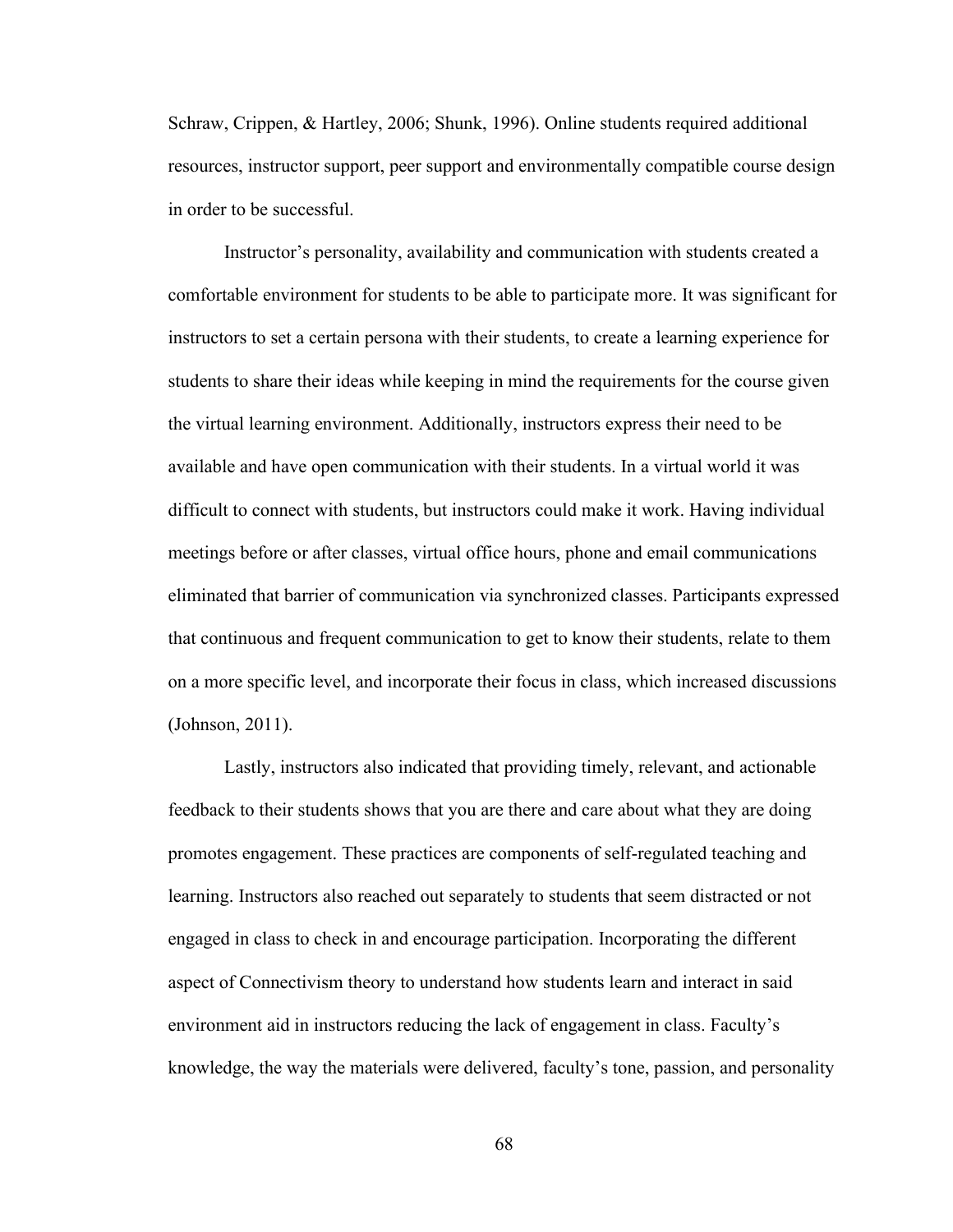Schraw, Crippen, & Hartley, 2006; Shunk, 1996). Online students required additional resources, instructor support, peer support and environmentally compatible course design in order to be successful.

Instructor's personality, availability and communication with students created a comfortable environment for students to be able to participate more. It was significant for instructors to set a certain persona with their students, to create a learning experience for students to share their ideas while keeping in mind the requirements for the course given the virtual learning environment. Additionally, instructors express their need to be available and have open communication with their students. In a virtual world it was difficult to connect with students, but instructors could make it work. Having individual meetings before or after classes, virtual office hours, phone and email communications eliminated that barrier of communication via synchronized classes. Participants expressed that continuous and frequent communication to get to know their students, relate to them on a more specific level, and incorporate their focus in class, which increased discussions (Johnson, 2011).

Lastly, instructors also indicated that providing timely, relevant, and actionable feedback to their students shows that you are there and care about what they are doing promotes engagement. These practices are components of self-regulated teaching and learning. Instructors also reached out separately to students that seem distracted or not engaged in class to check in and encourage participation. Incorporating the different aspect of Connectivism theory to understand how students learn and interact in said environment aid in instructors reducing the lack of engagement in class. Faculty's knowledge, the way the materials were delivered, faculty's tone, passion, and personality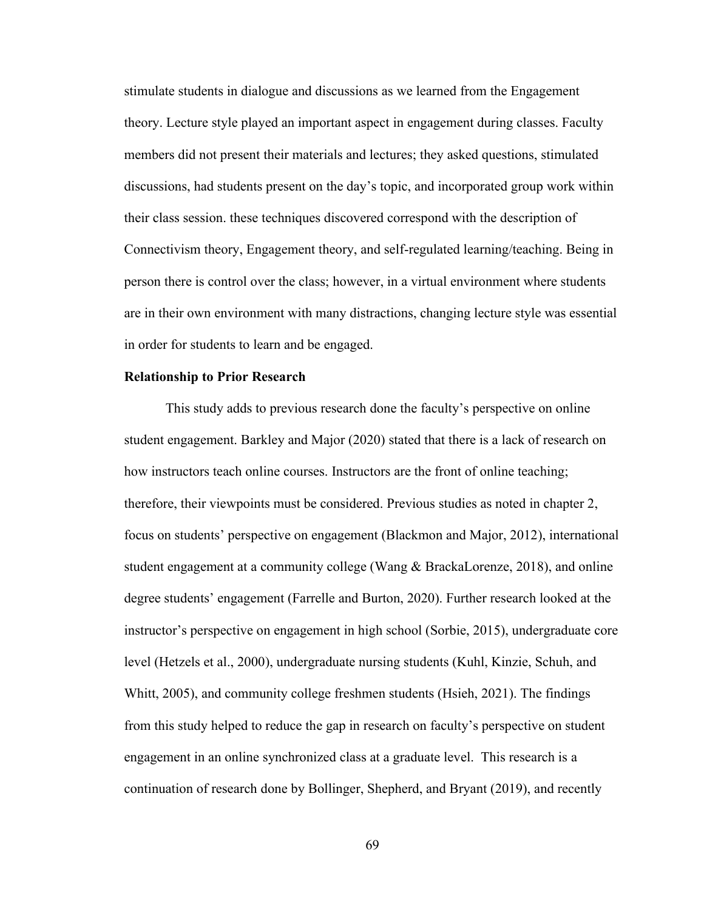stimulate students in dialogue and discussions as we learned from the Engagement theory. Lecture style played an important aspect in engagement during classes. Faculty members did not present their materials and lectures; they asked questions, stimulated discussions, had students present on the day's topic, and incorporated group work within their class session. these techniques discovered correspond with the description of Connectivism theory, Engagement theory, and self-regulated learning/teaching. Being in person there is control over the class; however, in a virtual environment where students are in their own environment with many distractions, changing lecture style was essential in order for students to learn and be engaged.

**Relationship to Prior Research**

This study adds to previous research done the faculty's perspective on online student engagement. Barkley and Major (2020) stated that there is a lack of research on how instructors teach online courses. Instructors are the front of online teaching; therefore, their viewpoints must be considered. Previous studies as noted in chapter 2, focus on students' perspective on engagement (Blackmon and Major, 2012), international student engagement at a community college (Wang & BrackaLorenze, 2018), and online degree students' engagement (Farrelle and Burton, 2020). Further research looked at the instructor's perspective on engagement in high school (Sorbie, 2015), undergraduate core level (Hetzels et al., 2000), undergraduate nursing students (Kuhl, Kinzie, Schuh, and Whitt, 2005), and community college freshmen students (Hsieh, 2021). The findings from this study helped to reduce the gap in research on faculty's perspective on student engagement in an online synchronized class at a graduate level. This research is a continuation of research done by Bollinger, Shepherd, and Bryant (2019), and recently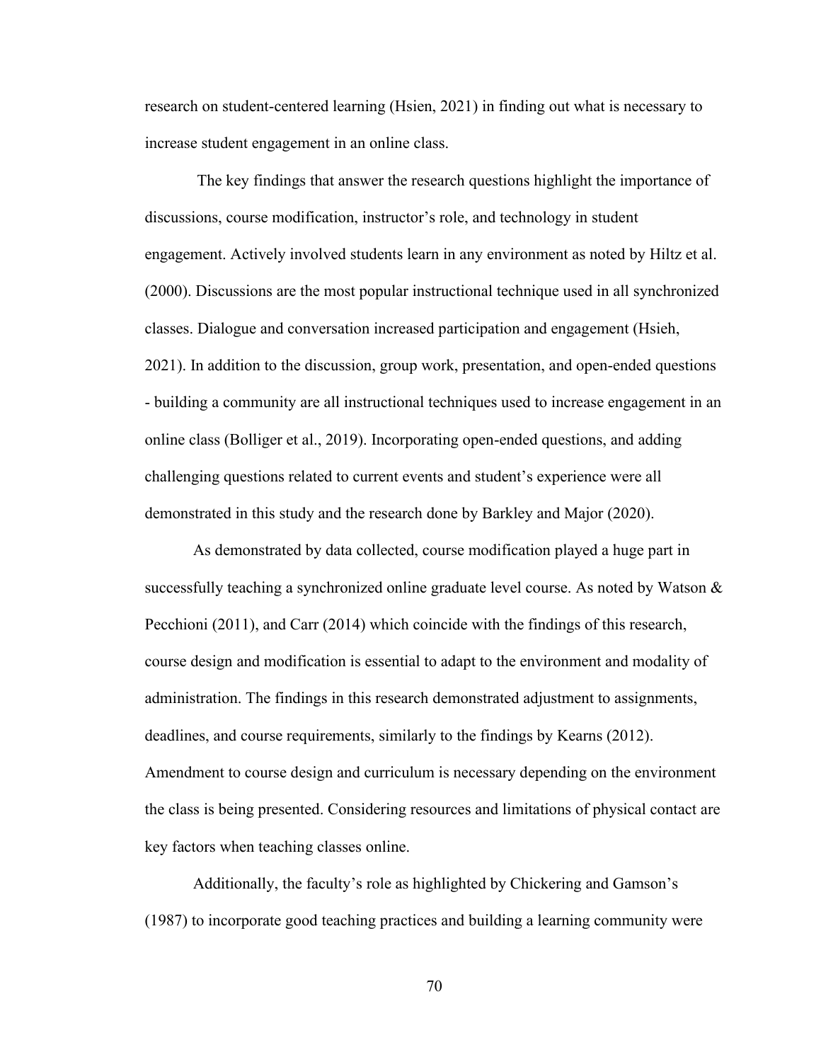research on student-centered learning (Hsien, 2021) in finding out what is necessary to increase student engagement in an online class.

The key findings that answer the research questions highlight the importance of discussions, course modification, instructor's role, and technology in student engagement. Actively involved students learn in any environment as noted by Hiltz et al. (2000). Discussions are the most popular instructional technique used in all synchronized classes. Dialogue and conversation increased participation and engagement (Hsieh, 2021). In addition to the discussion, group work, presentation, and open-ended questions - building a community are all instructional techniques used to increase engagement in an online class (Bolliger et al., 2019). Incorporating open-ended questions, and adding challenging questions related to current events and student's experience were all demonstrated in this study and the research done by Barkley and Major (2020).

As demonstrated by data collected, course modification played a huge part in successfully teaching a synchronized online graduate level course. As noted by Watson & Pecchioni (2011), and Carr (2014) which coincide with the findings of this research, course design and modification is essential to adapt to the environment and modality of administration. The findings in this research demonstrated adjustment to assignments, deadlines, and course requirements, similarly to the findings by Kearns (2012). Amendment to course design and curriculum is necessary depending on the environment the class is being presented. Considering resources and limitations of physical contact are key factors when teaching classes online.

Additionally, the faculty's role as highlighted by Chickering and Gamson's (1987) to incorporate good teaching practices and building a learning community were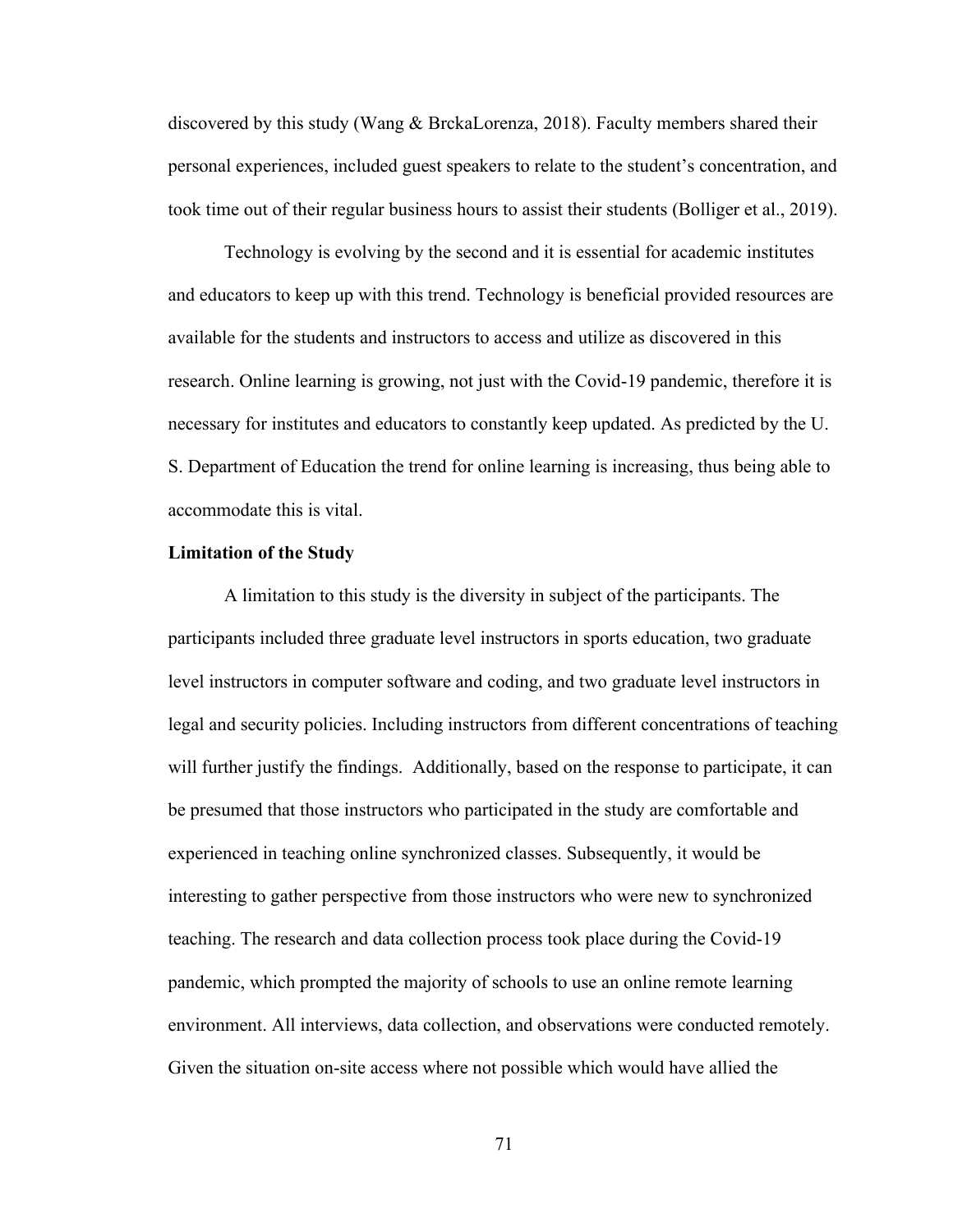discovered by this study (Wang & BrckaLorenza, 2018). Faculty members shared their personal experiences, included guest speakers to relate to the student's concentration, and took time out of their regular business hours to assist their students (Bolliger et al., 2019).

Technology is evolving by the second and it is essential for academic institutes and educators to keep up with this trend. Technology is beneficial provided resources are available for the students and instructors to access and utilize as discovered in this research. Online learning is growing, not just with the Covid-19 pandemic, therefore it is necessary for institutes and educators to constantly keep updated. As predicted by the U. S. Department of Education the trend for online learning is increasing, thus being able to accommodate this is vital.

**Limitation of the Study**

A limitation to this study is the diversity in subject of the participants. The participants included three graduate level instructors in sports education, two graduate level instructors in computer software and coding, and two graduate level instructors in legal and security policies. Including instructors from different concentrations of teaching will further justify the findings. Additionally, based on the response to participate, it can be presumed that those instructors who participated in the study are comfortable and experienced in teaching online synchronized classes. Subsequently, it would be interesting to gather perspective from those instructors who were new to synchronized teaching. The research and data collection process took place during the Covid-19 pandemic, which prompted the majority of schools to use an online remote learning environment. All interviews, data collection, and observations were conducted remotely. Given the situation on-site access where not possible which would have allied the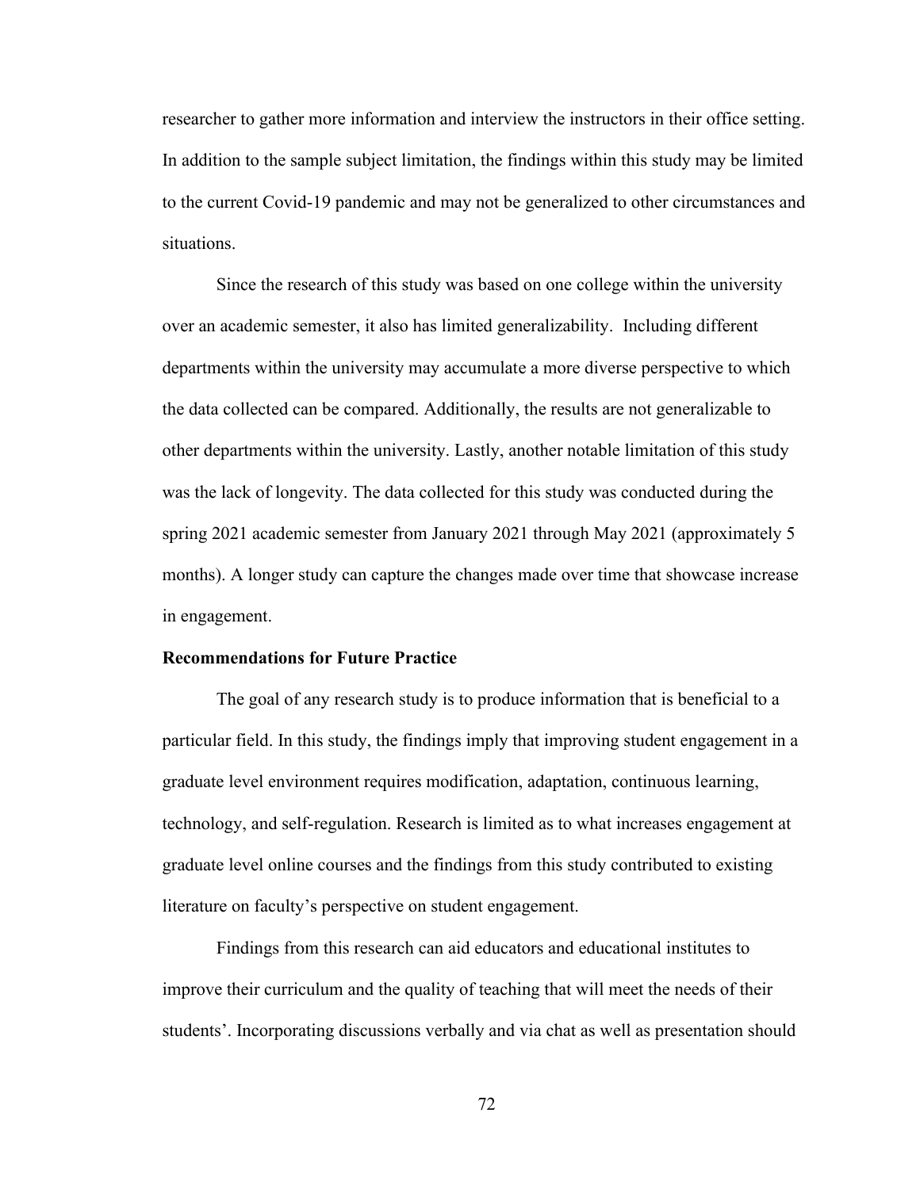researcher to gather more information and interview the instructors in their office setting. In addition to the sample subject limitation, the findings within this study may be limited to the current Covid-19 pandemic and may not be generalized to other circumstances and situations.

Since the research of this study was based on one college within the university over an academic semester, it also has limited generalizability. Including different departments within the university may accumulate a more diverse perspective to which the data collected can be compared. Additionally, the results are not generalizable to other departments within the university. Lastly, another notable limitation of this study was the lack of longevity. The data collected for this study was conducted during the spring 2021 academic semester from January 2021 through May 2021 (approximately 5 months). A longer study can capture the changes made over time that showcase increase in engagement.

**Recommendations for Future Practice**

The goal of any research study is to produce information that is beneficial to a particular field. In this study, the findings imply that improving student engagement in a graduate level environment requires modification, adaptation, continuous learning, technology, and self-regulation. Research is limited as to what increases engagement at graduate level online courses and the findings from this study contributed to existing literature on faculty's perspective on student engagement.

Findings from this research can aid educators and educational institutes to improve their curriculum and the quality of teaching that will meet the needs of their students'. Incorporating discussions verbally and via chat as well as presentation should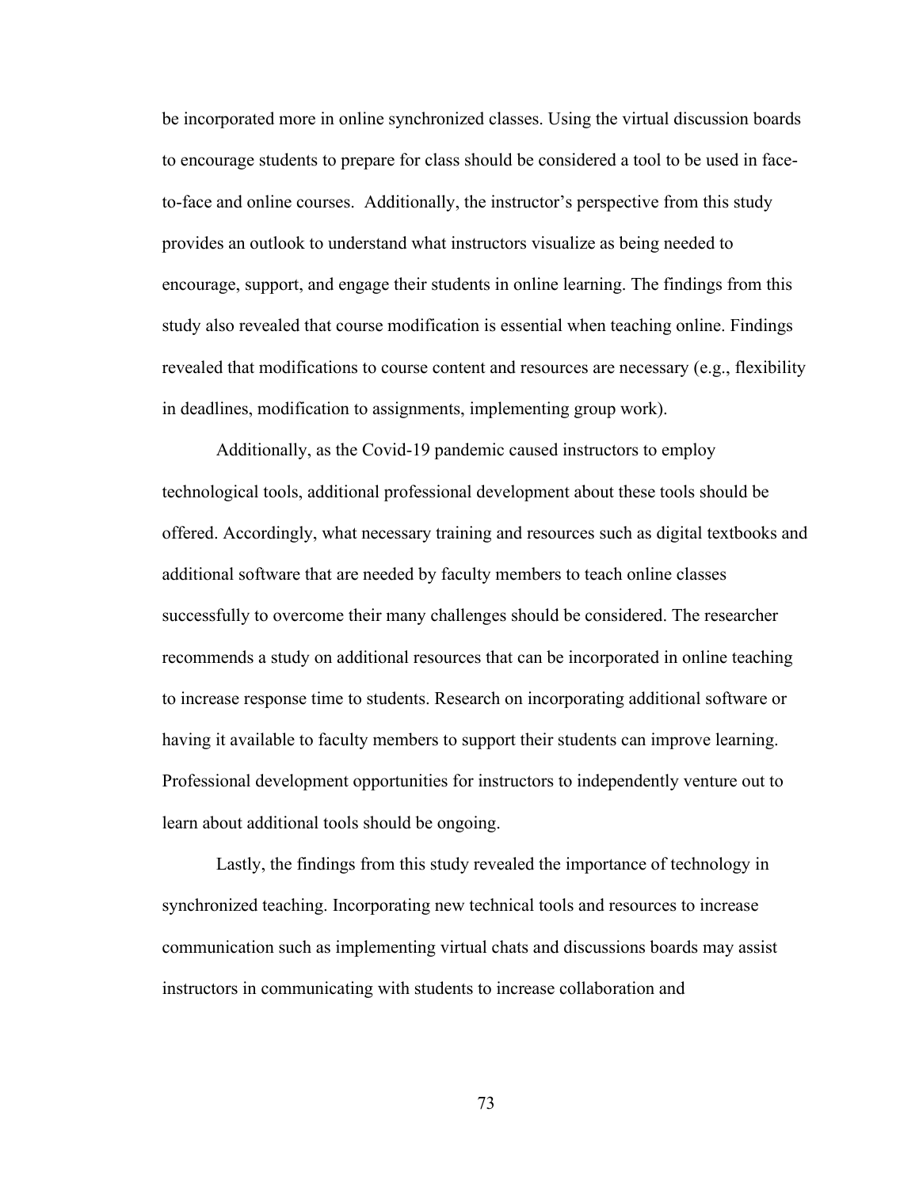be incorporated more in online synchronized classes. Using the virtual discussion boards to encourage students to prepare for class should be considered a tool to be used in face-to-face and online courses. Additionally, the instructor's perspective from this study provides an outlook to understand what instructors visualize as being needed to encourage, support, and engage their students in online learning. The findings from this study also revealed that course modification is essential when teaching online. Findings revealed that modifications to course content and resources are necessary (e.g., flexibility in deadlines, modification to assignments, implementing group work).

Additionally, as the Covid-19 pandemic caused instructors to employ technological tools, additional professional development about these tools should be offered. Accordingly, what necessary training and resources such as digital textbooks and additional software that are needed by faculty members to teach online classes successfully to overcome their many challenges should be considered. The researcher recommends a study on additional resources that can be incorporated in online teaching to increase response time to students. Research on incorporating additional software or having it available to faculty members to support their students can improve learning. Professional development opportunities for instructors to independently venture out to learn about additional tools should be ongoing.

Lastly, the findings from this study revealed the importance of technology in synchronized teaching. Incorporating new technical tools and resources to increase communication such as implementing virtual chats and discussions boards may assist instructors in communicating with students to increase collaboration and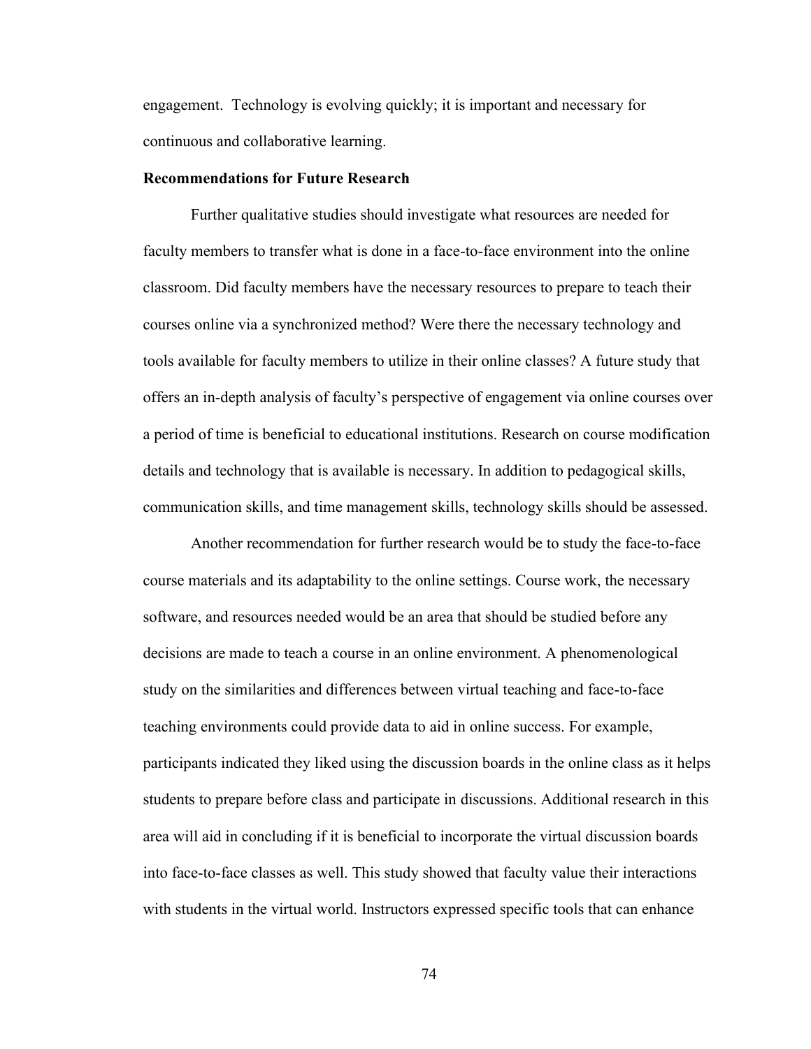engagement. Technology is evolving quickly; it is important and necessary for continuous and collaborative learning.

**Recommendations for Future Research**

Further qualitative studies should investigate what resources are needed for faculty members to transfer what is done in a face-to-face environment into the online classroom. Did faculty members have the necessary resources to prepare to teach their courses online via a synchronized method? Were there the necessary technology and tools available for faculty members to utilize in their online classes? A future study that offers an in-depth analysis of faculty's perspective of engagement via online courses over a period of time is beneficial to educational institutions. Research on course modification details and technology that is available is necessary. In addition to pedagogical skills, communication skills, and time management skills, technology skills should be assessed.

Another recommendation for further research would be to study the face-to-face course materials and its adaptability to the online settings. Course work, the necessary software, and resources needed would be an area that should be studied before any decisions are made to teach a course in an online environment. A phenomenological study on the similarities and differences between virtual teaching and face-to-face teaching environments could provide data to aid in online success. For example, participants indicated they liked using the discussion boards in the online class as it helps students to prepare before class and participate in discussions. Additional research in this area will aid in concluding if it is beneficial to incorporate the virtual discussion boards into face-to-face classes as well. This study showed that faculty value their interactions with students in the virtual world. Instructors expressed specific tools that can enhance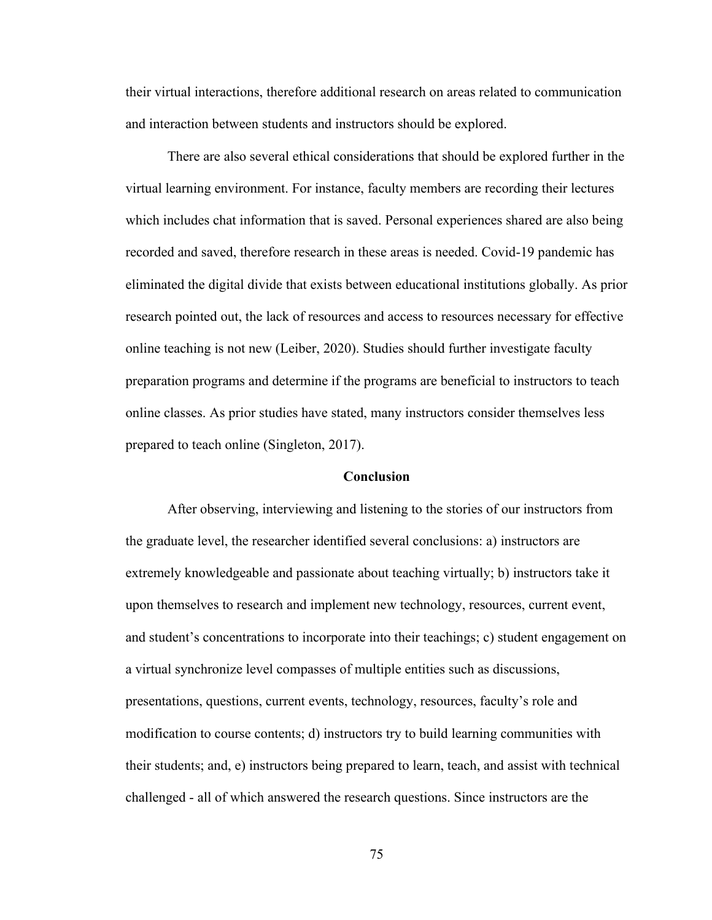their virtual interactions, therefore additional research on areas related to communication and interaction between students and instructors should be explored.

There are also several ethical considerations that should be explored further in the virtual learning environment. For instance, faculty members are recording their lectures which includes chat information that is saved. Personal experiences shared are also being recorded and saved, therefore research in these areas is needed. Covid-19 pandemic has eliminated the digital divide that exists between educational institutions globally. As prior research pointed out, the lack of resources and access to resources necessary for effective online teaching is not new (Leiber, 2020). Studies should further investigate faculty preparation programs and determine if the programs are beneficial to instructors to teach online classes. As prior studies have stated, many instructors consider themselves less prepared to teach online (Singleton, 2017).

## Conclusion

After observing, interviewing and listening to the stories of our instructors from the graduate level, the researcher identified several conclusions: a) instructors are extremely knowledgeable and passionate about teaching virtually; b) instructors take it upon themselves to research and implement new technology, resources, current event, and student's concentrations to incorporate into their teachings; c) student engagement on a virtual synchronize level compasses of multiple entities such as discussions, presentations, questions, current events, technology, resources, faculty's role and modification to course contents; d) instructors try to build learning communities with their students; and, e) instructors being prepared to learn, teach, and assist with technical challenged - all of which answered the research questions. Since instructors are the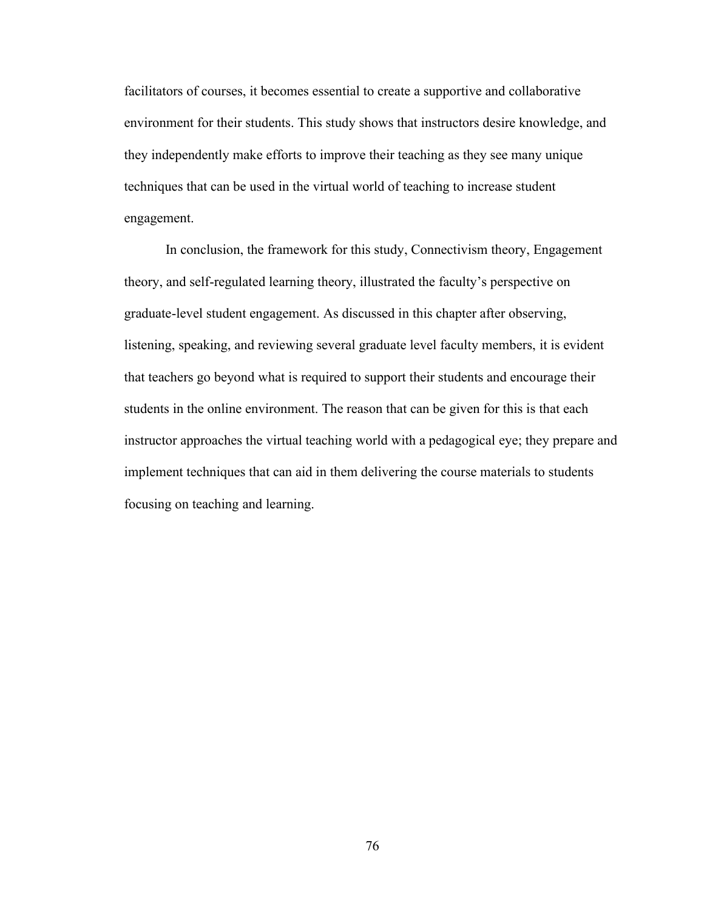facilitators of courses, it becomes essential to create a supportive and collaborative environment for their students. This study shows that instructors desire knowledge, and they independently make efforts to improve their teaching as they see many unique techniques that can be used in the virtual world of teaching to increase student engagement.

In conclusion, the framework for this study, Connectivism theory, Engagement theory, and self-regulated learning theory, illustrated the faculty's perspective on graduate-level student engagement. As discussed in this chapter after observing, listening, speaking, and reviewing several graduate level faculty members, it is evident that teachers go beyond what is required to support their students and encourage their students in the online environment. The reason that can be given for this is that each instructor approaches the virtual teaching world with a pedagogical eye; they prepare and implement techniques that can aid in them delivering the course materials to students focusing on teaching and learning.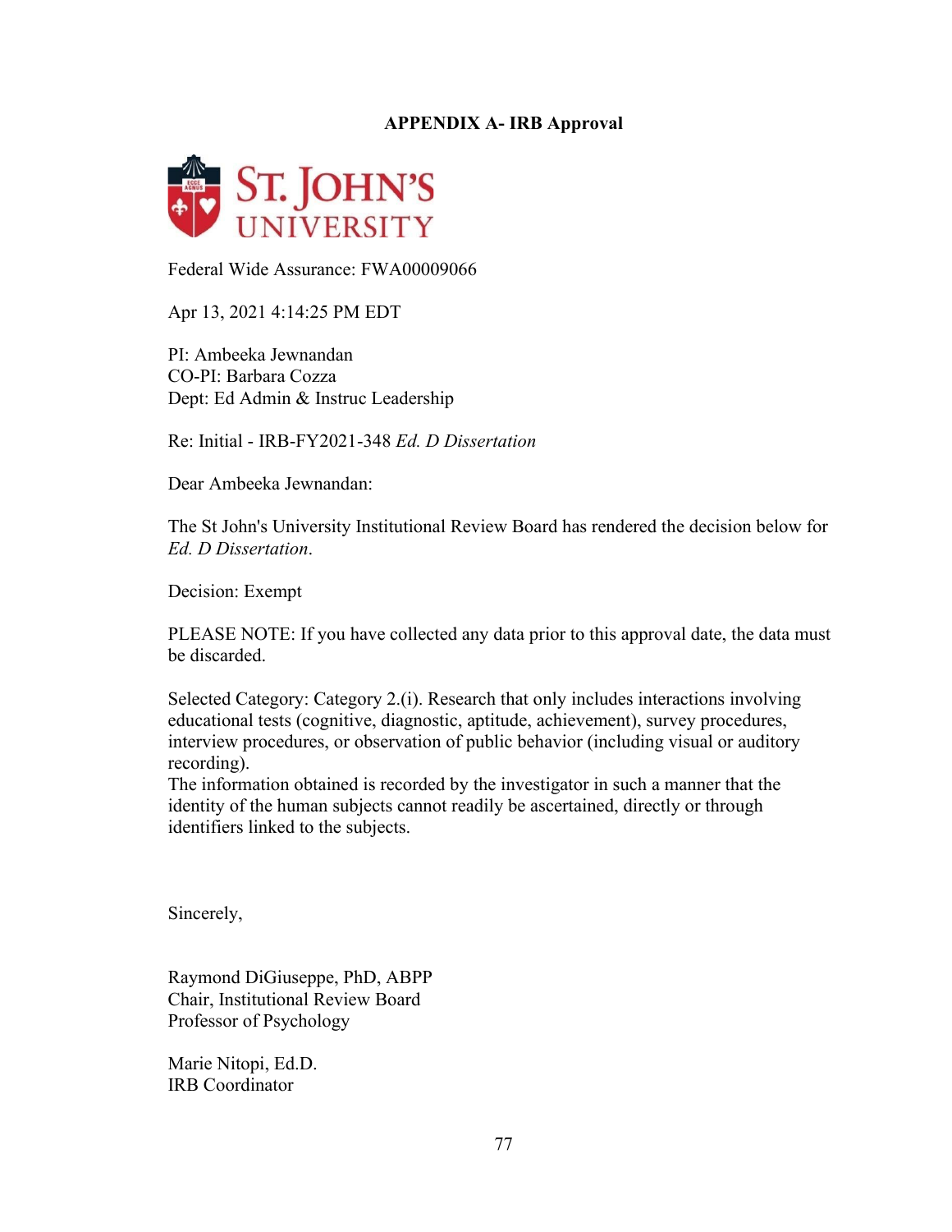**APPENDIX A- IRB Approval**

ST. JOHN'S UNIVERSITY

Federal Wide Assurance: FWA00009066

Apr 13, 2021 4:14:25 PM EDT

PI: Ambeeka Jewnandan
CO-PI: Barbara Cozza
Dept: Ed Admin & Instruc Leadership

Re: Initial - IRB-FY2021-348 *Ed. D Dissertation*

Dear Ambeeka Jewnandan:

The St John's University Institutional Review Board has rendered the decision below for *Ed. D Dissertation*.

Decision: Exempt

PLEASE NOTE: If you have collected any data prior to this approval date, the data must be discarded.

Selected Category: Category 2.(i). Research that only includes interactions involving educational tests (cognitive, diagnostic, aptitude, achievement), survey procedures, interview procedures, or observation of public behavior (including visual or auditory recording).
The information obtained is recorded by the investigator in such a manner that the identity of the human subjects cannot readily be ascertained, directly or through identifiers linked to the subjects.

Sincerely,

Raymond DiGiuseppe, PhD, ABPP
Chair, Institutional Review Board
Professor of Psychology

Marie Nitopi, Ed.D.
IRB Coordinator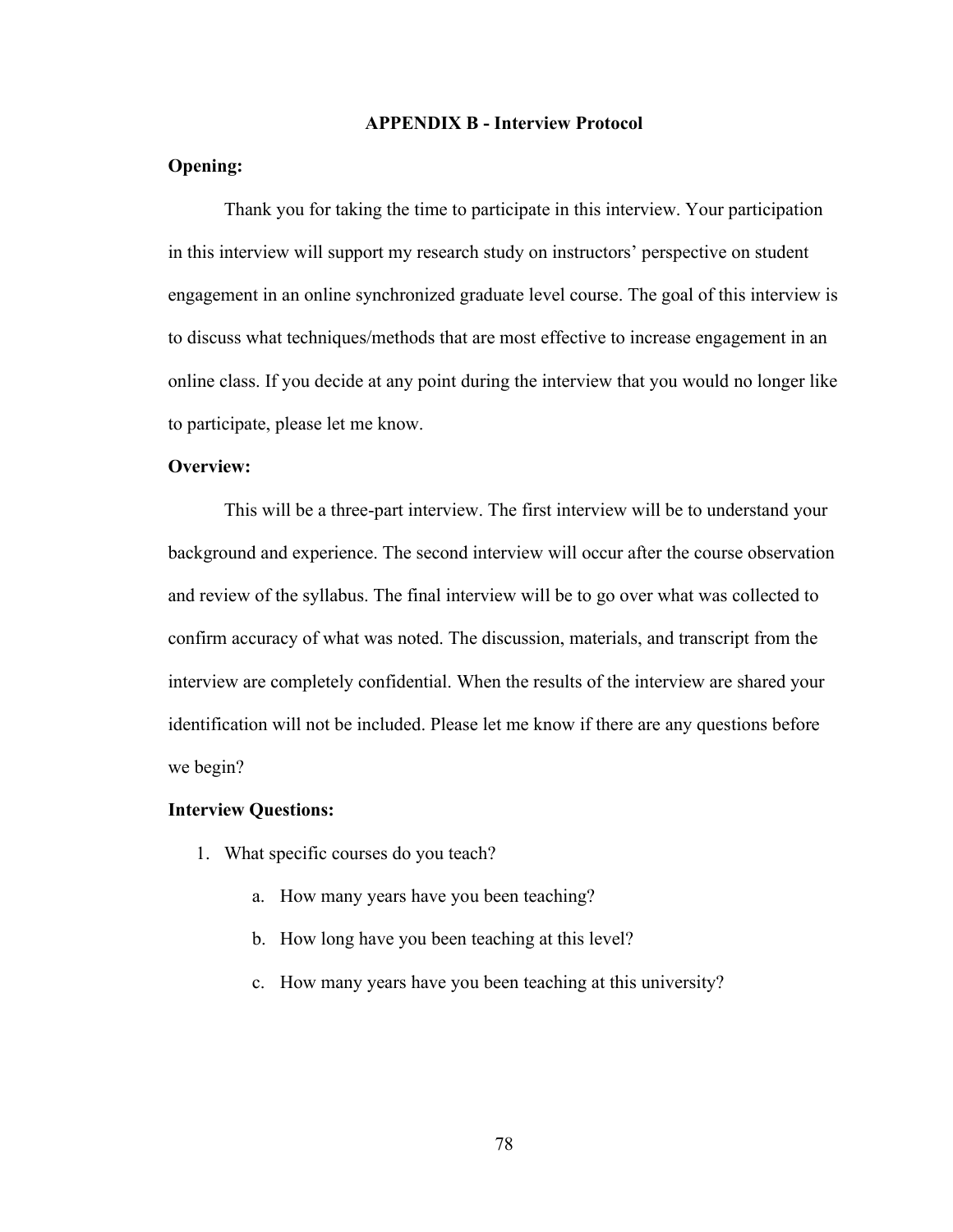## APPENDIX B - Interview Protocol

**Opening:**

Thank you for taking the time to participate in this interview. Your participation in this interview will support my research study on instructors' perspective on student engagement in an online synchronized graduate level course. The goal of this interview is to discuss what techniques/methods that are most effective to increase engagement in an online class. If you decide at any point during the interview that you would no longer like to participate, please let me know.

**Overview:**

This will be a three-part interview. The first interview will be to understand your background and experience. The second interview will occur after the course observation and review of the syllabus. The final interview will be to go over what was collected to confirm accuracy of what was noted. The discussion, materials, and transcript from the interview are completely confidential. When the results of the interview are shared your identification will not be included. Please let me know if there are any questions before we begin?

**Interview Questions:**

1. What specific courses do you teach?
   a. How many years have you been teaching?
   b. How long have you been teaching at this level?
   c. How many years have you been teaching at this university?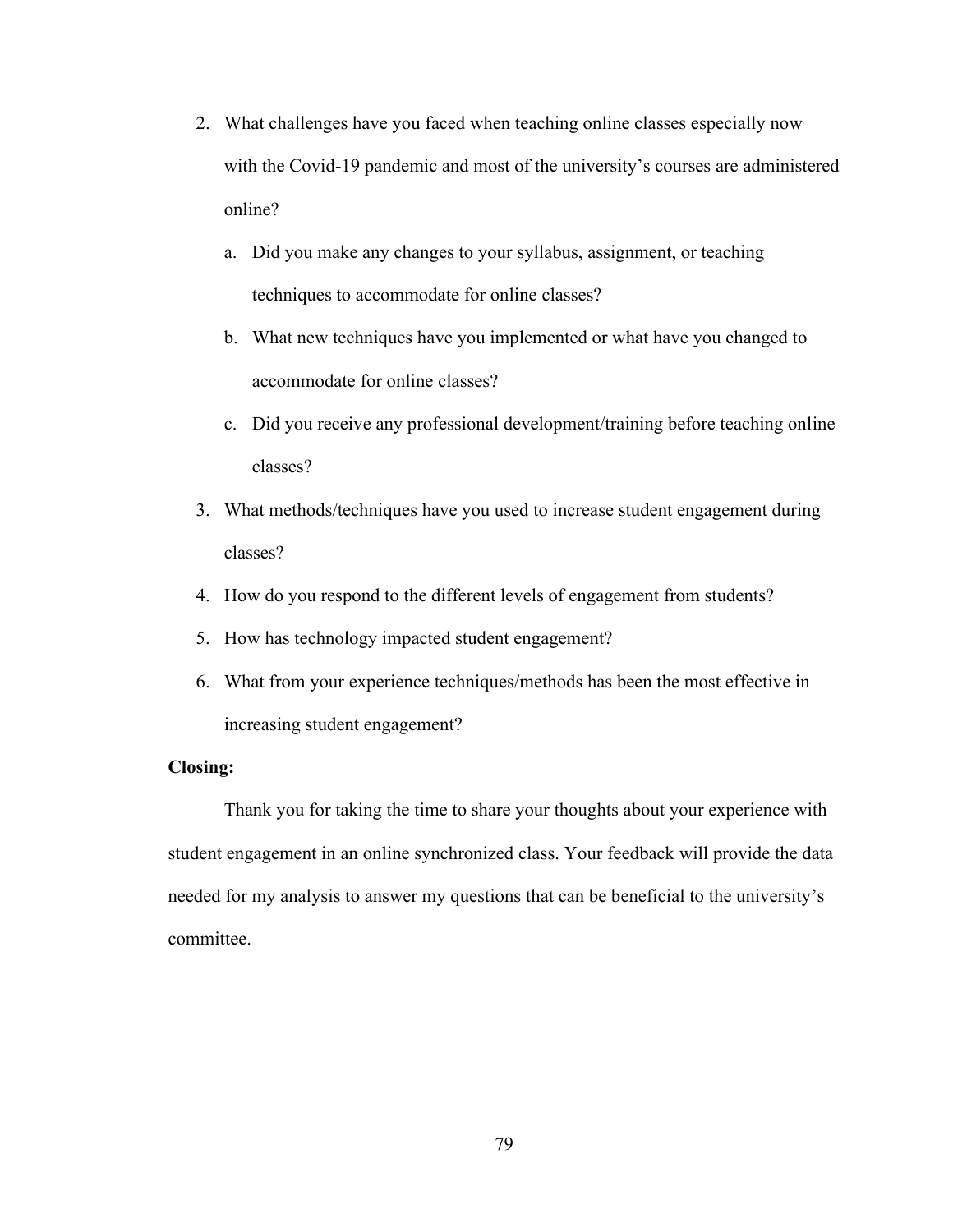2. What challenges have you faced when teaching online classes especially now with the Covid-19 pandemic and most of the university's courses are administered online?
    a. Did you make any changes to your syllabus, assignment, or teaching techniques to accommodate for online classes?
    b. What new techniques have you implemented or what have you changed to accommodate for online classes?
    c. Did you receive any professional development/training before teaching online classes?
3. What methods/techniques have you used to increase student engagement during classes?
4. How do you respond to the different levels of engagement from students?
5. How has technology impacted student engagement?
6. What from your experience techniques/methods has been the most effective in increasing student engagement?

**Closing:**

Thank you for taking the time to share your thoughts about your experience with student engagement in an online synchronized class. Your feedback will provide the data needed for my analysis to answer my questions that can be beneficial to the university's committee.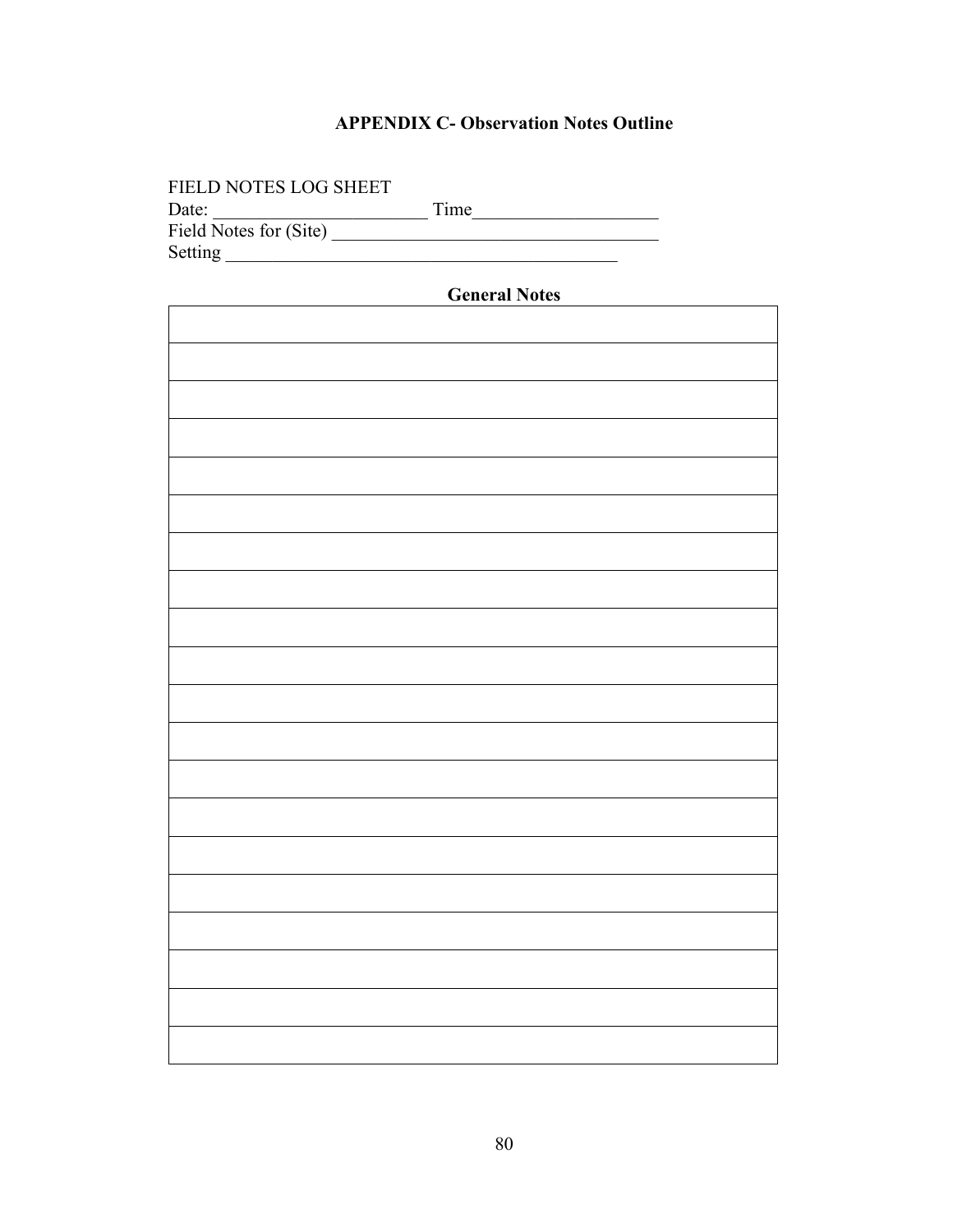## APPENDIX C- Observation Notes Outline

FIELD NOTES LOG SHEET

Date: ________________________ Time____________________

Field Notes for (Site) ____________________________________

Setting ____________________________________________

**General Notes**

| |
|---|
| |
| |
| |
| |
| |
| |
| |
| |
| |
| |
| |
| |
| |
| |
| |
| |
| |
| |
| |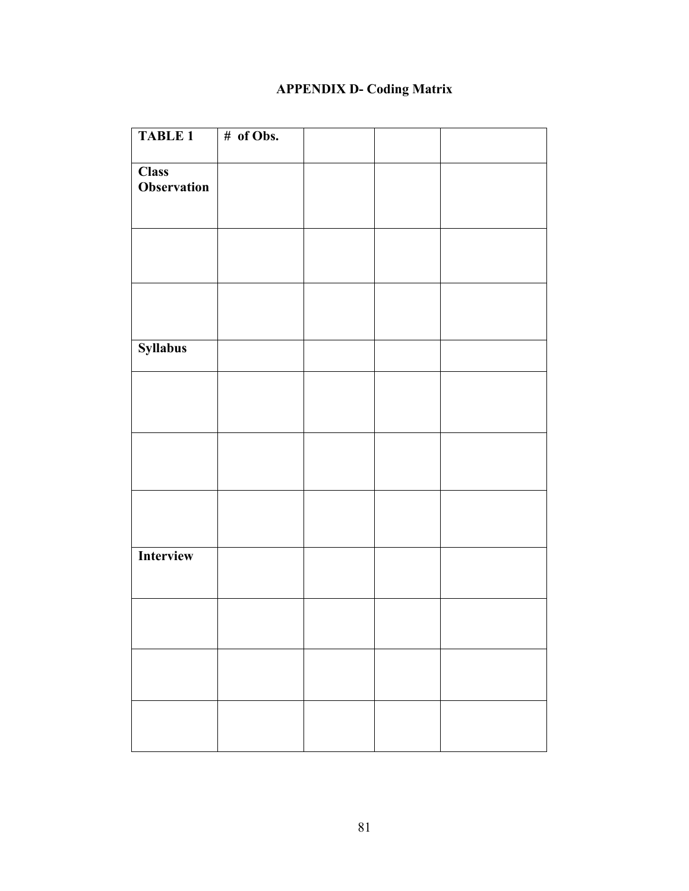# APPENDIX D- Coding Matrix

| TABLE 1 | # of Obs. | | | |
|---|---|---|---|---|
| Class Observation | | | | |
| | | | | |
| | | | | |
| Syllabus | | | | |
| | | | | |
| | | | | |
| | | | | |
| Interview | | | | |
| | | | | |
| | | | | |
| | | | | |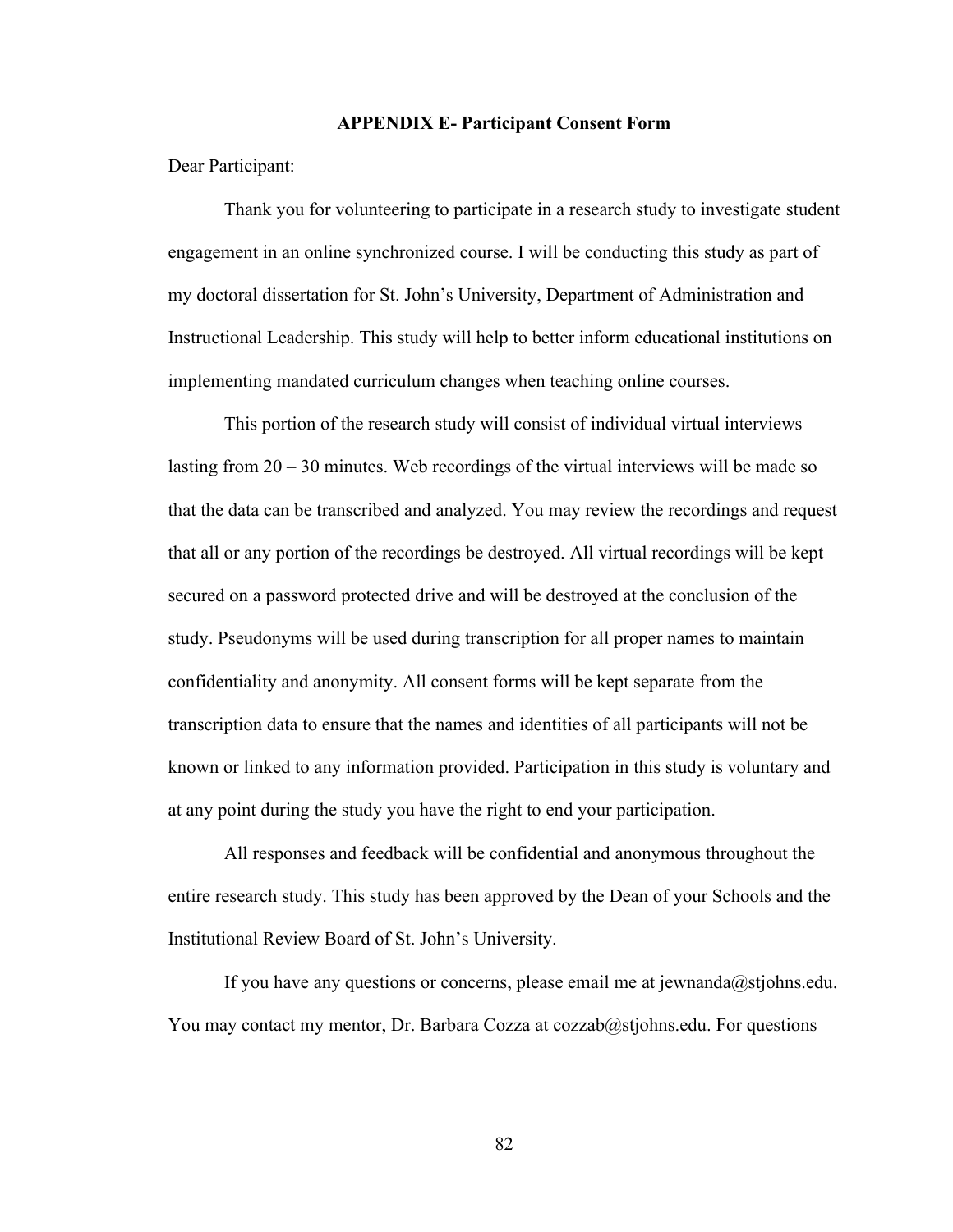**APPENDIX E- Participant Consent Form**

Dear Participant:

Thank you for volunteering to participate in a research study to investigate student engagement in an online synchronized course. I will be conducting this study as part of my doctoral dissertation for St. John's University, Department of Administration and Instructional Leadership. This study will help to better inform educational institutions on implementing mandated curriculum changes when teaching online courses.

This portion of the research study will consist of individual virtual interviews lasting from 20 – 30 minutes. Web recordings of the virtual interviews will be made so that the data can be transcribed and analyzed. You may review the recordings and request that all or any portion of the recordings be destroyed. All virtual recordings will be kept secured on a password protected drive and will be destroyed at the conclusion of the study. Pseudonyms will be used during transcription for all proper names to maintain confidentiality and anonymity. All consent forms will be kept separate from the transcription data to ensure that the names and identities of all participants will not be known or linked to any information provided. Participation in this study is voluntary and at any point during the study you have the right to end your participation.

All responses and feedback will be confidential and anonymous throughout the entire research study. This study has been approved by the Dean of your Schools and the Institutional Review Board of St. John's University.

If you have any questions or concerns, please email me at jewnanda@stjohns.edu. You may contact my mentor, Dr. Barbara Cozza at cozzab@stjohns.edu. For questions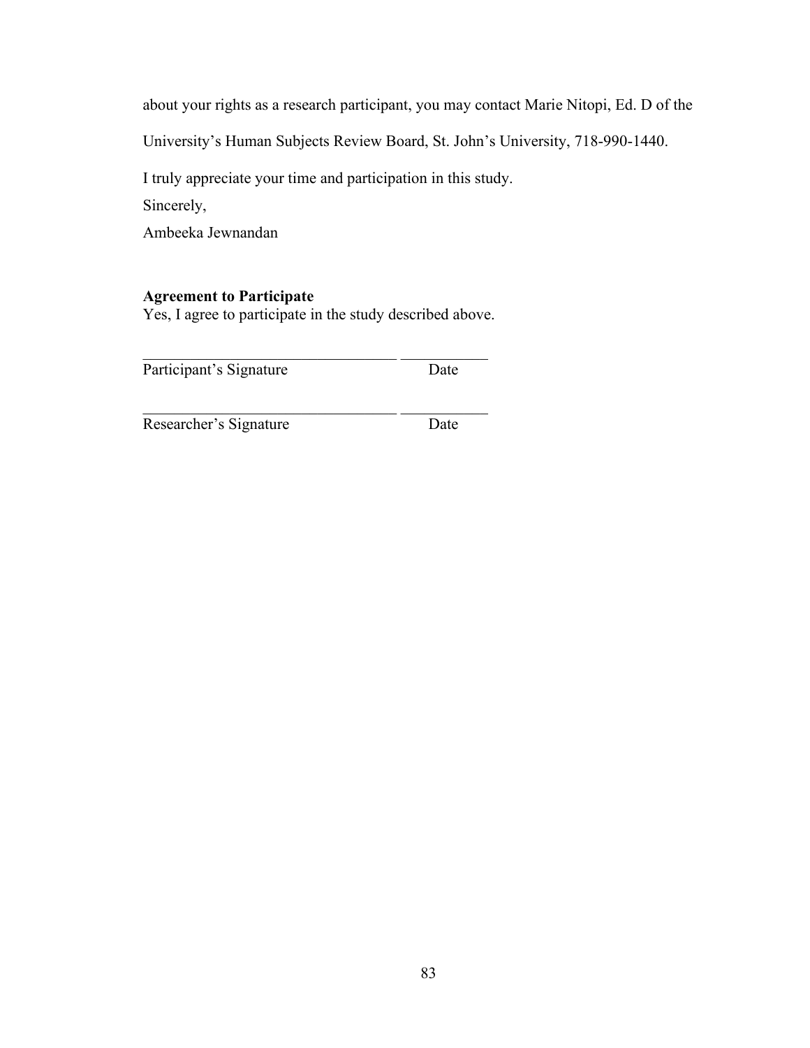about your rights as a research participant, you may contact Marie Nitopi, Ed. D of the University's Human Subjects Review Board, St. John's University, 718-990-1440.

I truly appreciate your time and participation in this study.

Sincerely,

Ambeeka Jewnandan

**Agreement to Participate**

Yes, I agree to participate in the study described above.

_________________________________ ___________

Participant's Signature                          Date

_________________________________ ___________

Researcher's Signature                          Date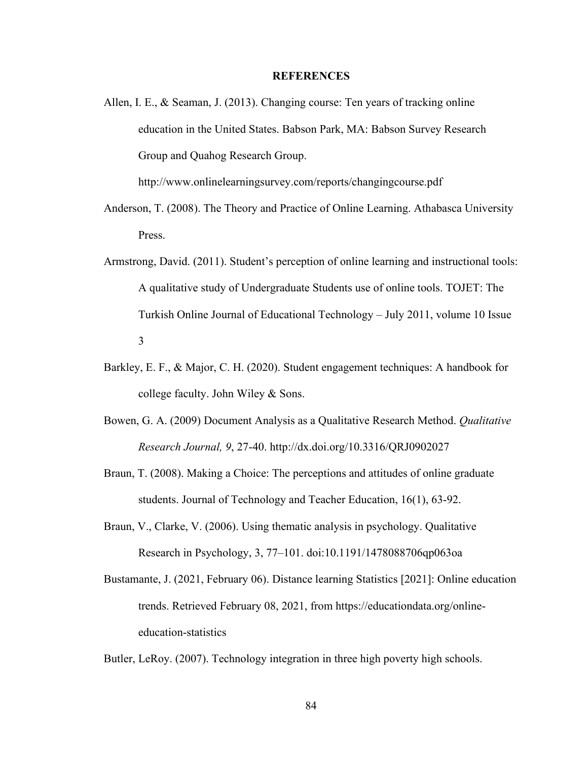# REFERENCES

Allen, I. E., & Seaman, J. (2013). Changing course: Ten years of tracking online education in the United States. Babson Park, MA: Babson Survey Research Group and Quahog Research Group. http://www.onlinelearningsurvey.com/reports/changingcourse.pdf

Anderson, T. (2008). The Theory and Practice of Online Learning. Athabasca University Press.

Armstrong, David. (2011). Student's perception of online learning and instructional tools: A qualitative study of Undergraduate Students use of online tools. TOJET: The Turkish Online Journal of Educational Technology – July 2011, volume 10 Issue 3

Barkley, E. F., & Major, C. H. (2020). Student engagement techniques: A handbook for college faculty. John Wiley & Sons.

Bowen, G. A. (2009) Document Analysis as a Qualitative Research Method. *Qualitative Research Journal, 9*, 27-40. http://dx.doi.org/10.3316/QRJ0902027

Braun, T. (2008). Making a Choice: The perceptions and attitudes of online graduate students. Journal of Technology and Teacher Education, 16(1), 63-92.

Braun, V., Clarke, V. (2006). Using thematic analysis in psychology. Qualitative Research in Psychology, 3, 77–101. doi:10.1191/1478088706qp063oa

Bustamante, J. (2021, February 06). Distance learning Statistics [2021]: Online education trends. Retrieved February 08, 2021, from https://educationdata.org/online-education-statistics

Butler, LeRoy. (2007). Technology integration in three high poverty high schools.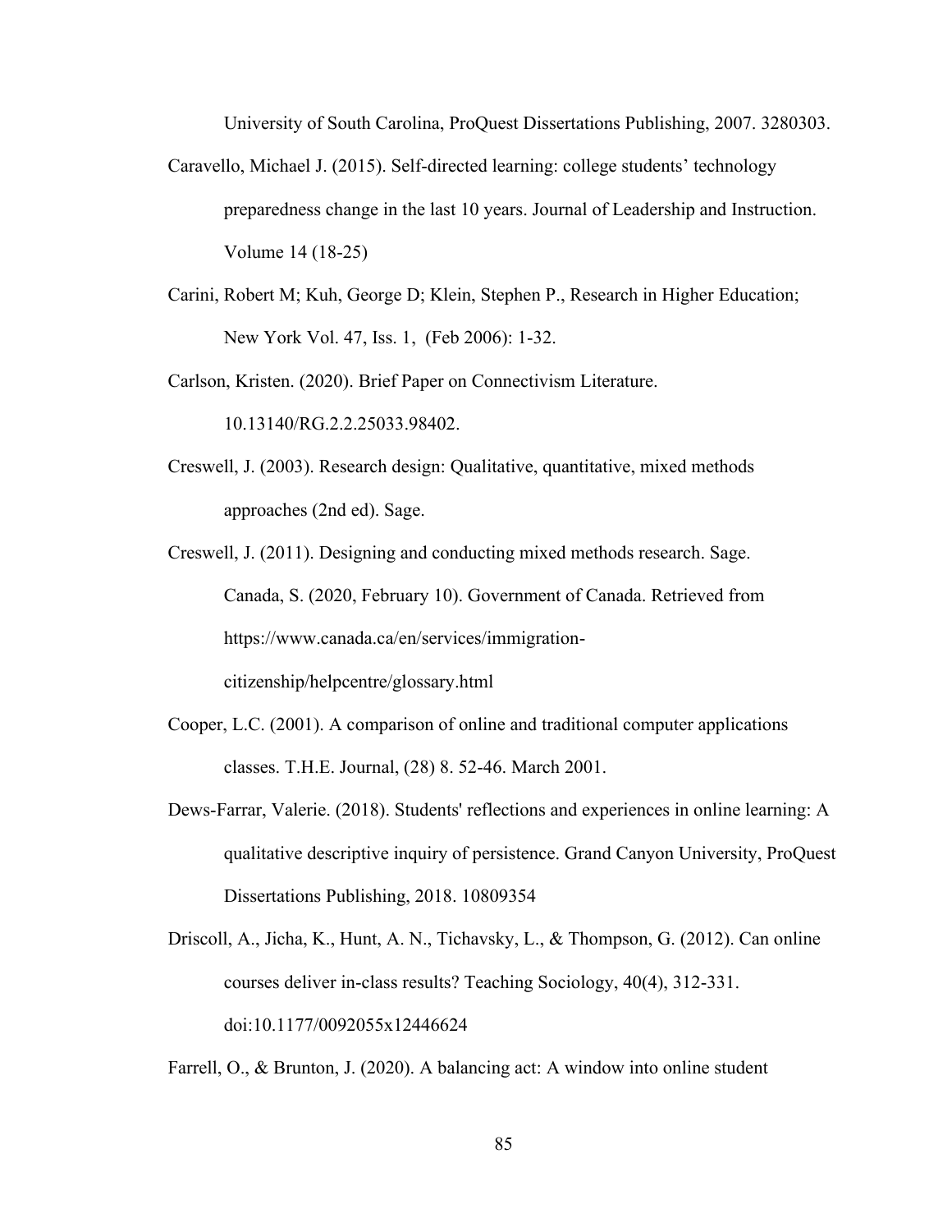University of South Carolina, ProQuest Dissertations Publishing, 2007. 3280303.

Caravello, Michael J. (2015). Self-directed learning: college students' technology preparedness change in the last 10 years. Journal of Leadership and Instruction. Volume 14 (18-25)

Carini, Robert M; Kuh, George D; Klein, Stephen P., Research in Higher Education; New York Vol. 47, Iss. 1, (Feb 2006): 1-32.

Carlson, Kristen. (2020). Brief Paper on Connectivism Literature. 10.13140/RG.2.2.25033.98402.

Creswell, J. (2003). Research design: Qualitative, quantitative, mixed methods approaches (2nd ed). Sage.

Creswell, J. (2011). Designing and conducting mixed methods research. Sage. Canada, S. (2020, February 10). Government of Canada. Retrieved from https://www.canada.ca/en/services/immigration-citizenship/helpcentre/glossary.html

Cooper, L.C. (2001). A comparison of online and traditional computer applications classes. T.H.E. Journal, (28) 8. 52-46. March 2001.

Dews-Farrar, Valerie. (2018). Students' reflections and experiences in online learning: A qualitative descriptive inquiry of persistence. Grand Canyon University, ProQuest Dissertations Publishing, 2018. 10809354

Driscoll, A., Jicha, K., Hunt, A. N., Tichavsky, L., & Thompson, G. (2012). Can online courses deliver in-class results? Teaching Sociology, 40(4), 312-331. doi:10.1177/0092055x12446624

Farrell, O., & Brunton, J. (2020). A balancing act: A window into online student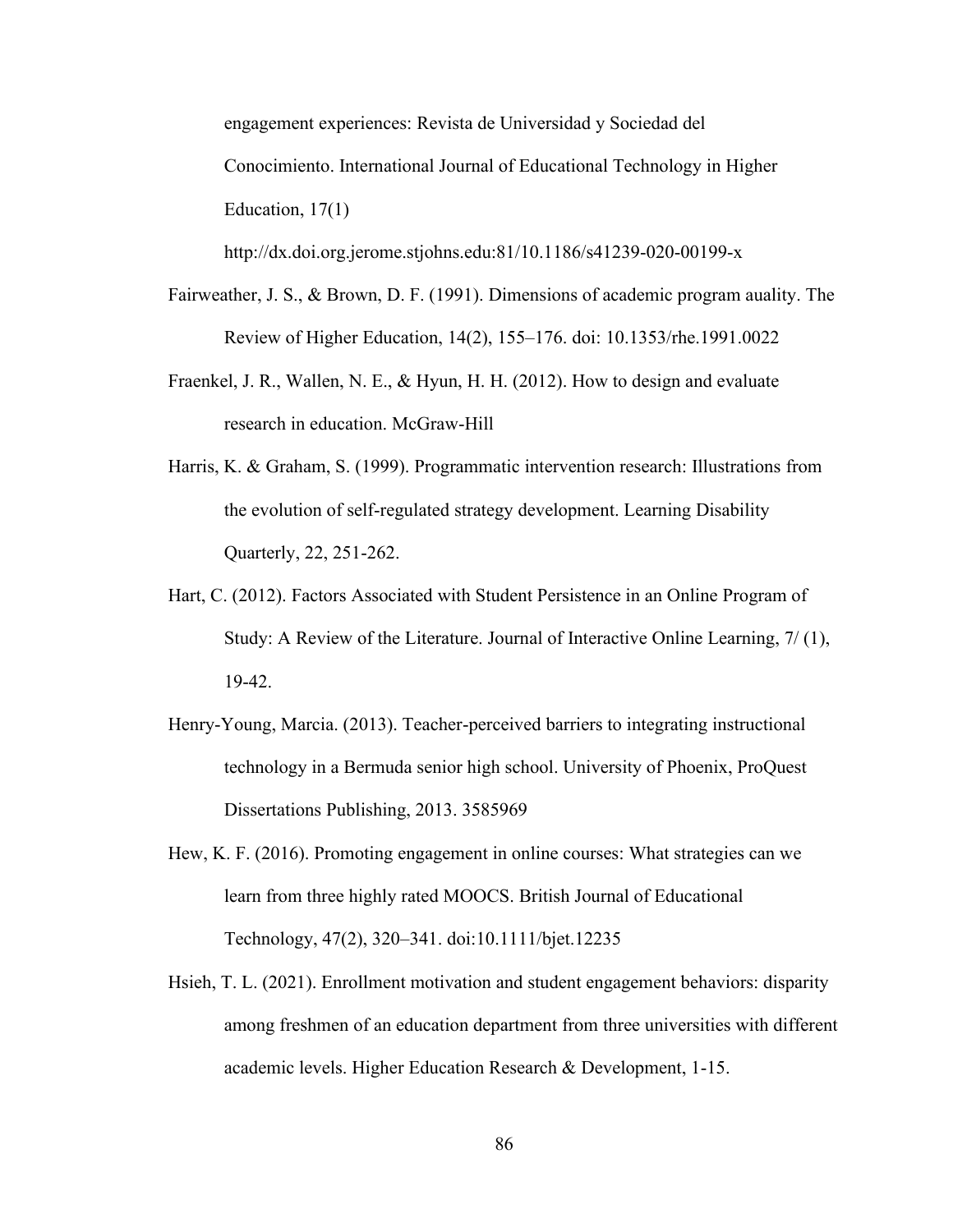engagement experiences: Revista de Universidad y Sociedad del Conocimiento. International Journal of Educational Technology in Higher Education, 17(1) http://dx.doi.org.jerome.stjohns.edu:81/10.1186/s41239-020-00199-x

Fairweather, J. S., & Brown, D. F. (1991). Dimensions of academic program auality. The Review of Higher Education, 14(2), 155–176. doi: 10.1353/rhe.1991.0022

Fraenkel, J. R., Wallen, N. E., & Hyun, H. H. (2012). How to design and evaluate research in education. McGraw-Hill

Harris, K. & Graham, S. (1999). Programmatic intervention research: Illustrations from the evolution of self-regulated strategy development. Learning Disability Quarterly, 22, 251-262.

Hart, C. (2012). Factors Associated with Student Persistence in an Online Program of Study: A Review of the Literature. Journal of Interactive Online Learning, 7/ (1), 19-42.

Henry-Young, Marcia. (2013). Teacher-perceived barriers to integrating instructional technology in a Bermuda senior high school. University of Phoenix, ProQuest Dissertations Publishing, 2013. 3585969

Hew, K. F. (2016). Promoting engagement in online courses: What strategies can we learn from three highly rated MOOCS. British Journal of Educational Technology, 47(2), 320–341. doi:10.1111/bjet.12235

Hsieh, T. L. (2021). Enrollment motivation and student engagement behaviors: disparity among freshmen of an education department from three universities with different academic levels. Higher Education Research & Development, 1-15.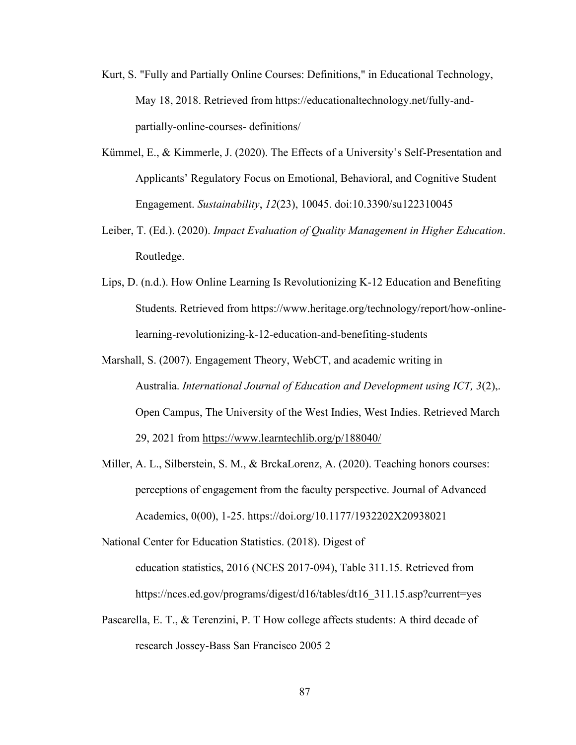Kurt, S. "Fully and Partially Online Courses: Definitions," in Educational Technology, May 18, 2018. Retrieved from https://educationaltechnology.net/fully-and-partially-online-courses- definitions/

Kümmel, E., & Kimmerle, J. (2020). The Effects of a University's Self-Presentation and Applicants' Regulatory Focus on Emotional, Behavioral, and Cognitive Student Engagement. *Sustainability*, *12*(23), 10045. doi:10.3390/su122310045

Leiber, T. (Ed.). (2020). *Impact Evaluation of Quality Management in Higher Education*. Routledge.

Lips, D. (n.d.). How Online Learning Is Revolutionizing K-12 Education and Benefiting Students. Retrieved from https://www.heritage.org/technology/report/how-online-learning-revolutionizing-k-12-education-and-benefiting-students

Marshall, S. (2007). Engagement Theory, WebCT, and academic writing in Australia. *International Journal of Education and Development using ICT, 3*(2),. Open Campus, The University of the West Indies, West Indies. Retrieved March 29, 2021 from https://www.learntechlib.org/p/188040/

Miller, A. L., Silberstein, S. M., & BrckaLorenz, A. (2020). Teaching honors courses: perceptions of engagement from the faculty perspective. Journal of Advanced Academics, 0(00), 1-25. https://doi.org/10.1177/1932202X20938021

National Center for Education Statistics. (2018). Digest of education statistics, 2016 (NCES 2017-094), Table 311.15. Retrieved from https://nces.ed.gov/programs/digest/d16/tables/dt16_311.15.asp?current=yes

Pascarella, E. T., & Terenzini, P. T How college affects students: A third decade of research Jossey-Bass San Francisco 2005 2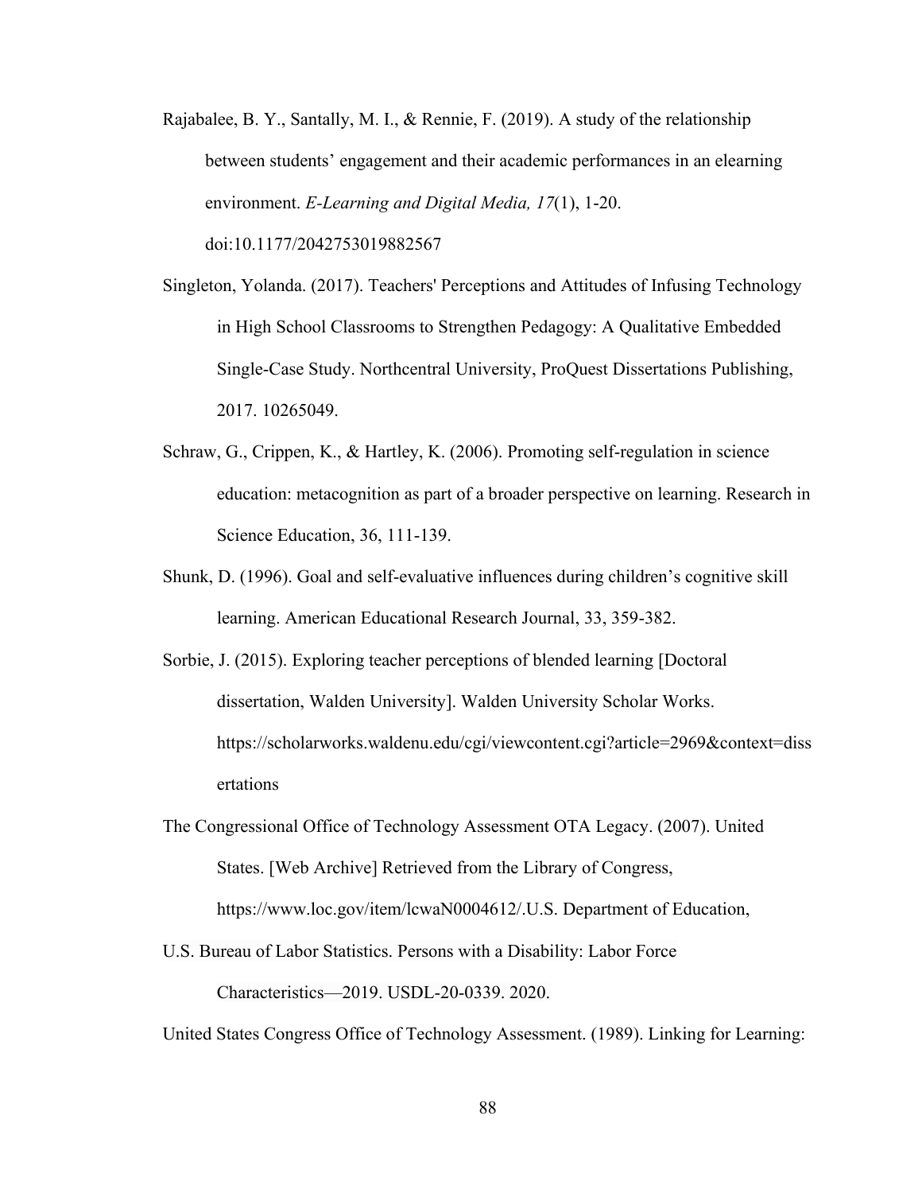Rajabalee, B. Y., Santally, M. I., & Rennie, F. (2019). A study of the relationship between students' engagement and their academic performances in an elearning environment. *E-Learning and Digital Media, 17*(1), 1-20. doi:10.1177/2042753019882567

Singleton, Yolanda. (2017). Teachers' Perceptions and Attitudes of Infusing Technology in High School Classrooms to Strengthen Pedagogy: A Qualitative Embedded Single-Case Study. Northcentral University, ProQuest Dissertations Publishing, 2017. 10265049.

Schraw, G., Crippen, K., & Hartley, K. (2006). Promoting self-regulation in science education: metacognition as part of a broader perspective on learning. Research in Science Education, 36, 111-139.

Shunk, D. (1996). Goal and self-evaluative influences during children's cognitive skill learning. American Educational Research Journal, 33, 359-382.

Sorbie, J. (2015). Exploring teacher perceptions of blended learning [Doctoral dissertation, Walden University]. Walden University Scholar Works. https://scholarworks.waldenu.edu/cgi/viewcontent.cgi?article=2969&context=dissertations

The Congressional Office of Technology Assessment OTA Legacy. (2007). United States. [Web Archive] Retrieved from the Library of Congress, https://www.loc.gov/item/lcwaN0004612/.U.S. Department of Education,

U.S. Bureau of Labor Statistics. Persons with a Disability: Labor Force Characteristics—2019. USDL-20-0339. 2020.

United States Congress Office of Technology Assessment. (1989). Linking for Learning: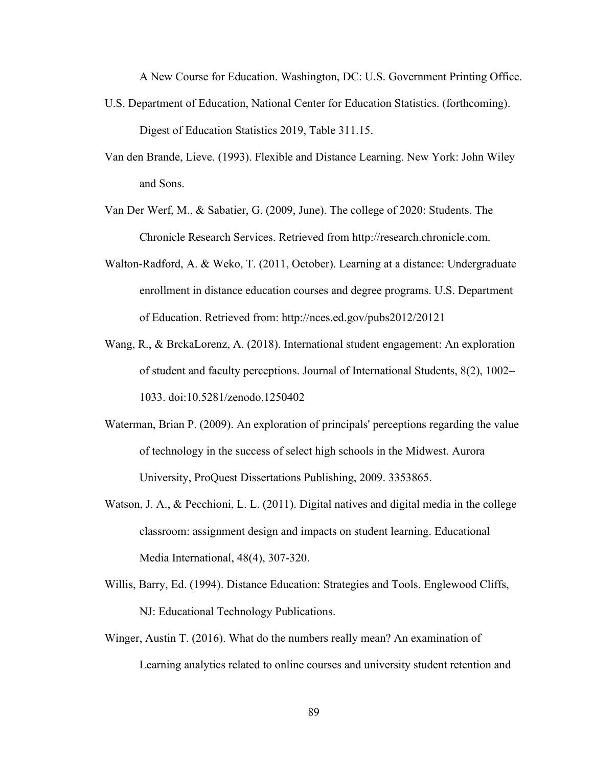A New Course for Education. Washington, DC: U.S. Government Printing Office.

U.S. Department of Education, National Center for Education Statistics. (forthcoming). Digest of Education Statistics 2019, Table 311.15.

Van den Brande, Lieve. (1993). Flexible and Distance Learning. New York: John Wiley and Sons.

Van Der Werf, M., & Sabatier, G. (2009, June). The college of 2020: Students. The Chronicle Research Services. Retrieved from http://research.chronicle.com.

Walton-Radford, A. & Weko, T. (2011, October). Learning at a distance: Undergraduate enrollment in distance education courses and degree programs. U.S. Department of Education. Retrieved from: http://nces.ed.gov/pubs2012/20121

Wang, R., & BrckaLorenz, A. (2018). International student engagement: An exploration of student and faculty perceptions. Journal of International Students, 8(2), 1002–1033. doi:10.5281/zenodo.1250402

Waterman, Brian P. (2009). An exploration of principals' perceptions regarding the value of technology in the success of select high schools in the Midwest. Aurora University, ProQuest Dissertations Publishing, 2009. 3353865.

Watson, J. A., & Pecchioni, L. L. (2011). Digital natives and digital media in the college classroom: assignment design and impacts on student learning. Educational Media International, 48(4), 307-320.

Willis, Barry, Ed. (1994). Distance Education: Strategies and Tools. Englewood Cliffs, NJ: Educational Technology Publications.

Winger, Austin T. (2016). What do the numbers really mean? An examination of Learning analytics related to online courses and university student retention and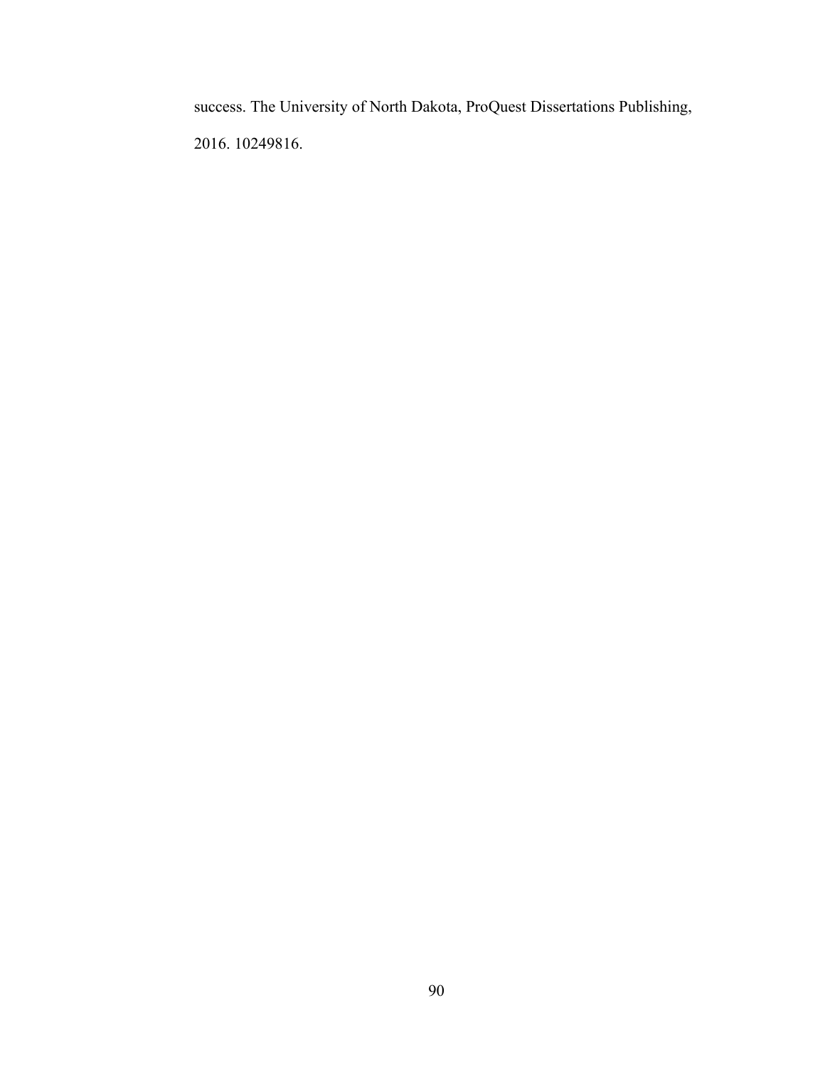success. The University of North Dakota, ProQuest Dissertations Publishing, 2016. 10249816.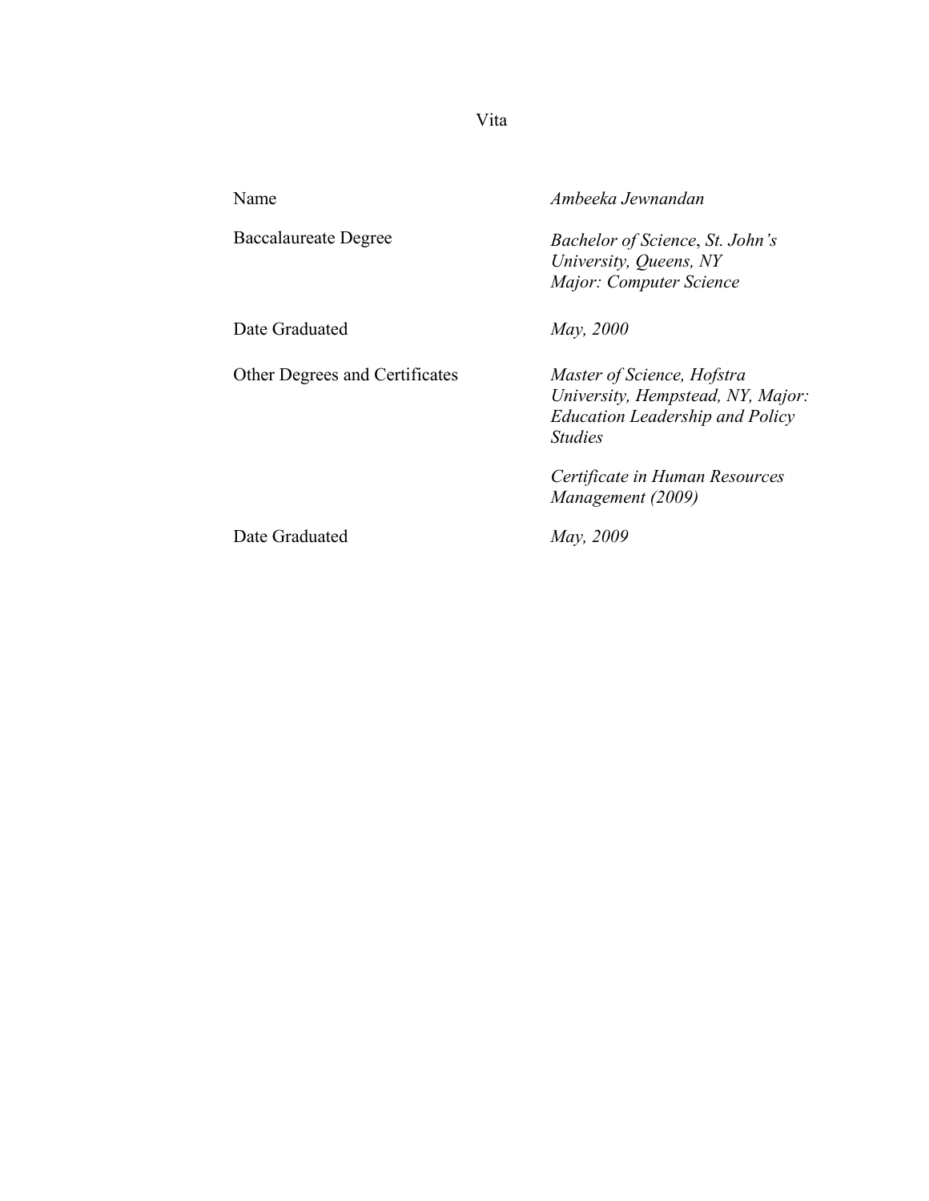# Vita

| | |
|---|---|
| Name | *Ambeeka Jewnandan* |
| Baccalaureate Degree | *Bachelor of Science*, *St. John's University, Queens, NY Major: Computer Science* |
| Date Graduated | *May, 2000* |
| Other Degrees and Certificates | *Master of Science, Hofstra University, Hempstead, NY, Major: Education Leadership and Policy Studies*<br><br>*Certificate in Human Resources Management (2009)* |
| Date Graduated | *May, 2009* |